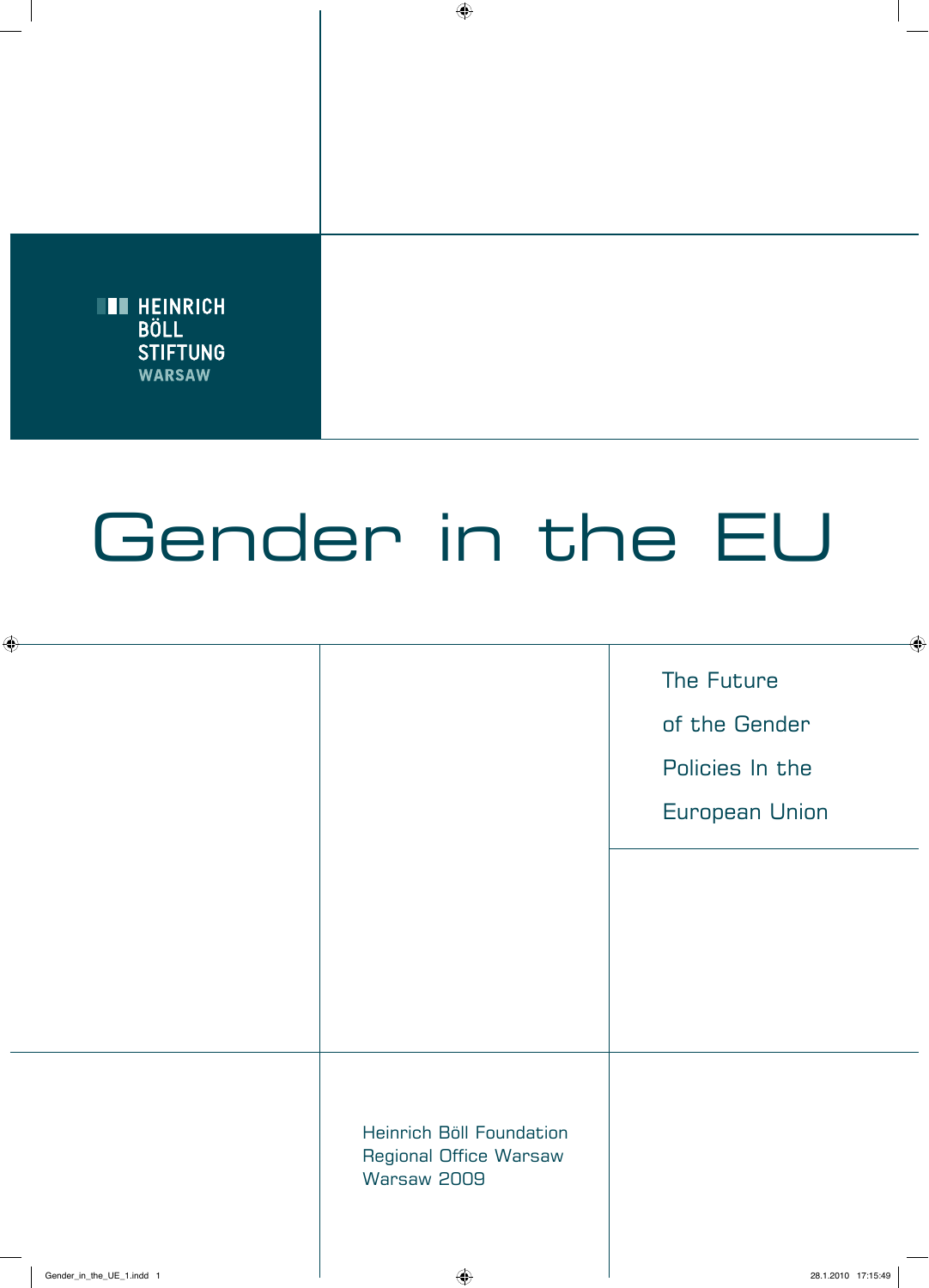HEINRICH BÖLL STIFTUNG WARSAW

# Gender in the EU

## The Future of the Gender Policies In the European Union

Heinrich Böll Foundation
Regional Office Warsaw
Warsaw 2009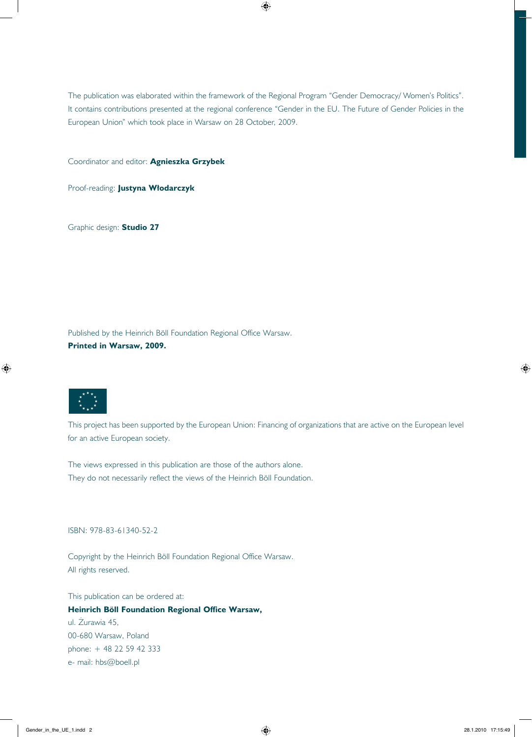The publication was elaborated within the framework of the Regional Program "Gender Democracy/ Women's Politics". It contains contributions presented at the regional conference "Gender in the EU. The Future of Gender Policies in the European Union" which took place in Warsaw on 28 October, 2009.

Coordinator and editor: **Agnieszka Grzybek**

Proof-reading: **Justyna Włodarczyk**

Graphic design: **Studio 27**

Published by the Heinrich Böll Foundation Regional Office Warsaw.
**Printed in Warsaw, 2009.**

This project has been supported by the European Union: Financing of organizations that are active on the European level for an active European society.

The views expressed in this publication are those of the authors alone.
They do not necessarily reflect the views of the Heinrich Böll Foundation.

ISBN: 978-83-61340-52-2

Copyright by the Heinrich Böll Foundation Regional Office Warsaw.
All rights reserved.

This publication can be ordered at:
**Heinrich Böll Foundation Regional Office Warsaw,**
ul. Żurawia 45,
00-680 Warsaw, Poland
phone: + 48 22 59 42 333
e- mail: hbs@boell.pl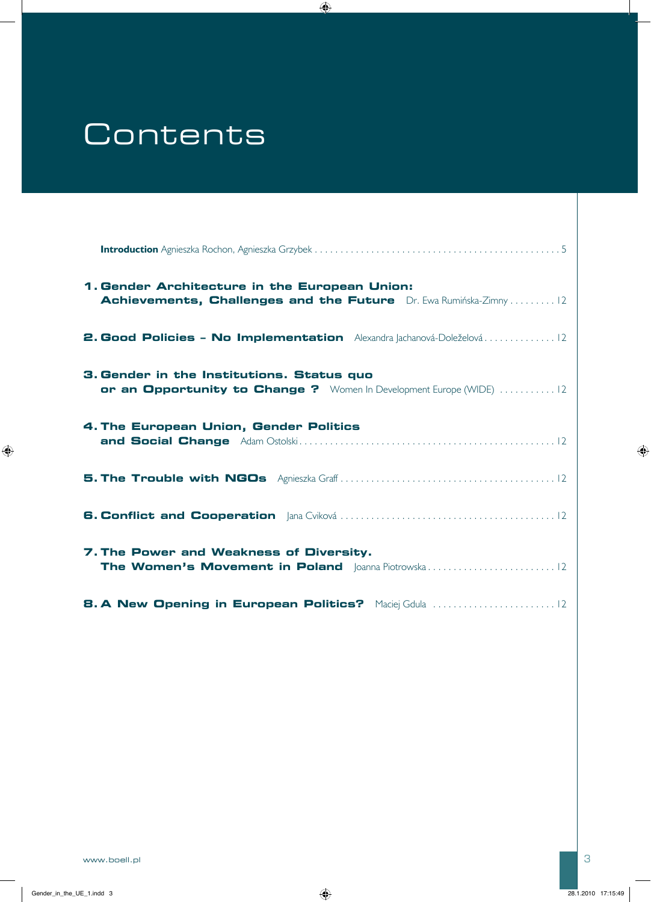# Contents

**Introduction** Agnieszka Rochon, Agnieszka Grzybek . . . . . . . . . . . . . . . . . . . . . . . . . . . . . . . . . . . . . . . . . . . . . . . 5

**1. Gender Architecture in the European Union: Achievements, Challenges and the Future** Dr. Ewa Rumińska-Zimny . . . . . . . . . 12

**2. Good Policies – No Implementation** Alexandra Jachanová-Doleželová . . . . . . . . . . . . . . 12

**3. Gender in the Institutions. Status quo or an Opportunity to Change ?** Women In Development Europe (WIDE) . . . . . . . . . . . 12

**4. The European Union, Gender Politics and Social Change** Adam Ostolski . . . . . . . . . . . . . . . . . . . . . . . . . . . . . . . . . . . . . . . . . . . . . . . . . 12

**5. The Trouble with NGOs** Agnieszka Graff . . . . . . . . . . . . . . . . . . . . . . . . . . . . . . . . . . . . . . . . . 12

**6. Conflict and Cooperation** Jana Cviková . . . . . . . . . . . . . . . . . . . . . . . . . . . . . . . . . . . . . . . . . 12

**7. The Power and Weakness of Diversity. The Women's Movement in Poland** Joanna Piotrowska . . . . . . . . . . . . . . . . . . . . . . . . . 12

**8. A New Opening in European Politics?** Maciej Gdula . . . . . . . . . . . . . . . . . . . . . . . . 12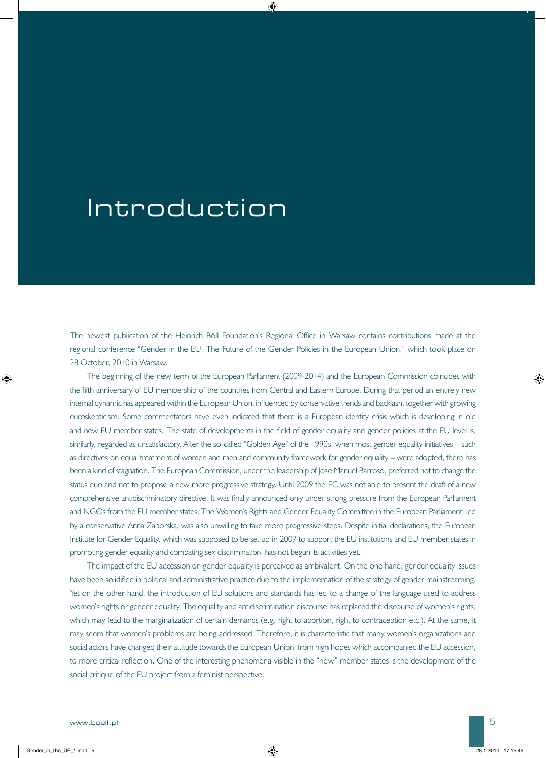# Introduction

The newest publication of the Heinrich Böll Foundation's Regional Office in Warsaw contains contributions made at the regional conference "Gender in the EU. The Future of the Gender Policies in the European Union," which took place on 28 October, 2010 in Warsaw.

The beginning of the new term of the European Parliament (2009-2014) and the European Commission coincides with the fifth anniversary of EU membership of the countries from Central and Eastern Europe. During that period an entirely new internal dynamic has appeared within the European Union, influenced by conservative trends and backlash, together with growing euroskepticism. Some commentators have even indicated that there is a European identity crisis which is developing in old and new EU member states. The state of developments in the field of gender equality and gender policies at the EU level is, similarly, regarded as unsatisfactory. After the so-called "Golden Age" of the 1990s, when most gender equality initiatives – such as directives on equal treatment of women and men and community framework for gender equality – were adopted, there has been a kind of stagnation. The European Commission, under the leadership of Jose Manuel Barroso, preferred not to change the status quo and not to propose a new more progressive strategy. Until 2009 the EC was not able to present the draft of a new comprehensive antidiscriminatory directive. It was finally announced only under strong pressure from the European Parliament and NGOs from the EU member states. The Women's Rights and Gender Equality Committee in the European Parliament, led by a conservative Anna Zaborska, was also unwilling to take more progressive steps. Despite initial declarations, the European Institute for Gender Equality, which was supposed to be set up in 2007 to support the EU institutions and EU member states in promoting gender equality and combating sex discrimination, has not begun its activities yet.

The impact of the EU accession on gender equality is perceived as ambivalent. On the one hand, gender equality issues have been solidified in political and administrative practice due to the implementation of the strategy of gender mainstreaming. Yet on the other hand, the introduction of EU solutions and standards has led to a change of the language used to address women's rights or gender equality. The equality and antidiscrimination discourse has replaced the discourse of women's rights, which may lead to the marginalization of certain demands (e.g. right to abortion, right to contraception etc.). At the same, it may seem that women's problems are being addressed. Therefore, it is characteristic that many women's organizations and social actors have changed their attitude towards the European Union, from high hopes which accompanied the EU accession, to more critical reflection. One of the interesting phenomena visible in the "new" member states is the development of the social critique of the EU project from a feminist perspective.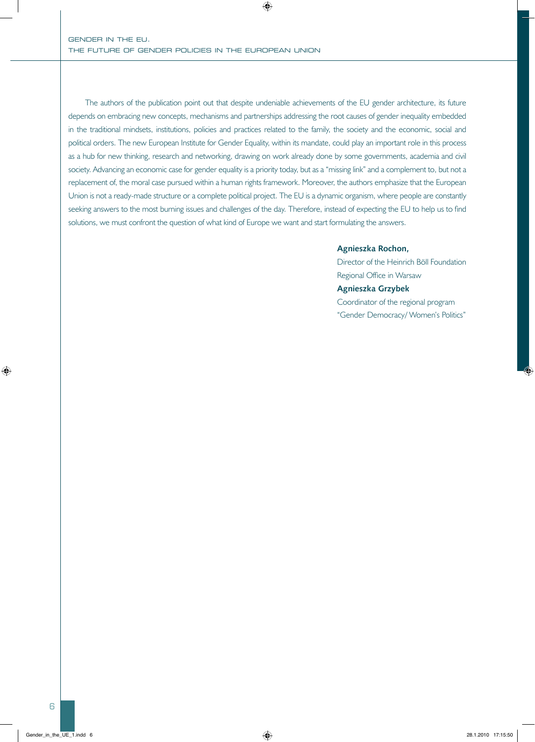The authors of the publication point out that despite undeniable achievements of the EU gender architecture, its future depends on embracing new concepts, mechanisms and partnerships addressing the root causes of gender inequality embedded in the traditional mindsets, institutions, policies and practices related to the family, the society and the economic, social and political orders. The new European Institute for Gender Equality, within its mandate, could play an important role in this process as a hub for new thinking, research and networking, drawing on work already done by some governments, academia and civil society. Advancing an economic case for gender equality is a priority today, but as a "missing link" and a complement to, but not a replacement of, the moral case pursued within a human rights framework. Moreover, the authors emphasize that the European Union is not a ready-made structure or a complete political project. The EU is a dynamic organism, where people are constantly seeking answers to the most burning issues and challenges of the day. Therefore, instead of expecting the EU to help us to find solutions, we must confront the question of what kind of Europe we want and start formulating the answers.

**Agnieszka Rochon,**
Director of the Heinrich Böll Foundation
Regional Office in Warsaw

**Agnieszka Grzybek**
Coordinator of the regional program
"Gender Democracy/ Women's Politics"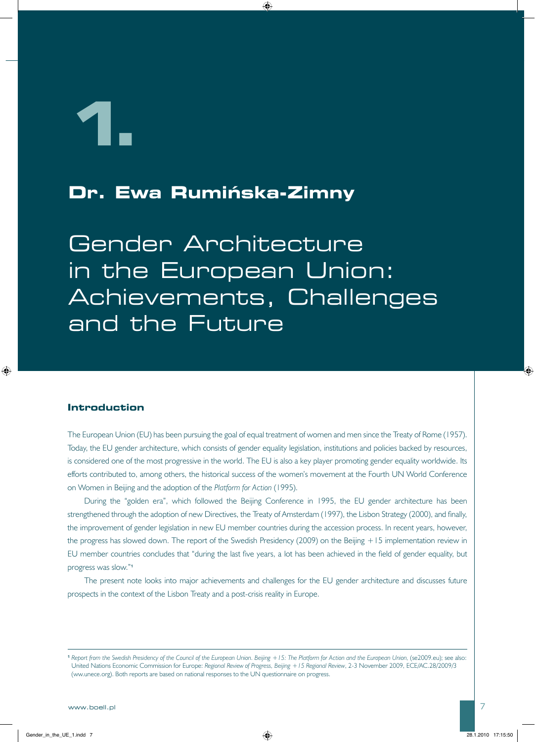# 1.

## Dr. Ewa Rumińska-Zimny

# Gender Architecture in the European Union: Achievements, Challenges and the Future

### Introduction

The European Union (EU) has been pursuing the goal of equal treatment of women and men since the Treaty of Rome (1957). Today, the EU gender architecture, which consists of gender equality legislation, institutions and policies backed by resources, is considered one of the most progressive in the world. The EU is also a key player promoting gender equality worldwide. Its efforts contributed to, among others, the historical success of the women's movement at the Fourth UN World Conference on Women in Beijing and the adoption of the *Platform for Action* (1995).

During the "golden era", which followed the Beijing Conference in 1995, the EU gender architecture has been strengthened through the adoption of new Directives, the Treaty of Amsterdam (1997), the Lisbon Strategy (2000), and finally, the improvement of gender legislation in new EU member countries during the accession process. In recent years, however, the progress has slowed down. The report of the Swedish Presidency (2009) on the Beijing +15 implementation review in EU member countries concludes that "during the last five years, a lot has been achieved in the field of gender equality, but progress was slow."[1]

The present note looks into major achievements and challenges for the EU gender architecture and discusses future prospects in the context of the Lisbon Treaty and a post-crisis reality in Europe.

---

[1] *Report from the Swedish Presidency of the Council of the European Union. Beijing +15: The Platform for Action and the European Union*, (se2009.eu); see also: United Nations Economic Commission for Europe: *Regional Review of Progress, Beijing +15 Regional Review*, 2-3 November 2009, ECE/AC.28/2009/3 (ww.unece.org). Both reports are based on national responses to the UN questionnaire on progress.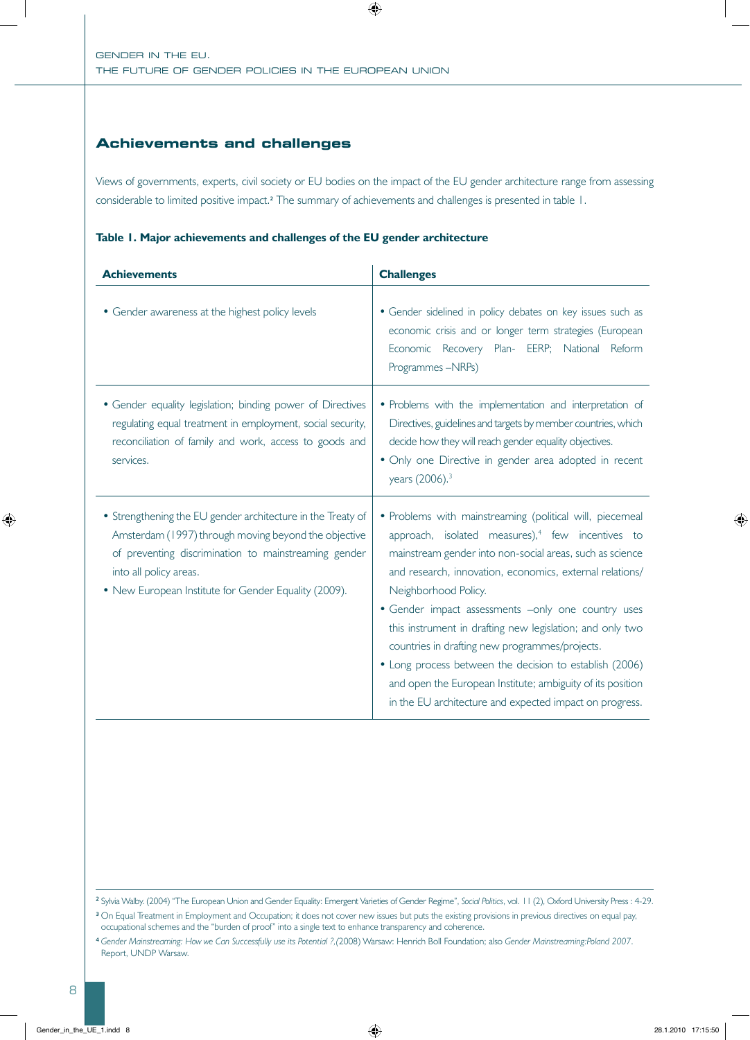## Achievements and challenges

Views of governments, experts, civil society or EU bodies on the impact of the EU gender architecture range from assessing considerable to limited positive impact.[2] The summary of achievements and challenges is presented in table 1.

**Table 1. Major achievements and challenges of the EU gender architecture**

| Achievements | Challenges |
|---|---|
| • Gender awareness at the highest policy levels | • Gender sidelined in policy debates on key issues such as economic crisis and or longer term strategies (European Economic Recovery Plan- EERP; National Reform Programmes –NRPs) |
| • Gender equality legislation; binding power of Directives regulating equal treatment in employment, social security, reconciliation of family and work, access to goods and services. | • Problems with the implementation and interpretation of Directives, guidelines and targets by member countries, which decide how they will reach gender equality objectives.<br>• Only one Directive in gender area adopted in recent years (2006).[3] |
| • Strengthening the EU gender architecture in the Treaty of Amsterdam (1997) through moving beyond the objective of preventing discrimination to mainstreaming gender into all policy areas.<br>• New European Institute for Gender Equality (2009). | • Problems with mainstreaming (political will, piecemeal approach, isolated measures),[4] few incentives to mainstream gender into non-social areas, such as science and research, innovation, economics, external relations/ Neighborhood Policy.<br>• Gender impact assessments –only one country uses this instrument in drafting new legislation; and only two countries in drafting new programmes/projects.<br>• Long process between the decision to establish (2006) and open the European Institute; ambiguity of its position in the EU architecture and expected impact on progress. |

[2] Sylvia Walby. (2004) "The European Union and Gender Equality: Emergent Varieties of Gender Regime", *Social Politics*, vol. 11 (2), Oxford University Press : 4-29.

[3] On Equal Treatment in Employment and Occupation; it does not cover new issues but puts the existing provisions in previous directives on equal pay, occupational schemes and the "burden of proof" into a single text to enhance transparency and coherence.

[4] *Gender Mainstreaming: How we Can Successfully use its Potential ?*,(2008) Warsaw: Henrich Boll Foundation; also *Gender Mainstreaming:Poland 2007.* Report, UNDP Warsaw.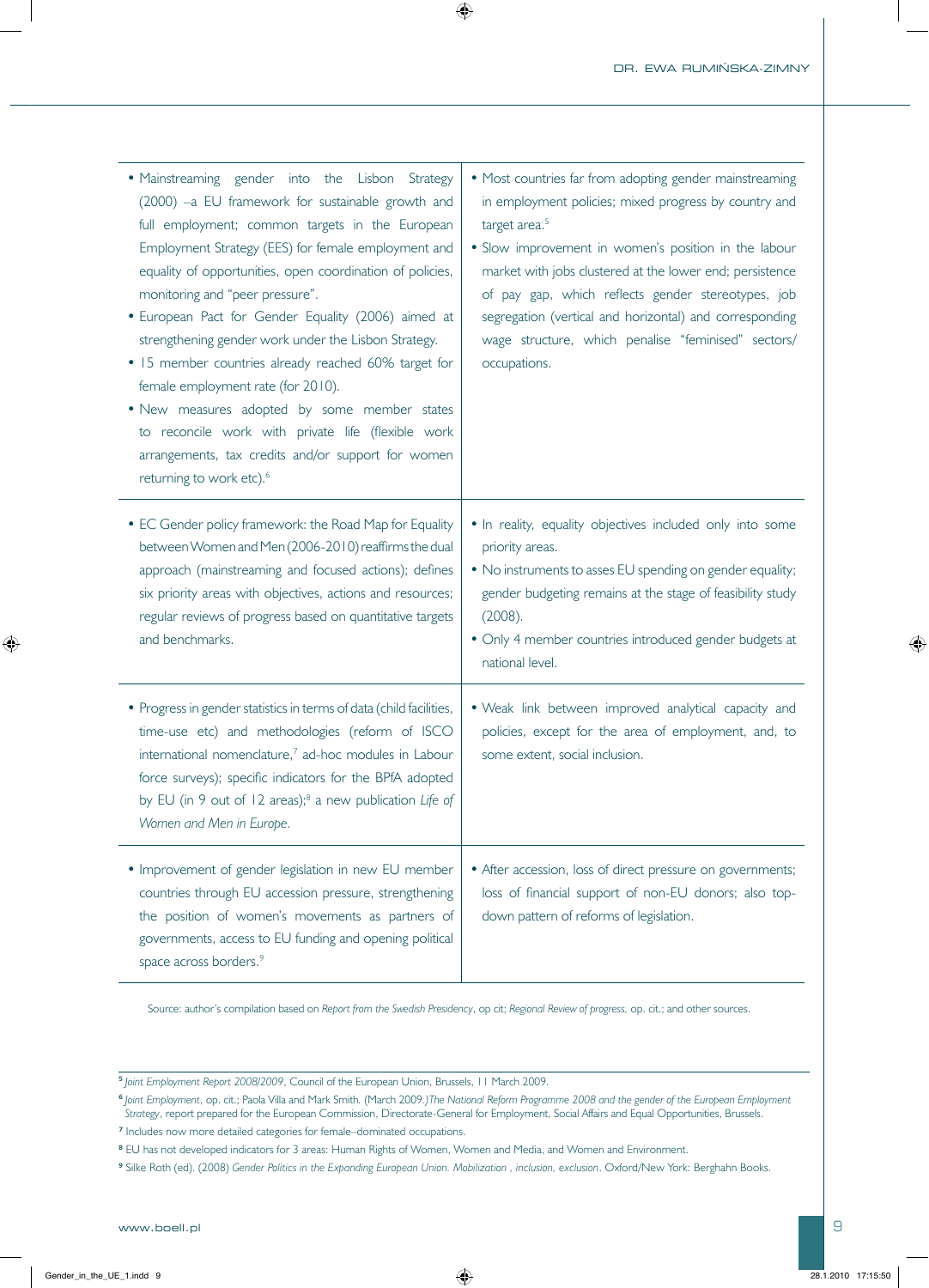| | |
|---|---|
| • Mainstreaming gender into the Lisbon Strategy (2000) –a EU framework for sustainable growth and full employment; common targets in the European Employment Strategy (EES) for female employment and equality of opportunities, open coordination of policies, monitoring and "peer pressure".<br>• European Pact for Gender Equality (2006) aimed at strengthening gender work under the Lisbon Strategy.<br>• 15 member countries already reached 60% target for female employment rate (for 2010).<br>• New measures adopted by some member states to reconcile work with private life (flexible work arrangements, tax credits and/or support for women returning to work etc).[6] | • Most countries far from adopting gender mainstreaming in employment policies; mixed progress by country and target area.[5]<br>• Slow improvement in women's position in the labour market with jobs clustered at the lower end; persistence of pay gap, which reflects gender stereotypes, job segregation (vertical and horizontal) and corresponding wage structure, which penalise "feminised" sectors/occupations. |
| • EC Gender policy framework: the Road Map for Equality between Women and Men (2006-2010) reaffirms the dual approach (mainstreaming and focused actions); defines six priority areas with objectives, actions and resources; regular reviews of progress based on quantitative targets and benchmarks. | • In reality, equality objectives included only into some priority areas.<br>• No instruments to asses EU spending on gender equality; gender budgeting remains at the stage of feasibility study (2008).<br>• Only 4 member countries introduced gender budgets at national level. |
| • Progress in gender statistics in terms of data (child facilities, time-use etc) and methodologies (reform of ISCO international nomenclature,[7] ad-hoc modules in Labour force surveys); specific indicators for the BPfA adopted by EU (in 9 out of 12 areas);[8] a new publication *Life of Women and Men in Europe*. | • Weak link between improved analytical capacity and policies, except for the area of employment, and, to some extent, social inclusion. |
| • Improvement of gender legislation in new EU member countries through EU accession pressure, strengthening the position of women's movements as partners of governments, access to EU funding and opening political space across borders.[9] | • After accession, loss of direct pressure on governments; loss of financial support of non-EU donors; also top-down pattern of reforms of legislation. |

Source: author's compilation based on *Report from the Swedish Presidency*, op cit; *Regional Review of progress*, op. cit.; and other sources.

---

[5] *Joint Employment Report 2008/2009*, Council of the European Union, Brussels, 11 March 2009.

[6] *Joint Employment*, op. cit.; Paola Villa and Mark Smith. (March 2009.) *The National Reform Programme 2008 and the gender of the European Employment Strategy*, report prepared for the European Commission, Directorate-General for Employment, Social Affairs and Equal Opportunities, Brussels.

[7] Includes now more detailed categories for female–dominated occupations.

[8] EU has not developed indicators for 3 areas: Human Rights of Women, Women and Media, and Women and Environment.

[9] Silke Roth (ed). (2008) *Gender Politics in the Expanding European Union. Mobilization , inclusion, exclusion*. Oxford/New York: Berghahn Books.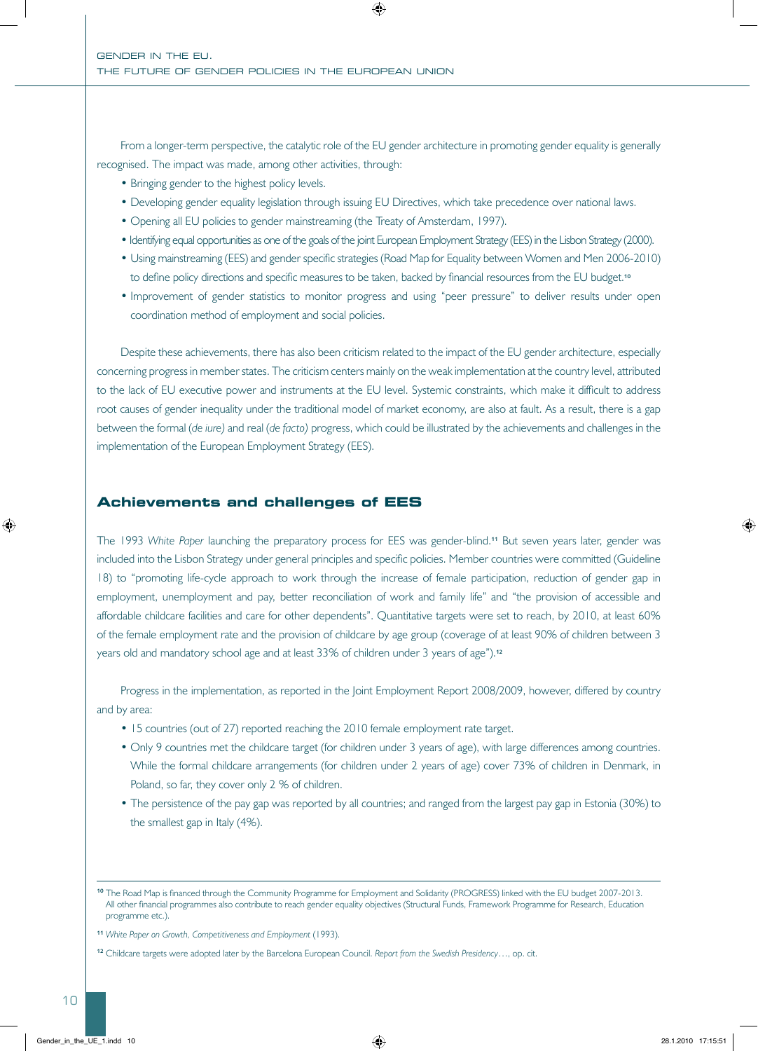From a longer-term perspective, the catalytic role of the EU gender architecture in promoting gender equality is generally recognised. The impact was made, among other activities, through:

- Bringing gender to the highest policy levels.
- Developing gender equality legislation through issuing EU Directives, which take precedence over national laws.
- Opening all EU policies to gender mainstreaming (the Treaty of Amsterdam, 1997).
- Identifying equal opportunities as one of the goals of the joint European Employment Strategy (EES) in the Lisbon Strategy (2000).
- Using mainstreaming (EES) and gender specific strategies (Road Map for Equality between Women and Men 2006-2010) to define policy directions and specific measures to be taken, backed by financial resources from the EU budget.[10]
- Improvement of gender statistics to monitor progress and using "peer pressure" to deliver results under open coordination method of employment and social policies.

Despite these achievements, there has also been criticism related to the impact of the EU gender architecture, especially concerning progress in member states. The criticism centers mainly on the weak implementation at the country level, attributed to the lack of EU executive power and instruments at the EU level. Systemic constraints, which make it difficult to address root causes of gender inequality under the traditional model of market economy, are also at fault. As a result, there is a gap between the formal (*de iure)* and real (*de facto)* progress, which could be illustrated by the achievements and challenges in the implementation of the European Employment Strategy (EES).

## Achievements and challenges of EES

The 1993 *White Paper* launching the preparatory process for EES was gender-blind.[11] But seven years later, gender was included into the Lisbon Strategy under general principles and specific policies. Member countries were committed (Guideline 18) to "promoting life-cycle approach to work through the increase of female participation, reduction of gender gap in employment, unemployment and pay, better reconciliation of work and family life" and "the provision of accessible and affordable childcare facilities and care for other dependents". Quantitative targets were set to reach, by 2010, at least 60% of the female employment rate and the provision of childcare by age group (coverage of at least 90% of children between 3 years old and mandatory school age and at least 33% of children under 3 years of age").[12]

Progress in the implementation, as reported in the Joint Employment Report 2008/2009, however, differed by country and by area:

- 15 countries (out of 27) reported reaching the 2010 female employment rate target.
- Only 9 countries met the childcare target (for children under 3 years of age), with large differences among countries. While the formal childcare arrangements (for children under 2 years of age) cover 73% of children in Denmark, in Poland, so far, they cover only 2 % of children.
- The persistence of the pay gap was reported by all countries; and ranged from the largest pay gap in Estonia (30%) to the smallest gap in Italy (4%).

---

[10] The Road Map is financed through the Community Programme for Employment and Solidarity (PROGRESS) linked with the EU budget 2007-2013. All other financial programmes also contribute to reach gender equality objectives (Structural Funds, Framework Programme for Research, Education programme etc.).

[11] *White Paper on Growth, Competitiveness and Employment* (1993).

[12] Childcare targets were adopted later by the Barcelona European Council. *Report from the Swedish Presidency*…, op. cit.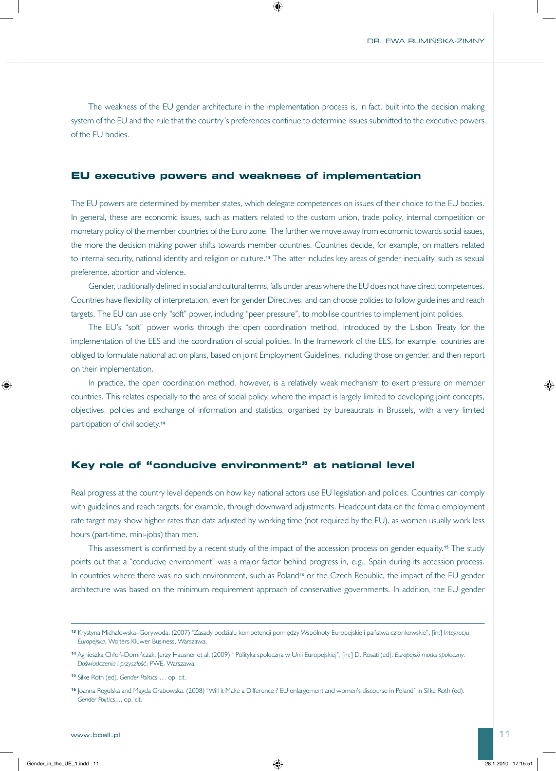The weakness of the EU gender architecture in the implementation process is, in fact, built into the decision making system of the EU and the rule that the country's preferences continue to determine issues submitted to the executive powers of the EU bodies.

## EU executive powers and weakness of implementation

The EU powers are determined by member states, which delegate competences on issues of their choice to the EU bodies. In general, these are economic issues, such as matters related to the custom union, trade policy, internal competition or monetary policy of the member countries of the Euro zone. The further we move away from economic towards social issues, the more the decision making power shifts towards member countries. Countries decide, for example, on matters related to internal security, national identity and religion or culture.[13] The latter includes key areas of gender inequality, such as sexual preference, abortion and violence.

Gender, traditionally defined in social and cultural terms, falls under areas where the EU does not have direct competences. Countries have flexibility of interpretation, even for gender Directives, and can choose policies to follow guidelines and reach targets. The EU can use only "soft" power, including "peer pressure", to mobilise countries to implement joint policies.

The EU's "soft" power works through the open coordination method, introduced by the Lisbon Treaty for the implementation of the EES and the coordination of social policies. In the framework of the EES, for example, countries are obliged to formulate national action plans, based on joint Employment Guidelines, including those on gender, and then report on their implementation.

In practice, the open coordination method, however, is a relatively weak mechanism to exert pressure on member countries. This relates especially to the area of social policy, where the impact is largely limited to developing joint concepts, objectives, policies and exchange of information and statistics, organised by bureaucrats in Brussels, with a very limited participation of civil society.[14]

## Key role of "conducive environment" at national level

Real progress at the country level depends on how key national actors use EU legislation and policies. Countries can comply with guidelines and reach targets, for example, through downward adjustments. Headcount data on the female employment rate target may show higher rates than data adjusted by working time (not required by the EU), as women usually work less hours (part-time, mini-jobs) than men.

This assessment is confirmed by a recent study of the impact of the accession process on gender equality.[15] The study points out that a "conducive environment" was a major factor behind progress in, e.g., Spain during its accession process. In countries where there was no such environment, such as Poland[16] or the Czech Republic, the impact of the EU gender architecture was based on the minimum requirement approach of conservative governments. In addition, the EU gender

---

[13] Krystyna Michałowska–Gorywoda. (2007) "Zasady podziału kompetencji pomiędzy Wspólnoty Europejskie i państwa członkowskie", [in:] *Integracja Europejska*, Wolters Kluwer Business, Warszawa.

[14] Agnieszka Chłoń-Domińczak, Jerzy Hausner et al. (2009) " Polityka społeczna w Unii Europejskiej", [in:] D. Rosati (ed). *Europejski model społeczny: Doświadczenia i przyszłość*. PWE, Warszawa.

[15] Silke Roth (ed). *Gender Politics* … op. cit.

[16] Joanna Regulska and Magda Grabowska. (2008) "Will it Make a Difference ? EU enlargement and women's discourse in Poland" in Silke Roth (ed). *Gender Politics*..., op. cit.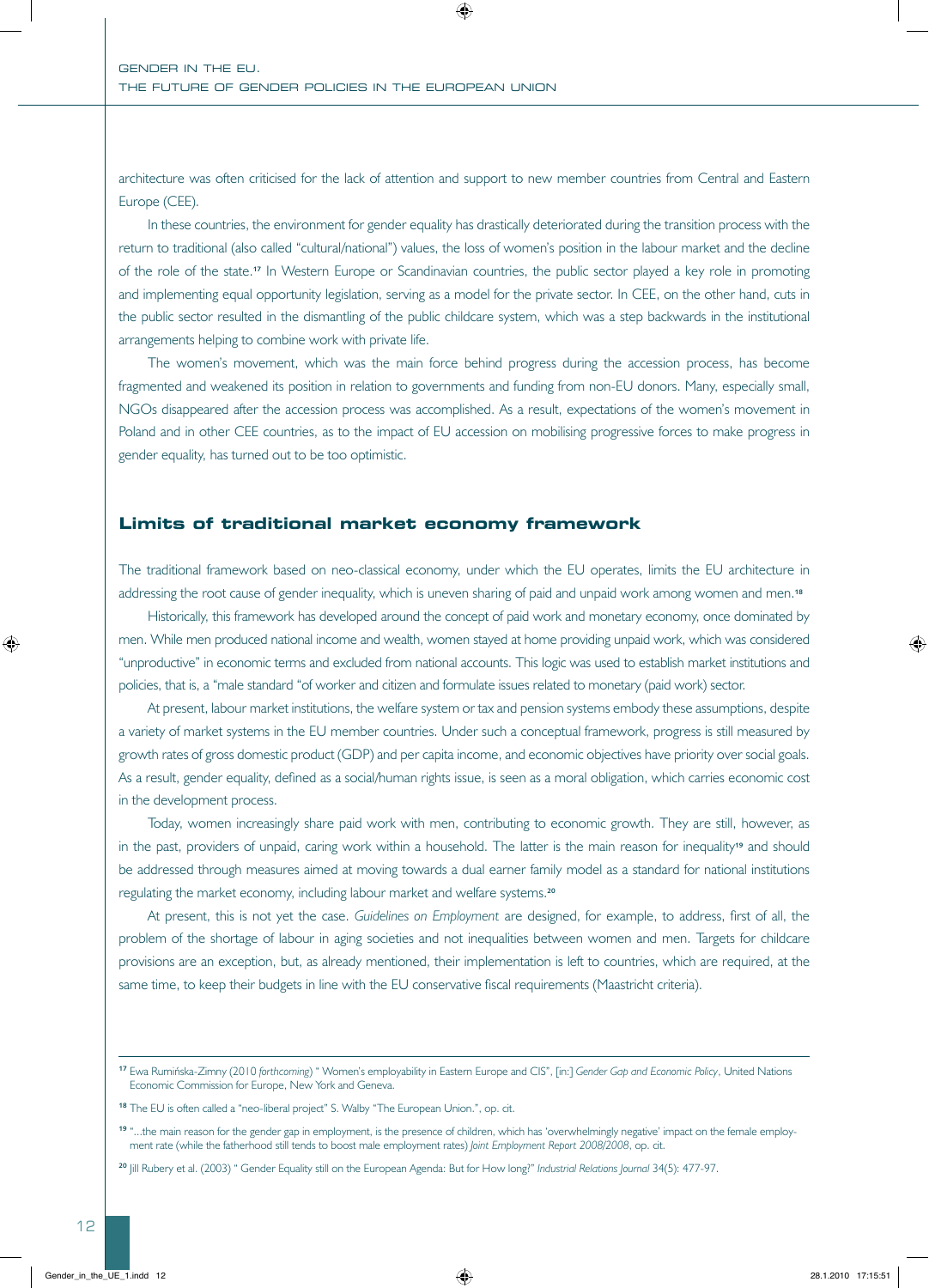architecture was often criticised for the lack of attention and support to new member countries from Central and Eastern Europe (CEE).

In these countries, the environment for gender equality has drastically deteriorated during the transition process with the return to traditional (also called "cultural/national") values, the loss of women's position in the labour market and the decline of the role of the state.[17] In Western Europe or Scandinavian countries, the public sector played a key role in promoting and implementing equal opportunity legislation, serving as a model for the private sector. In CEE, on the other hand, cuts in the public sector resulted in the dismantling of the public childcare system, which was a step backwards in the institutional arrangements helping to combine work with private life.

The women's movement, which was the main force behind progress during the accession process, has become fragmented and weakened its position in relation to governments and funding from non-EU donors. Many, especially small, NGOs disappeared after the accession process was accomplished. As a result, expectations of the women's movement in Poland and in other CEE countries, as to the impact of EU accession on mobilising progressive forces to make progress in gender equality, has turned out to be too optimistic.

## Limits of traditional market economy framework

The traditional framework based on neo-classical economy, under which the EU operates, limits the EU architecture in addressing the root cause of gender inequality, which is uneven sharing of paid and unpaid work among women and men.[18]

Historically, this framework has developed around the concept of paid work and monetary economy, once dominated by men. While men produced national income and wealth, women stayed at home providing unpaid work, which was considered "unproductive" in economic terms and excluded from national accounts. This logic was used to establish market institutions and policies, that is, a "male standard "of worker and citizen and formulate issues related to monetary (paid work) sector.

At present, labour market institutions, the welfare system or tax and pension systems embody these assumptions, despite a variety of market systems in the EU member countries. Under such a conceptual framework, progress is still measured by growth rates of gross domestic product (GDP) and per capita income, and economic objectives have priority over social goals. As a result, gender equality, defined as a social/human rights issue, is seen as a moral obligation, which carries economic cost in the development process.

Today, women increasingly share paid work with men, contributing to economic growth. They are still, however, as in the past, providers of unpaid, caring work within a household. The latter is the main reason for inequality[19] and should be addressed through measures aimed at moving towards a dual earner family model as a standard for national institutions regulating the market economy, including labour market and welfare systems.[20]

At present, this is not yet the case. *Guidelines on Employment* are designed, for example, to address, first of all, the problem of the shortage of labour in aging societies and not inequalities between women and men. Targets for childcare provisions are an exception, but, as already mentioned, their implementation is left to countries, which are required, at the same time, to keep their budgets in line with the EU conservative fiscal requirements (Maastricht criteria).

---

[17] Ewa Rumińska-Zimny (2010 *forthcoming*) " Women's employability in Eastern Europe and CIS", [in:] *Gender Gap and Economic Policy*, United Nations Economic Commission for Europe, New York and Geneva.

[18] The EU is often called a "neo-liberal project" S. Walby "The European Union.", op. cit.

[19] "...the main reason for the gender gap in employment, is the presence of children, which has 'overwhelmingly negative' impact on the female employment rate (while the fatherhood still tends to boost male employment rates) *Joint Employment Report 2008/2008*, op. cit.

[20] Jill Rubery et al. (2003) " Gender Equality still on the European Agenda: But for How long?" *Industrial Relations Journal* 34(5): 477-97.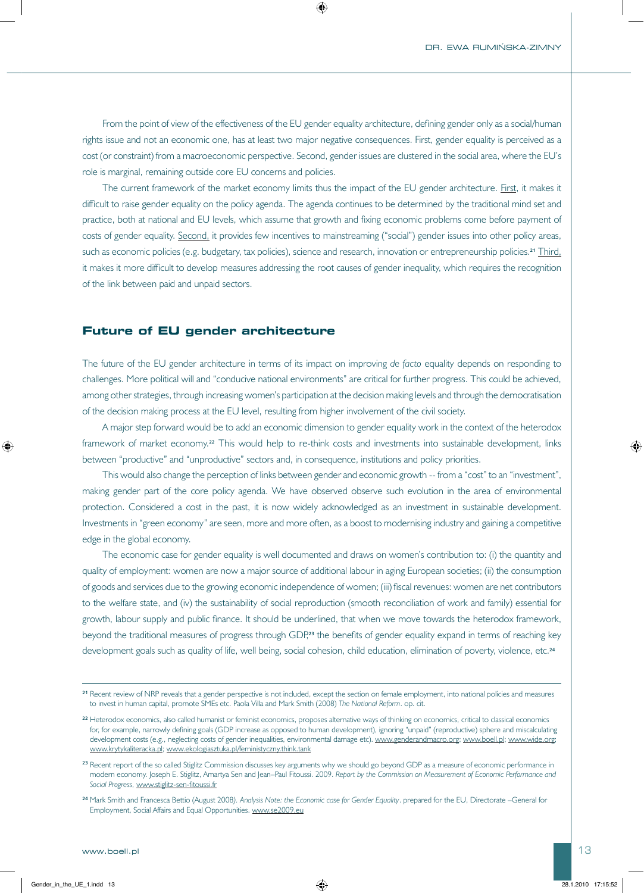From the point of view of the effectiveness of the EU gender equality architecture, defining gender only as a social/human rights issue and not an economic one, has at least two major negative consequences. First, gender equality is perceived as a cost (or constraint) from a macroeconomic perspective. Second, gender issues are clustered in the social area, where the EU's role is marginal, remaining outside core EU concerns and policies.

The current framework of the market economy limits thus the impact of the EU gender architecture. First, it makes it difficult to raise gender equality on the policy agenda. The agenda continues to be determined by the traditional mind set and practice, both at national and EU levels, which assume that growth and fixing economic problems come before payment of costs of gender equality. Second, it provides few incentives to mainstreaming ("social") gender issues into other policy areas, such as economic policies (e.g. budgetary, tax policies), science and research, innovation or entrepreneurship policies.[21] Third, it makes it more difficult to develop measures addressing the root causes of gender inequality, which requires the recognition of the link between paid and unpaid sectors.

## Future of EU gender architecture

The future of the EU gender architecture in terms of its impact on improving *de facto* equality depends on responding to challenges. More political will and "conducive national environments" are critical for further progress. This could be achieved, among other strategies, through increasing women's participation at the decision making levels and through the democratisation of the decision making process at the EU level, resulting from higher involvement of the civil society.

A major step forward would be to add an economic dimension to gender equality work in the context of the heterodox framework of market economy.[22] This would help to re-think costs and investments into sustainable development, links between "productive" and "unproductive" sectors and, in consequence, institutions and policy priorities.

This would also change the perception of links between gender and economic growth -- from a "cost" to an "investment", making gender part of the core policy agenda. We have observed observe such evolution in the area of environmental protection. Considered a cost in the past, it is now widely acknowledged as an investment in sustainable development. Investments in "green economy" are seen, more and more often, as a boost to modernising industry and gaining a competitive edge in the global economy.

The economic case for gender equality is well documented and draws on women's contribution to: (i) the quantity and quality of employment: women are now a major source of additional labour in aging European societies; (ii) the consumption of goods and services due to the growing economic independence of women; (iii) fiscal revenues: women are net contributors to the welfare state, and (iv) the sustainability of social reproduction (smooth reconciliation of work and family) essential for growth, labour supply and public finance. It should be underlined, that when we move towards the heterodox framework, beyond the traditional measures of progress through GDP,[23] the benefits of gender equality expand in terms of reaching key development goals such as quality of life, well being, social cohesion, child education, elimination of poverty, violence, etc.[24]

---

[21] Recent review of NRP reveals that a gender perspective is not included, except the section on female employment, into national policies and measures to invest in human capital, promote SMEs etc. Paola Villa and Mark Smith (2008) *The National Reform*. op. cit.

[22] Heterodox economics, also called humanist or feminist economics, proposes alternative ways of thinking on economics, critical to classical economics for, for example, narrowly defining goals (GDP increase as opposed to human development), ignoring "unpaid" (reproductive) sphere and miscalculating development costs (e.g., neglecting costs of gender inequalities, environmental damage etc). www.genderandmacro.org; www.boell.pl; www.wide.org; www.krytykaliteracka.pl; www.ekologiasztuka.pl/feministyczny.think.tank

[23] Recent report of the so called Stiglitz Commission discusses key arguments why we should go beyond GDP as a measure of economic performance in modern economy. Joseph E. Stiglitz, Amartya Sen and Jean–Paul Fitoussi. 2009. *Report by the Commission on Measurement of Economic Performance and Social Progress*, www.stiglitz-sen-fitoussi.fr

[24] Mark Smith and Francesca Bettio (August 2008). *Analysis Note: the Economic case for Gender Equality*. prepared for the EU, Directorate –General for Employment, Social Affairs and Equal Opportunities. www.se2009.eu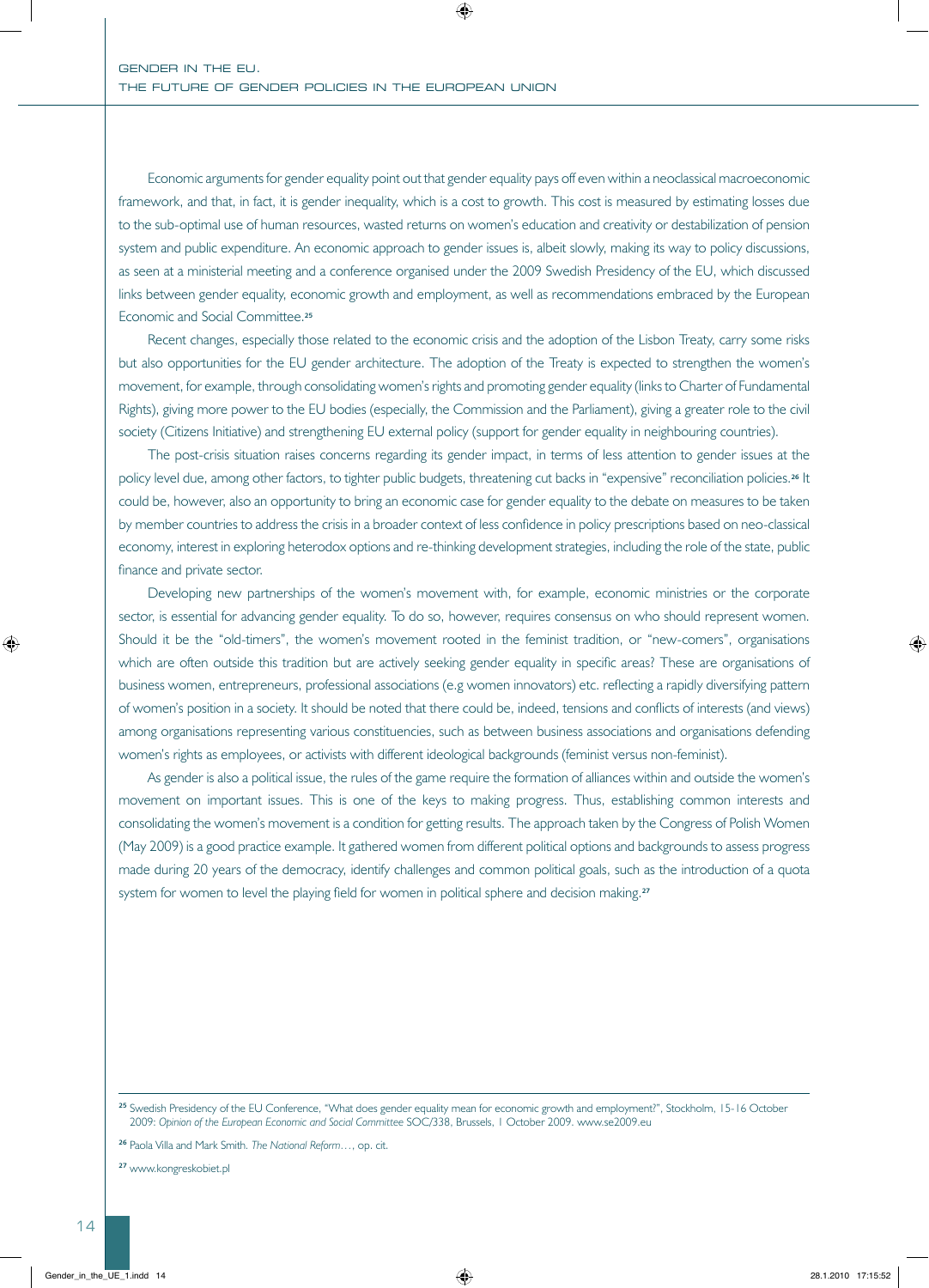Economic arguments for gender equality point out that gender equality pays off even within a neoclassical macroeconomic framework, and that, in fact, it is gender inequality, which is a cost to growth. This cost is measured by estimating losses due to the sub-optimal use of human resources, wasted returns on women's education and creativity or destabilization of pension system and public expenditure. An economic approach to gender issues is, albeit slowly, making its way to policy discussions, as seen at a ministerial meeting and a conference organised under the 2009 Swedish Presidency of the EU, which discussed links between gender equality, economic growth and employment, as well as recommendations embraced by the European Economic and Social Committee.[25]

Recent changes, especially those related to the economic crisis and the adoption of the Lisbon Treaty, carry some risks but also opportunities for the EU gender architecture. The adoption of the Treaty is expected to strengthen the women's movement, for example, through consolidating women's rights and promoting gender equality (links to Charter of Fundamental Rights), giving more power to the EU bodies (especially, the Commission and the Parliament), giving a greater role to the civil society (Citizens Initiative) and strengthening EU external policy (support for gender equality in neighbouring countries).

The post-crisis situation raises concerns regarding its gender impact, in terms of less attention to gender issues at the policy level due, among other factors, to tighter public budgets, threatening cut backs in "expensive" reconciliation policies.[26] It could be, however, also an opportunity to bring an economic case for gender equality to the debate on measures to be taken by member countries to address the crisis in a broader context of less confidence in policy prescriptions based on neo-classical economy, interest in exploring heterodox options and re-thinking development strategies, including the role of the state, public finance and private sector.

Developing new partnerships of the women's movement with, for example, economic ministries or the corporate sector, is essential for advancing gender equality. To do so, however, requires consensus on who should represent women. Should it be the "old-timers", the women's movement rooted in the feminist tradition, or "new-comers", organisations which are often outside this tradition but are actively seeking gender equality in specific areas? These are organisations of business women, entrepreneurs, professional associations (e.g women innovators) etc. reflecting a rapidly diversifying pattern of women's position in a society. It should be noted that there could be, indeed, tensions and conflicts of interests (and views) among organisations representing various constituencies, such as between business associations and organisations defending women's rights as employees, or activists with different ideological backgrounds (feminist versus non-feminist).

As gender is also a political issue, the rules of the game require the formation of alliances within and outside the women's movement on important issues. This is one of the keys to making progress. Thus, establishing common interests and consolidating the women's movement is a condition for getting results. The approach taken by the Congress of Polish Women (May 2009) is a good practice example. It gathered women from different political options and backgrounds to assess progress made during 20 years of the democracy, identify challenges and common political goals, such as the introduction of a quota system for women to level the playing field for women in political sphere and decision making.[27]

---

[25] Swedish Presidency of the EU Conference, "What does gender equality mean for economic growth and employment?", Stockholm, 15-16 October 2009: *Opinion of the European Economic and Social Committee* SOC/338, Brussels, 1 October 2009. www.se2009.eu

[26] Paola Villa and Mark Smith. *The National Reform…*, op. cit.

[27] www.kongreskobiet.pl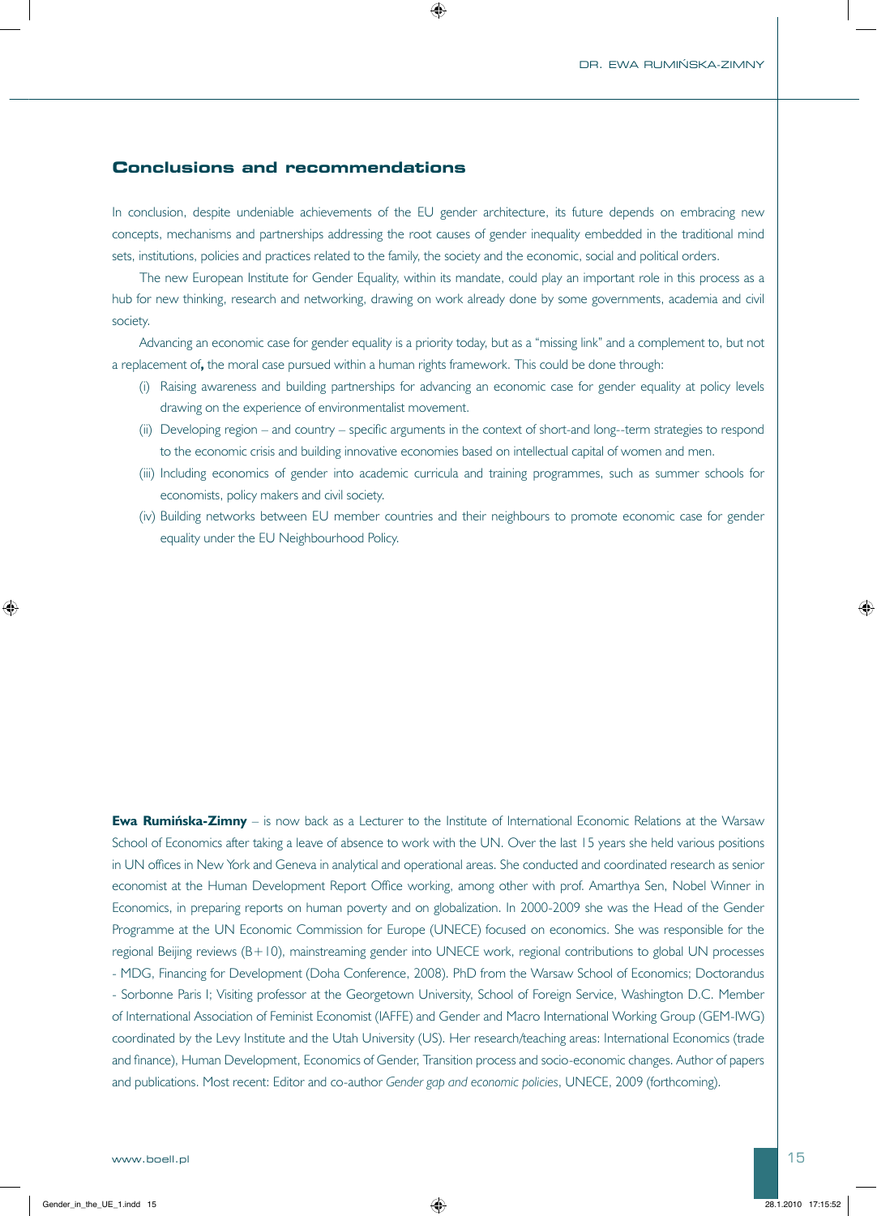## Conclusions and recommendations

In conclusion, despite undeniable achievements of the EU gender architecture, its future depends on embracing new concepts, mechanisms and partnerships addressing the root causes of gender inequality embedded in the traditional mind sets, institutions, policies and practices related to the family, the society and the economic, social and political orders.

The new European Institute for Gender Equality, within its mandate, could play an important role in this process as a hub for new thinking, research and networking, drawing on work already done by some governments, academia and civil society.

Advancing an economic case for gender equality is a priority today, but as a "missing link" and a complement to, but not a replacement of**,** the moral case pursued within a human rights framework. This could be done through:

(i) Raising awareness and building partnerships for advancing an economic case for gender equality at policy levels drawing on the experience of environmentalist movement.

(ii) Developing region – and country – specific arguments in the context of short-and long--term strategies to respond to the economic crisis and building innovative economies based on intellectual capital of women and men.

(iii) Including economics of gender into academic curricula and training programmes, such as summer schools for economists, policy makers and civil society.

(iv) Building networks between EU member countries and their neighbours to promote economic case for gender equality under the EU Neighbourhood Policy.

**Ewa Rumińska-Zimny** – is now back as a Lecturer to the Institute of International Economic Relations at the Warsaw School of Economics after taking a leave of absence to work with the UN. Over the last 15 years she held various positions in UN offices in New York and Geneva in analytical and operational areas. She conducted and coordinated research as senior economist at the Human Development Report Office working, among other with prof. Amarthya Sen, Nobel Winner in Economics, in preparing reports on human poverty and on globalization. In 2000-2009 she was the Head of the Gender Programme at the UN Economic Commission for Europe (UNECE) focused on economics. She was responsible for the regional Beijing reviews (B+10), mainstreaming gender into UNECE work, regional contributions to global UN processes - MDG, Financing for Development (Doha Conference, 2008). PhD from the Warsaw School of Economics; Doctorandus - Sorbonne Paris I; Visiting professor at the Georgetown University, School of Foreign Service, Washington D.C. Member of International Association of Feminist Economist (IAFFE) and Gender and Macro International Working Group (GEM-IWG) coordinated by the Levy Institute and the Utah University (US). Her research/teaching areas: International Economics (trade and finance), Human Development, Economics of Gender, Transition process and socio-economic changes. Author of papers and publications. Most recent: Editor and co-author *Gender gap and economic policies*, UNECE, 2009 (forthcoming).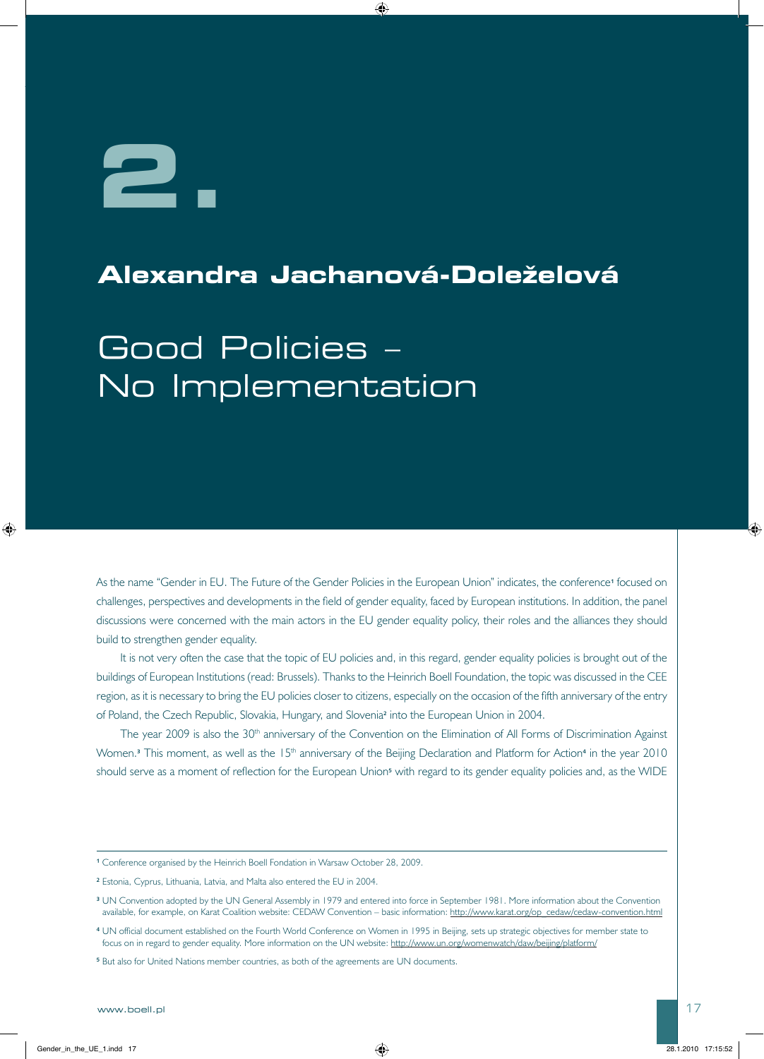# 2.

## Alexandra Jachanová-Doleželová

# Good Policies – No Implementation

As the name "Gender in EU. The Future of the Gender Policies in the European Union" indicates, the conference[1] focused on challenges, perspectives and developments in the field of gender equality, faced by European institutions. In addition, the panel discussions were concerned with the main actors in the EU gender equality policy, their roles and the alliances they should build to strengthen gender equality.

It is not very often the case that the topic of EU policies and, in this regard, gender equality policies is brought out of the buildings of European Institutions (read: Brussels). Thanks to the Heinrich Boell Foundation, the topic was discussed in the CEE region, as it is necessary to bring the EU policies closer to citizens, especially on the occasion of the fifth anniversary of the entry of Poland, the Czech Republic, Slovakia, Hungary, and Slovenia[2] into the European Union in 2004.

The year 2009 is also the 30th anniversary of the Convention on the Elimination of All Forms of Discrimination Against Women.[3] This moment, as well as the 15th anniversary of the Beijing Declaration and Platform for Action[4] in the year 2010 should serve as a moment of reflection for the European Union[5] with regard to its gender equality policies and, as the WIDE

---

[1] Conference organised by the Heinrich Boell Fondation in Warsaw October 28, 2009.

[2] Estonia, Cyprus, Lithuania, Latvia, and Malta also entered the EU in 2004.

[3] UN Convention adopted by the UN General Assembly in 1979 and entered into force in September 1981. More information about the Convention available, for example, on Karat Coalition website: CEDAW Convention – basic information: http://www.karat.org/op_cedaw/cedaw-convention.html

[4] UN official document established on the Fourth World Conference on Women in 1995 in Beijing, sets up strategic objectives for member state to focus on in regard to gender equality. More information on the UN website: http://www.un.org/womenwatch/daw/beijing/platform/

[5] But also for United Nations member countries, as both of the agreements are UN documents.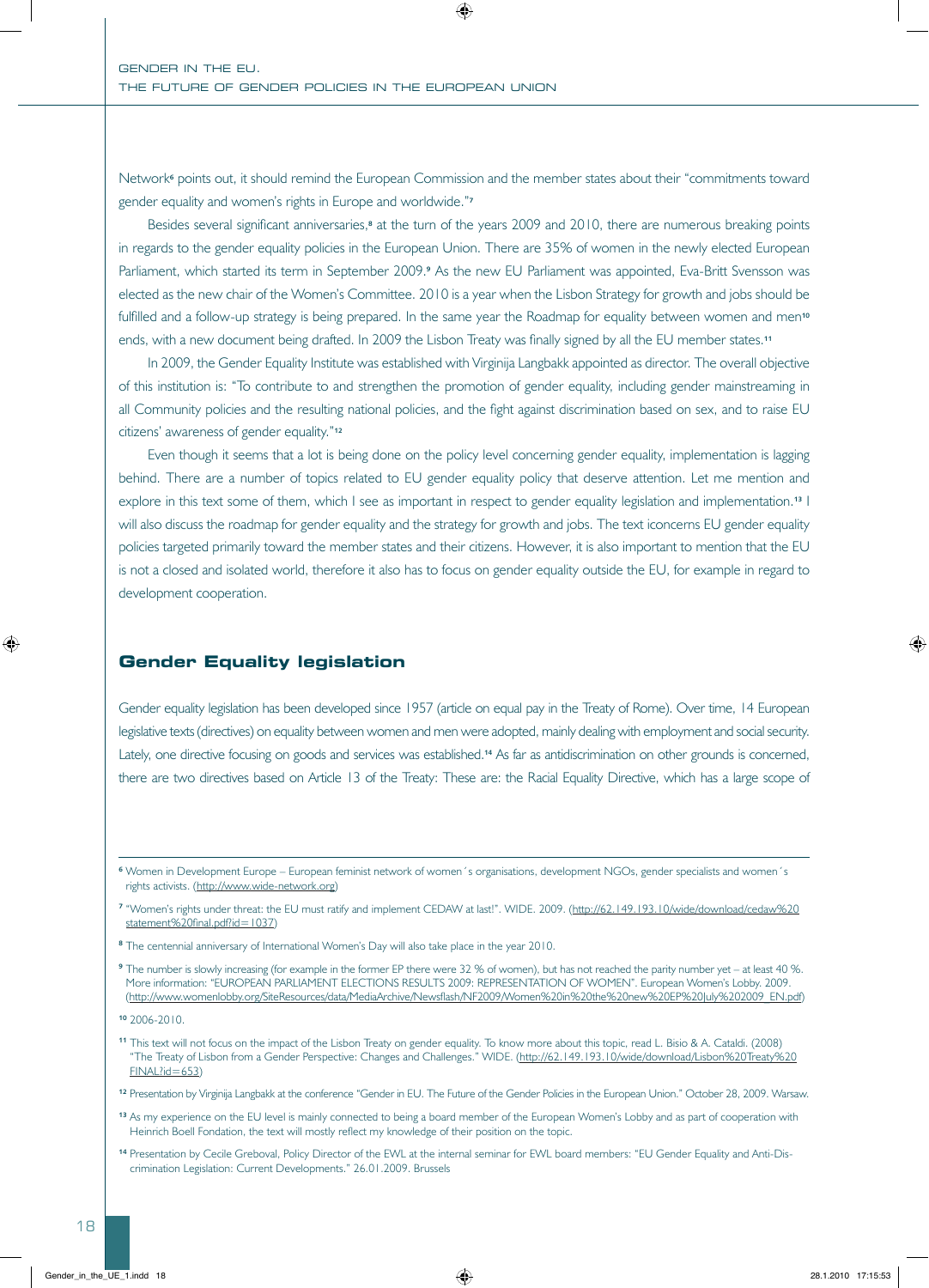Network[6] points out, it should remind the European Commission and the member states about their "commitments toward gender equality and women's rights in Europe and worldwide."[7]

Besides several significant anniversaries,[8] at the turn of the years 2009 and 2010, there are numerous breaking points in regards to the gender equality policies in the European Union. There are 35% of women in the newly elected European Parliament, which started its term in September 2009.[9] As the new EU Parliament was appointed, Eva-Britt Svensson was elected as the new chair of the Women's Committee. 2010 is a year when the Lisbon Strategy for growth and jobs should be fulfilled and a follow-up strategy is being prepared. In the same year the Roadmap for equality between women and men[10] ends, with a new document being drafted. In 2009 the Lisbon Treaty was finally signed by all the EU member states.[11]

In 2009, the Gender Equality Institute was established with Virginija Langbakk appointed as director. The overall objective of this institution is: "To contribute to and strengthen the promotion of gender equality, including gender mainstreaming in all Community policies and the resulting national policies, and the fight against discrimination based on sex, and to raise EU citizens' awareness of gender equality."[12]

Even though it seems that a lot is being done on the policy level concerning gender equality, implementation is lagging behind. There are a number of topics related to EU gender equality policy that deserve attention. Let me mention and explore in this text some of them, which I see as important in respect to gender equality legislation and implementation.[13] I will also discuss the roadmap for gender equality and the strategy for growth and jobs. The text iconcerns EU gender equality policies targeted primarily toward the member states and their citizens. However, it is also important to mention that the EU is not a closed and isolated world, therefore it also has to focus on gender equality outside the EU, for example in regard to development cooperation.

## Gender Equality legislation

Gender equality legislation has been developed since 1957 (article on equal pay in the Treaty of Rome). Over time, 14 European legislative texts (directives) on equality between women and men were adopted, mainly dealing with employment and social security. Lately, one directive focusing on goods and services was established.[14] As far as antidiscrimination on other grounds is concerned, there are two directives based on Article 13 of the Treaty: These are: the Racial Equality Directive, which has a large scope of

---

[6] Women in Development Europe – European feminist network of women´s organisations, development NGOs, gender specialists and women´s rights activists. (http://www.wide-network.org)

[7] "Women's rights under threat: the EU must ratify and implement CEDAW at last!". WIDE. 2009. (http://62.149.193.10/wide/download/cedaw%20statement%20final.pdf?id=1037)

[8] The centennial anniversary of International Women's Day will also take place in the year 2010.

[9] The number is slowly increasing (for example in the former EP there were 32 % of women), but has not reached the parity number yet – at least 40 %. More information: "EUROPEAN PARLIAMENT ELECTIONS RESULTS 2009: REPRESENTATION OF WOMEN". European Women's Lobby. 2009. (http://www.womenlobby.org/SiteResources/data/MediaArchive/Newsflash/NF2009/Women%20in%20the%20new%20EP%20July%202009_EN.pdf)

[10] 2006-2010.

[11] This text will not focus on the impact of the Lisbon Treaty on gender equality. To know more about this topic, read L. Bisio & A. Cataldi. (2008) "The Treaty of Lisbon from a Gender Perspective: Changes and Challenges." WIDE. (http://62.149.193.10/wide/download/Lisbon%20Treaty%20FINAL?id=653)

[12] Presentation by Virginija Langbakk at the conference "Gender in EU. The Future of the Gender Policies in the European Union." October 28, 2009. Warsaw.

[13] As my experience on the EU level is mainly connected to being a board member of the European Women's Lobby and as part of cooperation with Heinrich Boell Fondation, the text will mostly reflect my knowledge of their position on the topic.

[14] Presentation by Cecile Greboval, Policy Director of the EWL at the internal seminar for EWL board members: "EU Gender Equality and Anti-Discrimination Legislation: Current Developments." 26.01.2009. Brussels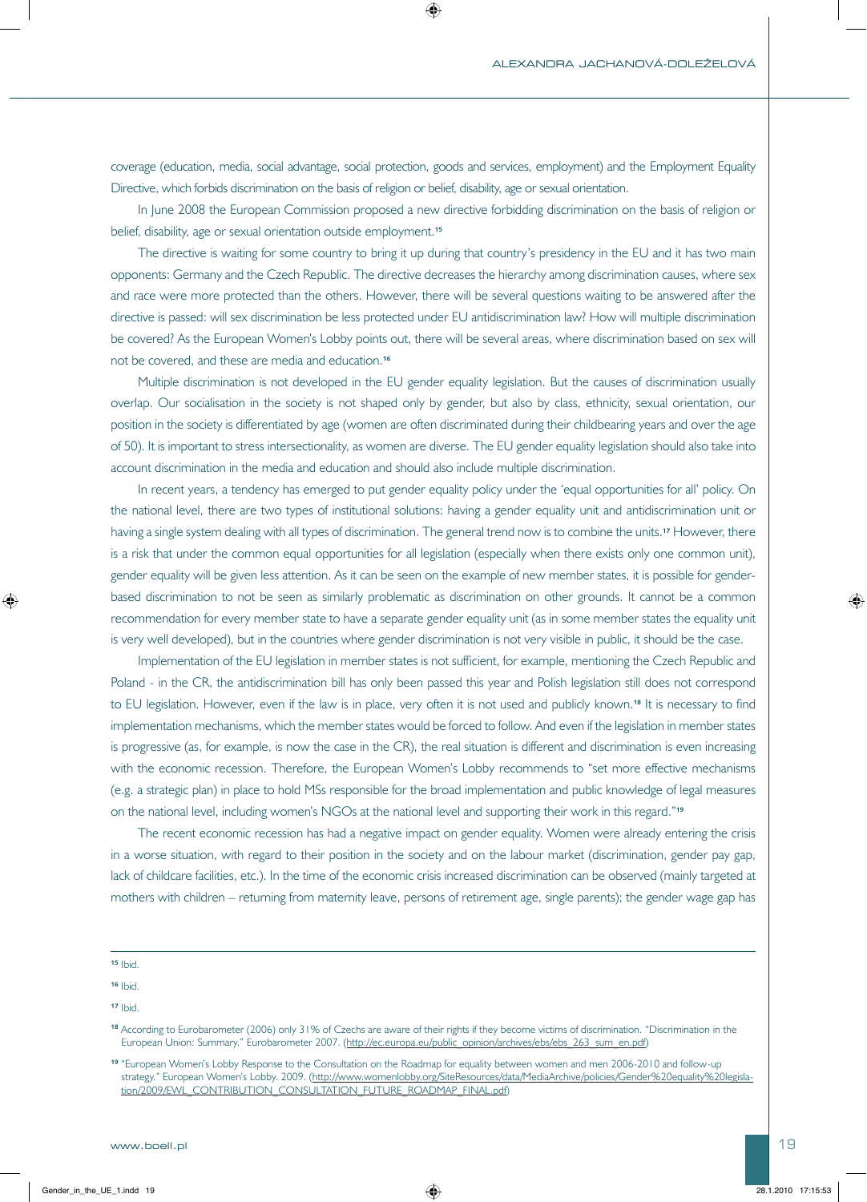coverage (education, media, social advantage, social protection, goods and services, employment) and the Employment Equality Directive, which forbids discrimination on the basis of religion or belief, disability, age or sexual orientation.

In June 2008 the European Commission proposed a new directive forbidding discrimination on the basis of religion or belief, disability, age or sexual orientation outside employment.[15]

The directive is waiting for some country to bring it up during that country's presidency in the EU and it has two main opponents: Germany and the Czech Republic. The directive decreases the hierarchy among discrimination causes, where sex and race were more protected than the others. However, there will be several questions waiting to be answered after the directive is passed: will sex discrimination be less protected under EU antidiscrimination law? How will multiple discrimination be covered? As the European Women's Lobby points out, there will be several areas, where discrimination based on sex will not be covered, and these are media and education.[16]

Multiple discrimination is not developed in the EU gender equality legislation. But the causes of discrimination usually overlap. Our socialisation in the society is not shaped only by gender, but also by class, ethnicity, sexual orientation, our position in the society is differentiated by age (women are often discriminated during their childbearing years and over the age of 50). It is important to stress intersectionality, as women are diverse. The EU gender equality legislation should also take into account discrimination in the media and education and should also include multiple discrimination.

In recent years, a tendency has emerged to put gender equality policy under the 'equal opportunities for all' policy. On the national level, there are two types of institutional solutions: having a gender equality unit and antidiscrimination unit or having a single system dealing with all types of discrimination. The general trend now is to combine the units.[17] However, there is a risk that under the common equal opportunities for all legislation (especially when there exists only one common unit), gender equality will be given less attention. As it can be seen on the example of new member states, it is possible for gender-based discrimination to not be seen as similarly problematic as discrimination on other grounds. It cannot be a common recommendation for every member state to have a separate gender equality unit (as in some member states the equality unit is very well developed), but in the countries where gender discrimination is not very visible in public, it should be the case.

Implementation of the EU legislation in member states is not sufficient, for example, mentioning the Czech Republic and Poland - in the CR, the antidiscrimination bill has only been passed this year and Polish legislation still does not correspond to EU legislation. However, even if the law is in place, very often it is not used and publicly known.[18] It is necessary to find implementation mechanisms, which the member states would be forced to follow. And even if the legislation in member states is progressive (as, for example, is now the case in the CR), the real situation is different and discrimination is even increasing with the economic recession. Therefore, the European Women's Lobby recommends to "set more effective mechanisms (e.g. a strategic plan) in place to hold MSs responsible for the broad implementation and public knowledge of legal measures on the national level, including women's NGOs at the national level and supporting their work in this regard."[19]

The recent economic recession has had a negative impact on gender equality. Women were already entering the crisis in a worse situation, with regard to their position in the society and on the labour market (discrimination, gender pay gap, lack of childcare facilities, etc.). In the time of the economic crisis increased discrimination can be observed (mainly targeted at mothers with children – returning from maternity leave, persons of retirement age, single parents); the gender wage gap has

---

[15] Ibid.

[16] Ibid.

[17] Ibid.

[18] According to Eurobarometer (2006) only 31% of Czechs are aware of their rights if they become victims of discrimination. "Discrimination in the European Union: Summary." Eurobarometer 2007. (http://ec.europa.eu/public_opinion/archives/ebs/ebs_263_sum_en.pdf)

[19] "European Women's Lobby Response to the Consultation on the Roadmap for equality between women and men 2006-2010 and follow-up strategy." European Women's Lobby. 2009. (http://www.womenlobby.org/SiteResources/data/MediaArchive/policies/Gender%20equality%20legislation/2009/EWL_CONTRIBUTION_CONSULTATION_FUTURE_ROADMAP_FINAL.pdf)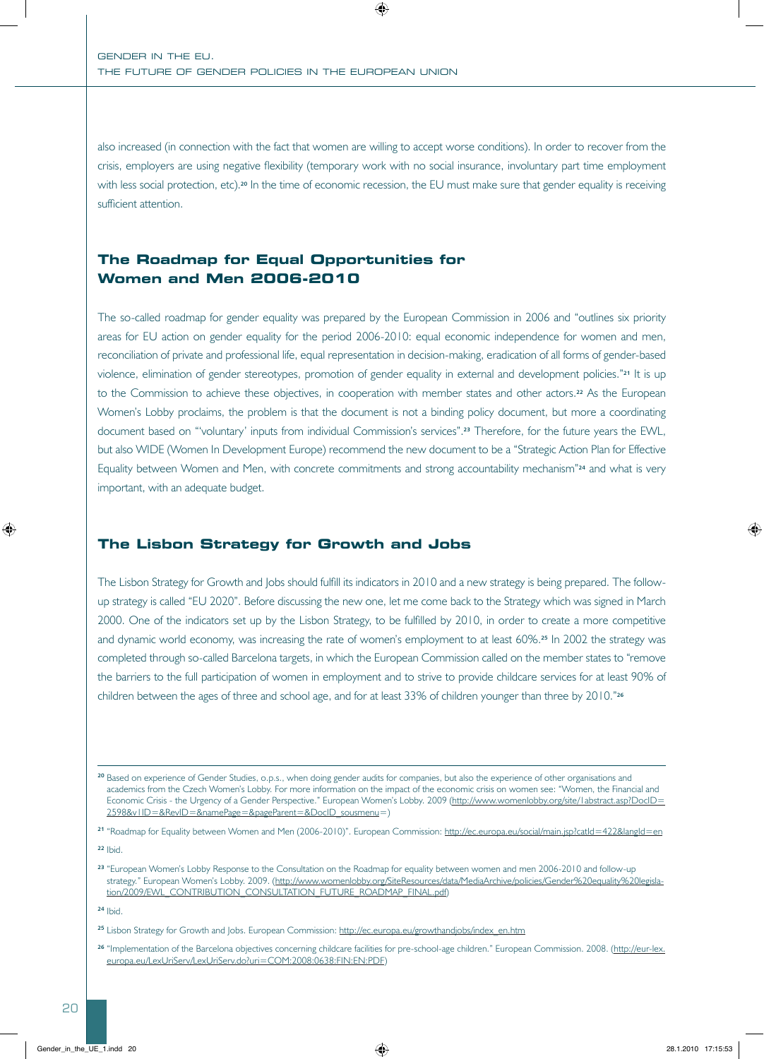also increased (in connection with the fact that women are willing to accept worse conditions). In order to recover from the crisis, employers are using negative flexibility (temporary work with no social insurance, involuntary part time employment with less social protection, etc).[20] In the time of economic recession, the EU must make sure that gender equality is receiving sufficient attention.

## The Roadmap for Equal Opportunities for Women and Men 2006-2010

The so-called roadmap for gender equality was prepared by the European Commission in 2006 and "outlines six priority areas for EU action on gender equality for the period 2006-2010: equal economic independence for women and men, reconciliation of private and professional life, equal representation in decision-making, eradication of all forms of gender-based violence, elimination of gender stereotypes, promotion of gender equality in external and development policies."[21] It is up to the Commission to achieve these objectives, in cooperation with member states and other actors.[22] As the European Women's Lobby proclaims, the problem is that the document is not a binding policy document, but more a coordinating document based on "'voluntary' inputs from individual Commission's services".[23] Therefore, for the future years the EWL, but also WIDE (Women In Development Europe) recommend the new document to be a "Strategic Action Plan for Effective Equality between Women and Men, with concrete commitments and strong accountability mechanism"[24] and what is very important, with an adequate budget.

## The Lisbon Strategy for Growth and Jobs

The Lisbon Strategy for Growth and Jobs should fulfill its indicators in 2010 and a new strategy is being prepared. The follow-up strategy is called "EU 2020". Before discussing the new one, let me come back to the Strategy which was signed in March 2000. One of the indicators set up by the Lisbon Strategy, to be fulfilled by 2010, in order to create a more competitive and dynamic world economy, was increasing the rate of women's employment to at least 60%.[25] In 2002 the strategy was completed through so-called Barcelona targets, in which the European Commission called on the member states to "remove the barriers to the full participation of women in employment and to strive to provide childcare services for at least 90% of children between the ages of three and school age, and for at least 33% of children younger than three by 2010."[26]

---

[20] Based on experience of Gender Studies, o.p.s., when doing gender audits for companies, but also the experience of other organisations and academics from the Czech Women's Lobby. For more information on the impact of the economic crisis on women see: "Women, the Financial and Economic Crisis - the Urgency of a Gender Perspective." European Women's Lobby. 2009 (http://www.womenlobby.org/site/1abstract.asp?DocID=2598&v1ID=&RevID=&namePage=&pageParent=&DocID_sousmenu=)

[21] "Roadmap for Equality between Women and Men (2006-2010)". European Commission: http://ec.europa.eu/social/main.jsp?catId=422&langId=en

[22] Ibid.

[23] "European Women's Lobby Response to the Consultation on the Roadmap for equality between women and men 2006-2010 and follow-up strategy." European Women's Lobby. 2009. (http://www.womenlobby.org/SiteResources/data/MediaArchive/policies/Gender%20equality%20legislation/2009/EWL_CONTRIBUTION_CONSULTATION_FUTURE_ROADMAP_FINAL.pdf)

[24] Ibid.

[25] Lisbon Strategy for Growth and Jobs. European Commission: http://ec.europa.eu/growthandjobs/index_en.htm

[26] "Implementation of the Barcelona objectives concerning childcare facilities for pre-school-age children." European Commission. 2008. (http://eur-lex.europa.eu/LexUriServ/LexUriServ.do?uri=COM:2008:0638:FIN:EN:PDF)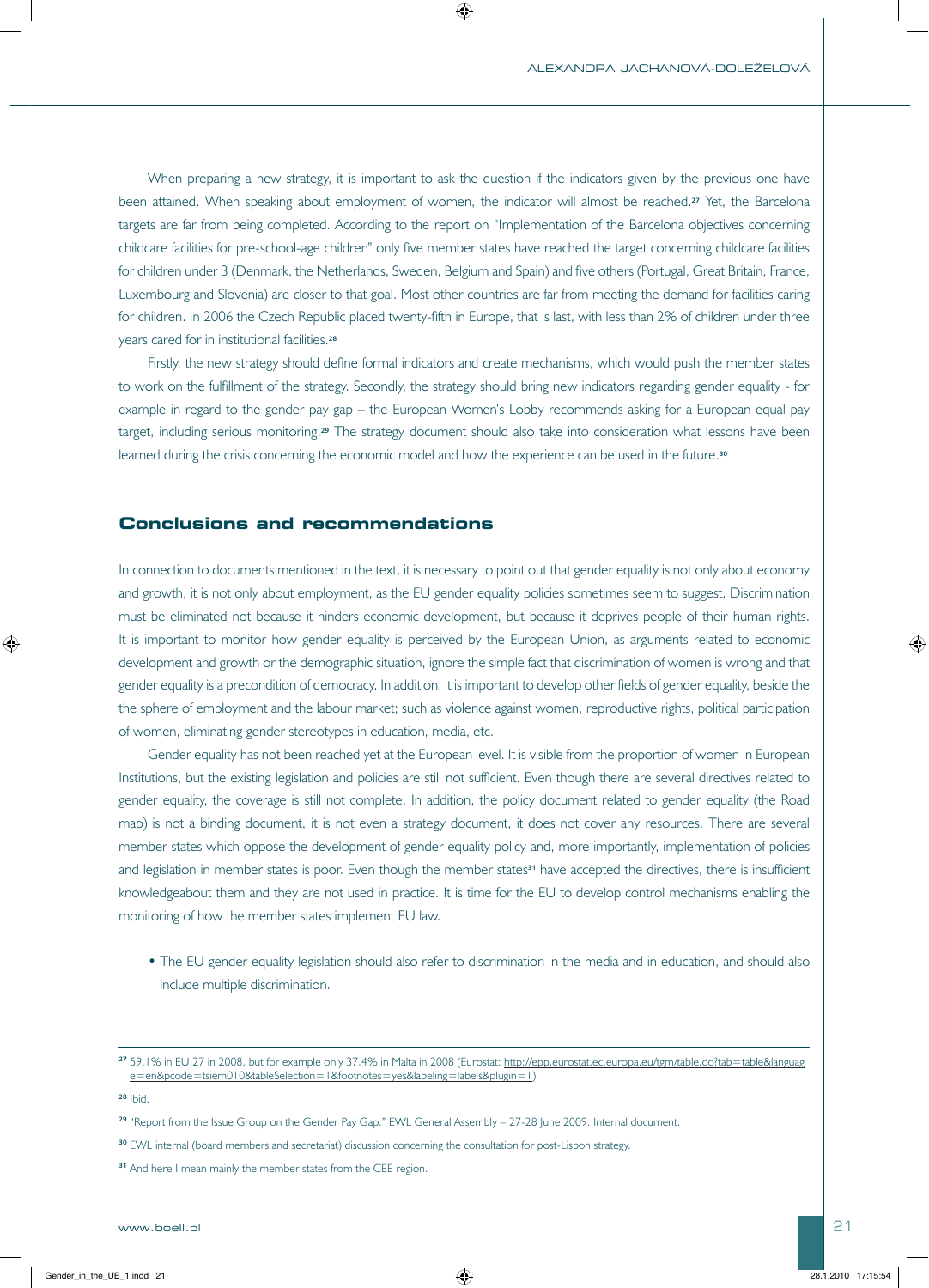When preparing a new strategy, it is important to ask the question if the indicators given by the previous one have been attained. When speaking about employment of women, the indicator will almost be reached.[27] Yet, the Barcelona targets are far from being completed. According to the report on "Implementation of the Barcelona objectives concerning childcare facilities for pre-school-age children" only five member states have reached the target concerning childcare facilities for children under 3 (Denmark, the Netherlands, Sweden, Belgium and Spain) and five others (Portugal, Great Britain, France, Luxembourg and Slovenia) are closer to that goal. Most other countries are far from meeting the demand for facilities caring for children. In 2006 the Czech Republic placed twenty-fifth in Europe, that is last, with less than 2% of children under three years cared for in institutional facilities.[28]

Firstly, the new strategy should define formal indicators and create mechanisms, which would push the member states to work on the fulfillment of the strategy. Secondly, the strategy should bring new indicators regarding gender equality - for example in regard to the gender pay gap – the European Women's Lobby recommends asking for a European equal pay target, including serious monitoring.[29] The strategy document should also take into consideration what lessons have been learned during the crisis concerning the economic model and how the experience can be used in the future.[30]

## Conclusions and recommendations

In connection to documents mentioned in the text, it is necessary to point out that gender equality is not only about economy and growth, it is not only about employment, as the EU gender equality policies sometimes seem to suggest. Discrimination must be eliminated not because it hinders economic development, but because it deprives people of their human rights. It is important to monitor how gender equality is perceived by the European Union, as arguments related to economic development and growth or the demographic situation, ignore the simple fact that discrimination of women is wrong and that gender equality is a precondition of democracy. In addition, it is important to develop other fields of gender equality, beside the the sphere of employment and the labour market; such as violence against women, reproductive rights, political participation of women, eliminating gender stereotypes in education, media, etc.

Gender equality has not been reached yet at the European level. It is visible from the proportion of women in European Institutions, but the existing legislation and policies are still not sufficient. Even though there are several directives related to gender equality, the coverage is still not complete. In addition, the policy document related to gender equality (the Road map) is not a binding document, it is not even a strategy document, it does not cover any resources. There are several member states which oppose the development of gender equality policy and, more importantly, implementation of policies and legislation in member states is poor. Even though the member states[31] have accepted the directives, there is insufficient knowledgeabout them and they are not used in practice. It is time for the EU to develop control mechanisms enabling the monitoring of how the member states implement EU law.

- The EU gender equality legislation should also refer to discrimination in the media and in education, and should also include multiple discrimination.

---

[27] 59.1% in EU 27 in 2008, but for example only 37.4% in Malta in 2008 (Eurostat: http://epp.eurostat.ec.europa.eu/tgm/table.do?tab=table&language=en&pcode=tsiem010&tableSelection=1&footnotes=yes&labeling=labels&plugin=1)

[28] Ibid.

[29] "Report from the Issue Group on the Gender Pay Gap." EWL General Assembly – 27-28 June 2009. Internal document.

[30] EWL internal (board members and secretariat) discussion concerning the consultation for post-Lisbon strategy.

[31] And here I mean mainly the member states from the CEE region.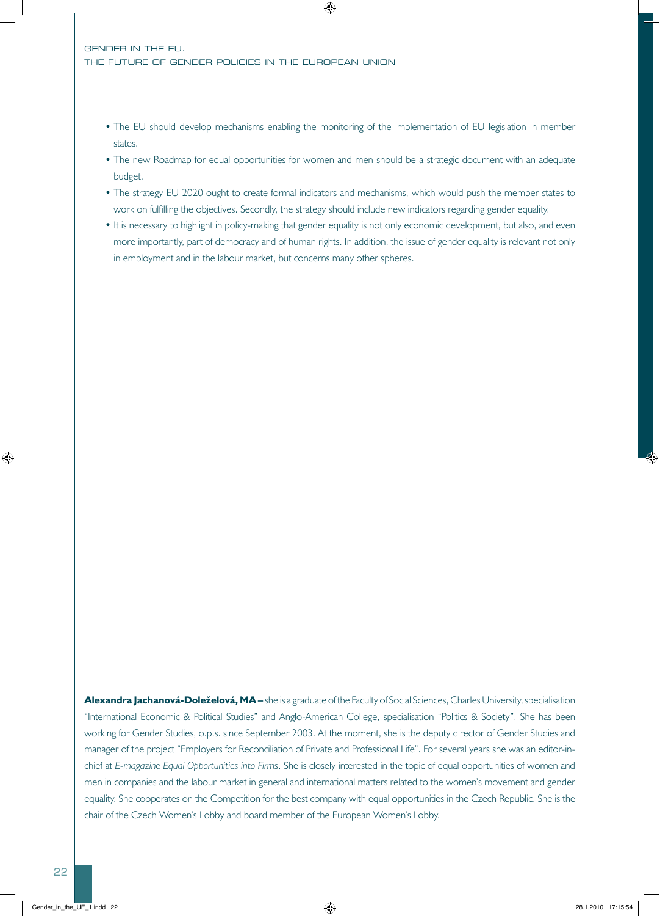- The EU should develop mechanisms enabling the monitoring of the implementation of EU legislation in member states.
- The new Roadmap for equal opportunities for women and men should be a strategic document with an adequate budget.
- The strategy EU 2020 ought to create formal indicators and mechanisms, which would push the member states to work on fulfilling the objectives. Secondly, the strategy should include new indicators regarding gender equality.
- It is necessary to highlight in policy-making that gender equality is not only economic development, but also, and even more importantly, part of democracy and of human rights. In addition, the issue of gender equality is relevant not only in employment and in the labour market, but concerns many other spheres.

**Alexandra Jachanová-Doleželová, MA –** she is a graduate of the Faculty of Social Sciences, Charles University, specialisation "International Economic & Political Studies" and Anglo-American College, specialisation "Politics & Society". She has been working for Gender Studies, o.p.s. since September 2003. At the moment, she is the deputy director of Gender Studies and manager of the project "Employers for Reconciliation of Private and Professional Life". For several years she was an editor-in-chief at *E-magazine Equal Opportunities into Firms*. She is closely interested in the topic of equal opportunities of women and men in companies and the labour market in general and international matters related to the women's movement and gender equality. She cooperates on the Competition for the best company with equal opportunities in the Czech Republic. She is the chair of the Czech Women's Lobby and board member of the European Women's Lobby.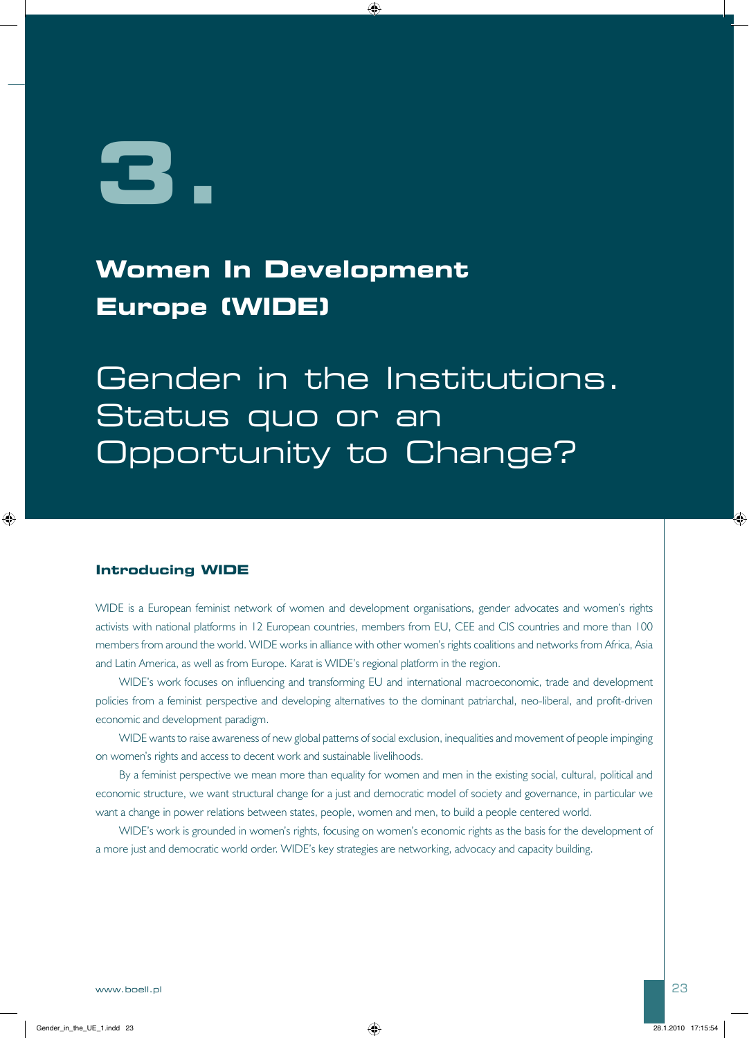# 3.

## Women In Development Europe (WIDE)

# Gender in the Institutions. Status quo or an Opportunity to Change?

### Introducing WIDE

WIDE is a European feminist network of women and development organisations, gender advocates and women's rights activists with national platforms in 12 European countries, members from EU, CEE and CIS countries and more than 100 members from around the world. WIDE works in alliance with other women's rights coalitions and networks from Africa, Asia and Latin America, as well as from Europe. Karat is WIDE's regional platform in the region.

WIDE's work focuses on influencing and transforming EU and international macroeconomic, trade and development policies from a feminist perspective and developing alternatives to the dominant patriarchal, neo-liberal, and profit-driven economic and development paradigm.

WIDE wants to raise awareness of new global patterns of social exclusion, inequalities and movement of people impinging on women's rights and access to decent work and sustainable livelihoods.

By a feminist perspective we mean more than equality for women and men in the existing social, cultural, political and economic structure, we want structural change for a just and democratic model of society and governance, in particular we want a change in power relations between states, people, women and men, to build a people centered world.

WIDE's work is grounded in women's rights, focusing on women's economic rights as the basis for the development of a more just and democratic world order. WIDE's key strategies are networking, advocacy and capacity building.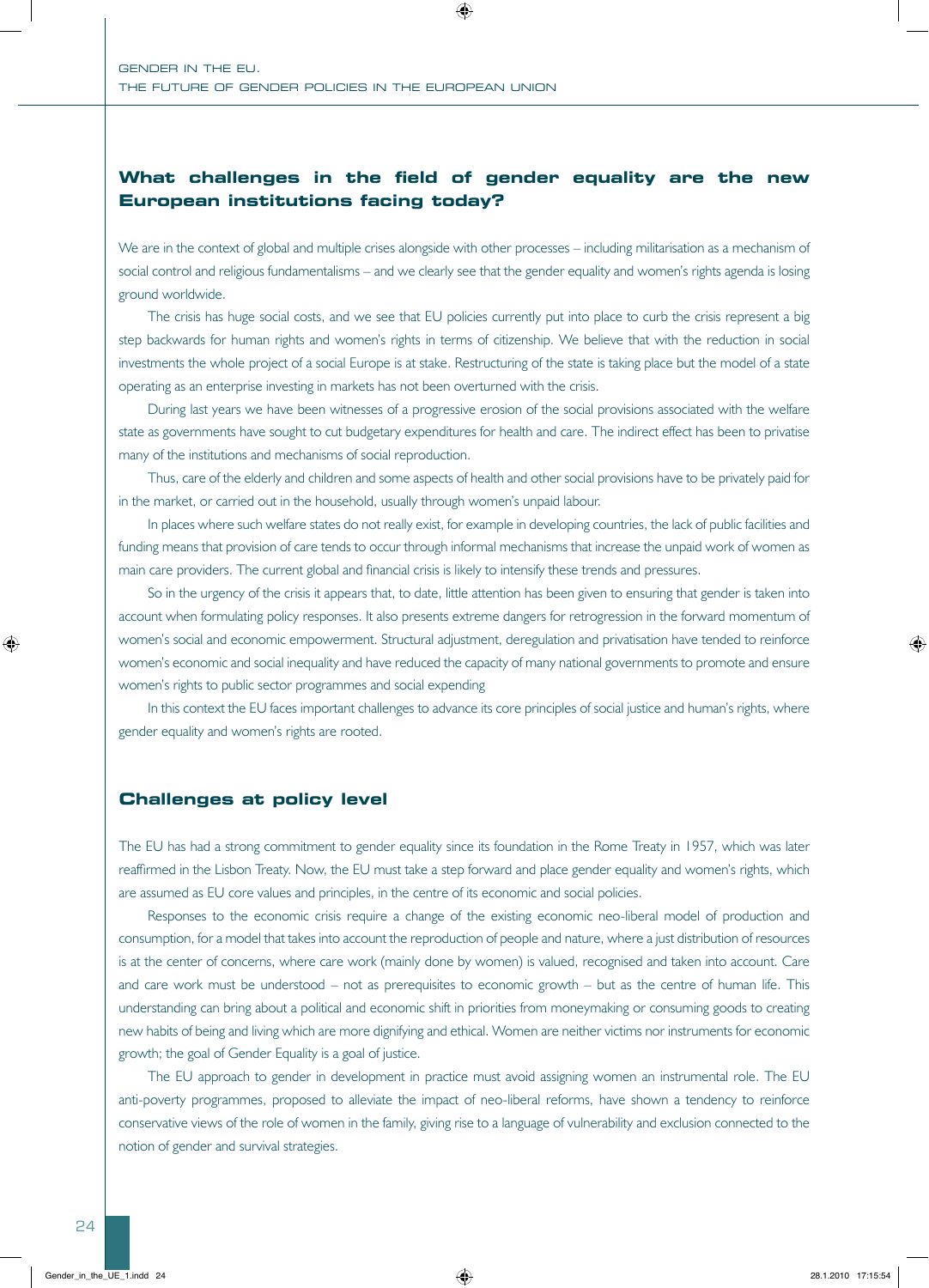## What challenges in the field of gender equality are the new European institutions facing today?

We are in the context of global and multiple crises alongside with other processes – including militarisation as a mechanism of social control and religious fundamentalisms – and we clearly see that the gender equality and women's rights agenda is losing ground worldwide.

The crisis has huge social costs, and we see that EU policies currently put into place to curb the crisis represent a big step backwards for human rights and women's rights in terms of citizenship. We believe that with the reduction in social investments the whole project of a social Europe is at stake. Restructuring of the state is taking place but the model of a state operating as an enterprise investing in markets has not been overturned with the crisis.

During last years we have been witnesses of a progressive erosion of the social provisions associated with the welfare state as governments have sought to cut budgetary expenditures for health and care. The indirect effect has been to privatise many of the institutions and mechanisms of social reproduction.

Thus, care of the elderly and children and some aspects of health and other social provisions have to be privately paid for in the market, or carried out in the household, usually through women's unpaid labour.

In places where such welfare states do not really exist, for example in developing countries, the lack of public facilities and funding means that provision of care tends to occur through informal mechanisms that increase the unpaid work of women as main care providers. The current global and financial crisis is likely to intensify these trends and pressures.

So in the urgency of the crisis it appears that, to date, little attention has been given to ensuring that gender is taken into account when formulating policy responses. It also presents extreme dangers for retrogression in the forward momentum of women's social and economic empowerment. Structural adjustment, deregulation and privatisation have tended to reinforce women's economic and social inequality and have reduced the capacity of many national governments to promote and ensure women's rights to public sector programmes and social expending

In this context the EU faces important challenges to advance its core principles of social justice and human's rights, where gender equality and women's rights are rooted.

## Challenges at policy level

The EU has had a strong commitment to gender equality since its foundation in the Rome Treaty in 1957, which was later reaffirmed in the Lisbon Treaty. Now, the EU must take a step forward and place gender equality and women's rights, which are assumed as EU core values and principles, in the centre of its economic and social policies.

Responses to the economic crisis require a change of the existing economic neo-liberal model of production and consumption, for a model that takes into account the reproduction of people and nature, where a just distribution of resources is at the center of concerns, where care work (mainly done by women) is valued, recognised and taken into account. Care and care work must be understood – not as prerequisites to economic growth – but as the centre of human life. This understanding can bring about a political and economic shift in priorities from moneymaking or consuming goods to creating new habits of being and living which are more dignifying and ethical. Women are neither victims nor instruments for economic growth; the goal of Gender Equality is a goal of justice.

The EU approach to gender in development in practice must avoid assigning women an instrumental role. The EU anti-poverty programmes, proposed to alleviate the impact of neo-liberal reforms, have shown a tendency to reinforce conservative views of the role of women in the family, giving rise to a language of vulnerability and exclusion connected to the notion of gender and survival strategies.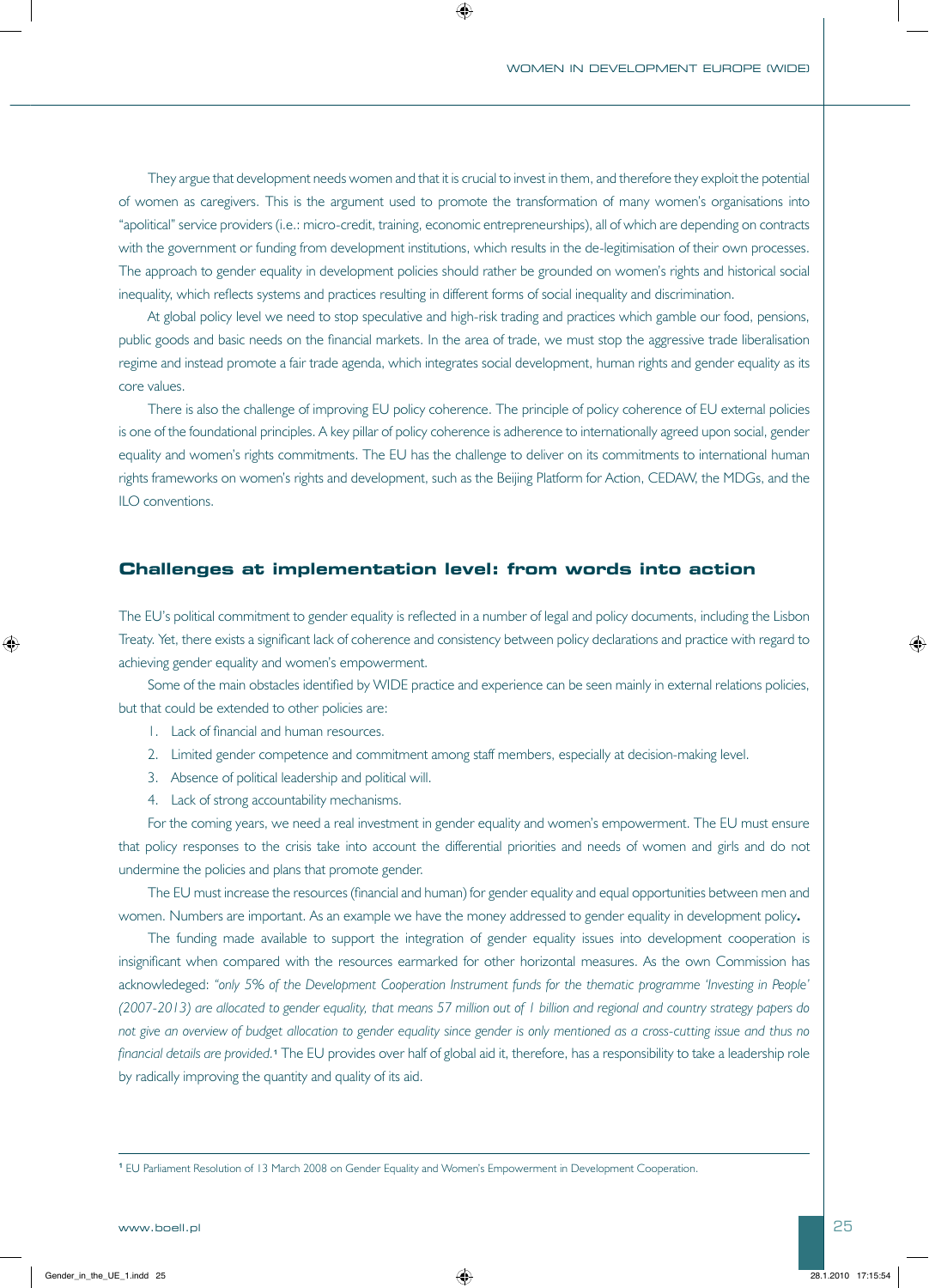They argue that development needs women and that it is crucial to invest in them, and therefore they exploit the potential of women as caregivers. This is the argument used to promote the transformation of many women's organisations into "apolitical" service providers (i.e.: micro-credit, training, economic entrepreneurships), all of which are depending on contracts with the government or funding from development institutions, which results in the de-legitimisation of their own processes. The approach to gender equality in development policies should rather be grounded on women's rights and historical social inequality, which reflects systems and practices resulting in different forms of social inequality and discrimination.

At global policy level we need to stop speculative and high-risk trading and practices which gamble our food, pensions, public goods and basic needs on the financial markets. In the area of trade, we must stop the aggressive trade liberalisation regime and instead promote a fair trade agenda, which integrates social development, human rights and gender equality as its core values.

There is also the challenge of improving EU policy coherence. The principle of policy coherence of EU external policies is one of the foundational principles. A key pillar of policy coherence is adherence to internationally agreed upon social, gender equality and women's rights commitments. The EU has the challenge to deliver on its commitments to international human rights frameworks on women's rights and development, such as the Beijing Platform for Action, CEDAW, the MDGs, and the ILO conventions.

## Challenges at implementation level: from words into action

The EU's political commitment to gender equality is reflected in a number of legal and policy documents, including the Lisbon Treaty. Yet, there exists a significant lack of coherence and consistency between policy declarations and practice with regard to achieving gender equality and women's empowerment.

Some of the main obstacles identified by WIDE practice and experience can be seen mainly in external relations policies, but that could be extended to other policies are:

1. Lack of financial and human resources.
2. Limited gender competence and commitment among staff members, especially at decision-making level.
3. Absence of political leadership and political will.
4. Lack of strong accountability mechanisms.

For the coming years, we need a real investment in gender equality and women's empowerment. The EU must ensure that policy responses to the crisis take into account the differential priorities and needs of women and girls and do not undermine the policies and plans that promote gender.

The EU must increase the resources (financial and human) for gender equality and equal opportunities between men and women. Numbers are important. As an example we have the money addressed to gender equality in development policy.

The funding made available to support the integration of gender equality issues into development cooperation is insignificant when compared with the resources earmarked for other horizontal measures. As the own Commission has acknowledeged: *"only 5% of the Development Cooperation Instrument funds for the thematic programme 'Investing in People' (2007-2013) are allocated to gender equality, that means 57 million out of 1 billion and regional and country strategy papers do not give an overview of budget allocation to gender equality since gender is only mentioned as a cross-cutting issue and thus no financial details are provided.*[1] The EU provides over half of global aid it, therefore, has a responsibility to take a leadership role by radically improving the quantity and quality of its aid.

---

[1] EU Parliament Resolution of 13 March 2008 on Gender Equality and Women's Empowerment in Development Cooperation.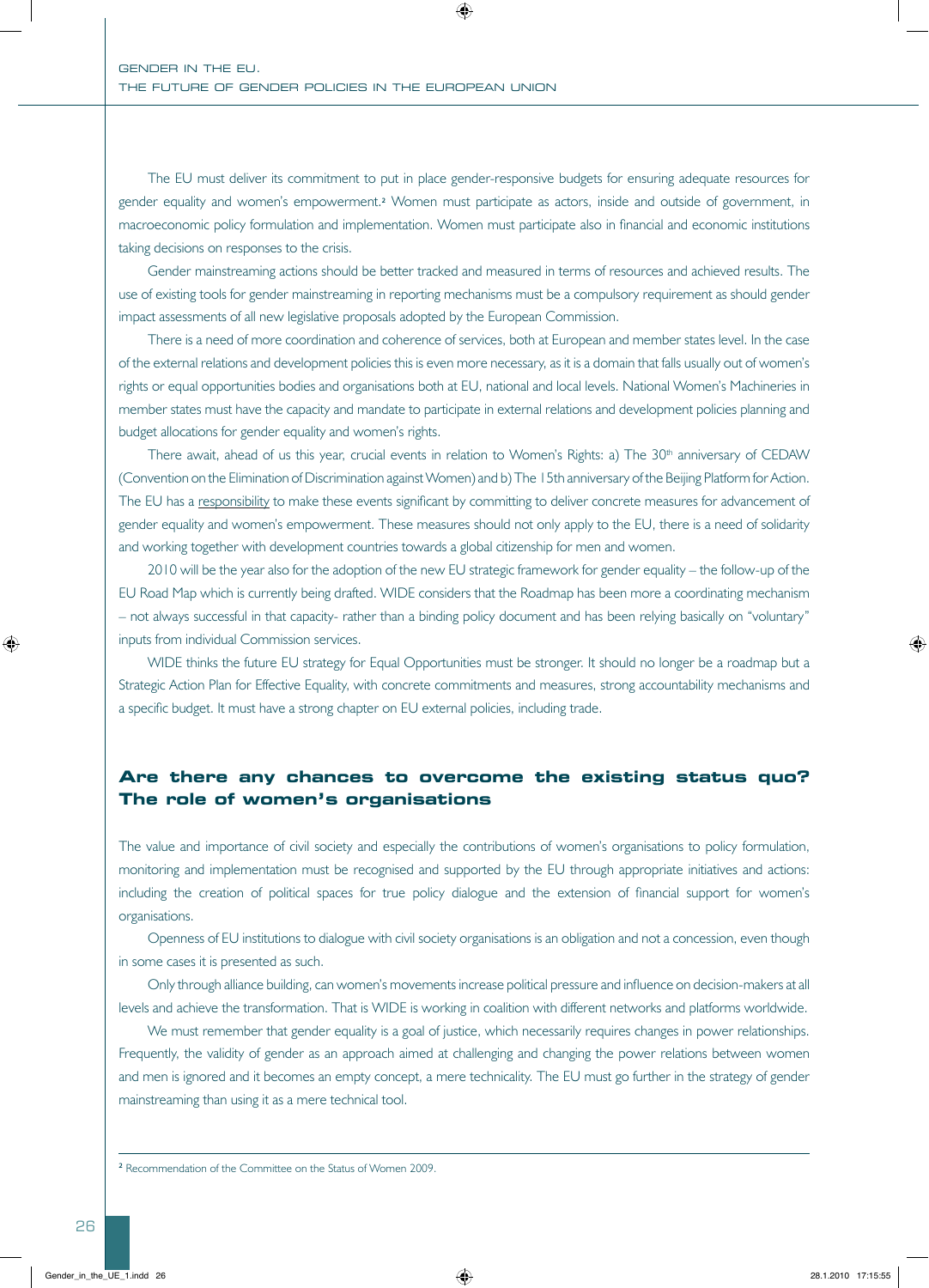The EU must deliver its commitment to put in place gender-responsive budgets for ensuring adequate resources for gender equality and women's empowerment.[2] Women must participate as actors, inside and outside of government, in macroeconomic policy formulation and implementation. Women must participate also in financial and economic institutions taking decisions on responses to the crisis.

Gender mainstreaming actions should be better tracked and measured in terms of resources and achieved results. The use of existing tools for gender mainstreaming in reporting mechanisms must be a compulsory requirement as should gender impact assessments of all new legislative proposals adopted by the European Commission.

There is a need of more coordination and coherence of services, both at European and member states level. In the case of the external relations and development policies this is even more necessary, as it is a domain that falls usually out of women's rights or equal opportunities bodies and organisations both at EU, national and local levels. National Women's Machineries in member states must have the capacity and mandate to participate in external relations and development policies planning and budget allocations for gender equality and women's rights.

There await, ahead of us this year, crucial events in relation to Women's Rights: a) The 30th anniversary of CEDAW (Convention on the Elimination of Discrimination against Women) and b) The 15th anniversary of the Beijing Platform for Action. The EU has a responsibility to make these events significant by committing to deliver concrete measures for advancement of gender equality and women's empowerment. These measures should not only apply to the EU, there is a need of solidarity and working together with development countries towards a global citizenship for men and women.

2010 will be the year also for the adoption of the new EU strategic framework for gender equality – the follow-up of the EU Road Map which is currently being drafted. WIDE considers that the Roadmap has been more a coordinating mechanism – not always successful in that capacity- rather than a binding policy document and has been relying basically on "voluntary" inputs from individual Commission services.

WIDE thinks the future EU strategy for Equal Opportunities must be stronger. It should no longer be a roadmap but a Strategic Action Plan for Effective Equality, with concrete commitments and measures, strong accountability mechanisms and a specific budget. It must have a strong chapter on EU external policies, including trade.

## Are there any chances to overcome the existing status quo? The role of women's organisations

The value and importance of civil society and especially the contributions of women's organisations to policy formulation, monitoring and implementation must be recognised and supported by the EU through appropriate initiatives and actions: including the creation of political spaces for true policy dialogue and the extension of financial support for women's organisations.

Openness of EU institutions to dialogue with civil society organisations is an obligation and not a concession, even though in some cases it is presented as such.

Only through alliance building, can women's movements increase political pressure and influence on decision-makers at all levels and achieve the transformation. That is WIDE is working in coalition with different networks and platforms worldwide.

We must remember that gender equality is a goal of justice, which necessarily requires changes in power relationships. Frequently, the validity of gender as an approach aimed at challenging and changing the power relations between women and men is ignored and it becomes an empty concept, a mere technicality. The EU must go further in the strategy of gender mainstreaming than using it as a mere technical tool.

---

[2] Recommendation of the Committee on the Status of Women 2009.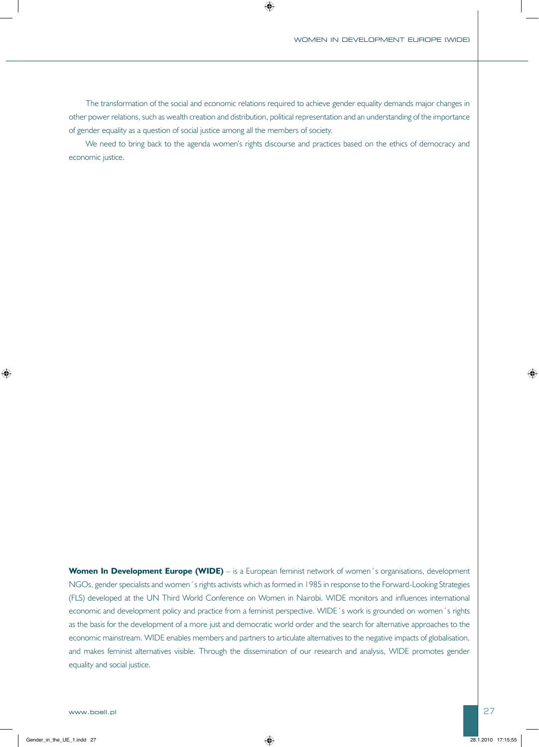The transformation of the social and economic relations required to achieve gender equality demands major changes in other power relations, such as wealth creation and distribution, political representation and an understanding of the importance of gender equality as a question of social justice among all the members of society.

We need to bring back to the agenda women's rights discourse and practices based on the ethics of democracy and economic justice.

**Women In Development Europe (WIDE)** – is a European feminist network of women´s organisations, development NGOs, gender specialists and women´s rights activists which as formed in 1985 in response to the Forward-Looking Strategies (FLS) developed at the UN Third World Conference on Women in Nairobi. WIDE monitors and influences international economic and development policy and practice from a feminist perspective. WIDE´s work is grounded on women´s rights as the basis for the development of a more just and democratic world order and the search for alternative approaches to the economic mainstream. WIDE enables members and partners to articulate alternatives to the negative impacts of globalisation, and makes feminist alternatives visible. Through the dissemination of our research and analysis, WIDE promotes gender equality and social justice.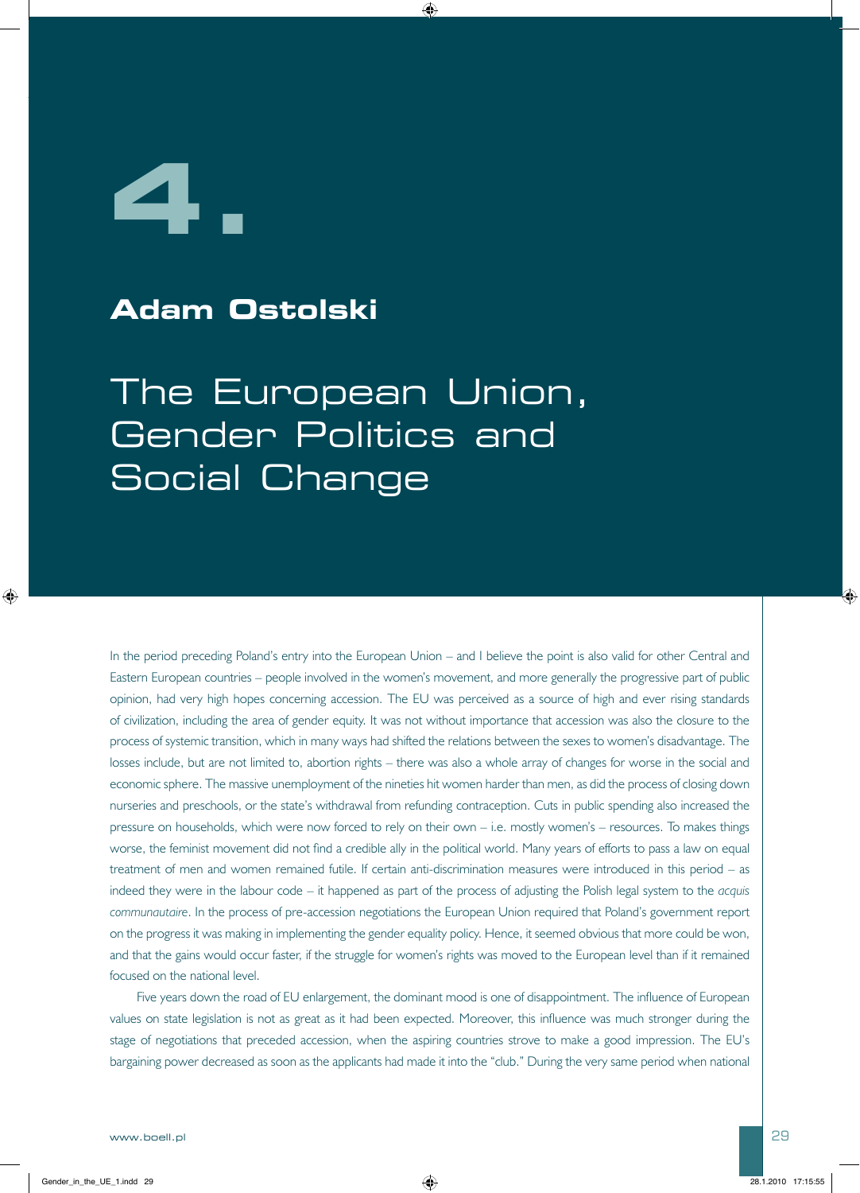# 4.

**Adam Ostolski**

## The European Union, Gender Politics and Social Change

In the period preceding Poland's entry into the European Union – and I believe the point is also valid for other Central and Eastern European countries – people involved in the women's movement, and more generally the progressive part of public opinion, had very high hopes concerning accession. The EU was perceived as a source of high and ever rising standards of civilization, including the area of gender equity. It was not without importance that accession was also the closure to the process of systemic transition, which in many ways had shifted the relations between the sexes to women's disadvantage. The losses include, but are not limited to, abortion rights – there was also a whole array of changes for worse in the social and economic sphere. The massive unemployment of the nineties hit women harder than men, as did the process of closing down nurseries and preschools, or the state's withdrawal from refunding contraception. Cuts in public spending also increased the pressure on households, which were now forced to rely on their own – i.e. mostly women's – resources. To makes things worse, the feminist movement did not find a credible ally in the political world. Many years of efforts to pass a law on equal treatment of men and women remained futile. If certain anti-discrimination measures were introduced in this period – as indeed they were in the labour code – it happened as part of the process of adjusting the Polish legal system to the *acquis communautaire*. In the process of pre-accession negotiations the European Union required that Poland's government report on the progress it was making in implementing the gender equality policy. Hence, it seemed obvious that more could be won, and that the gains would occur faster, if the struggle for women's rights was moved to the European level than if it remained focused on the national level.

Five years down the road of EU enlargement, the dominant mood is one of disappointment. The influence of European values on state legislation is not as great as it had been expected. Moreover, this influence was much stronger during the stage of negotiations that preceded accession, when the aspiring countries strove to make a good impression. The EU's bargaining power decreased as soon as the applicants had made it into the "club." During the very same period when national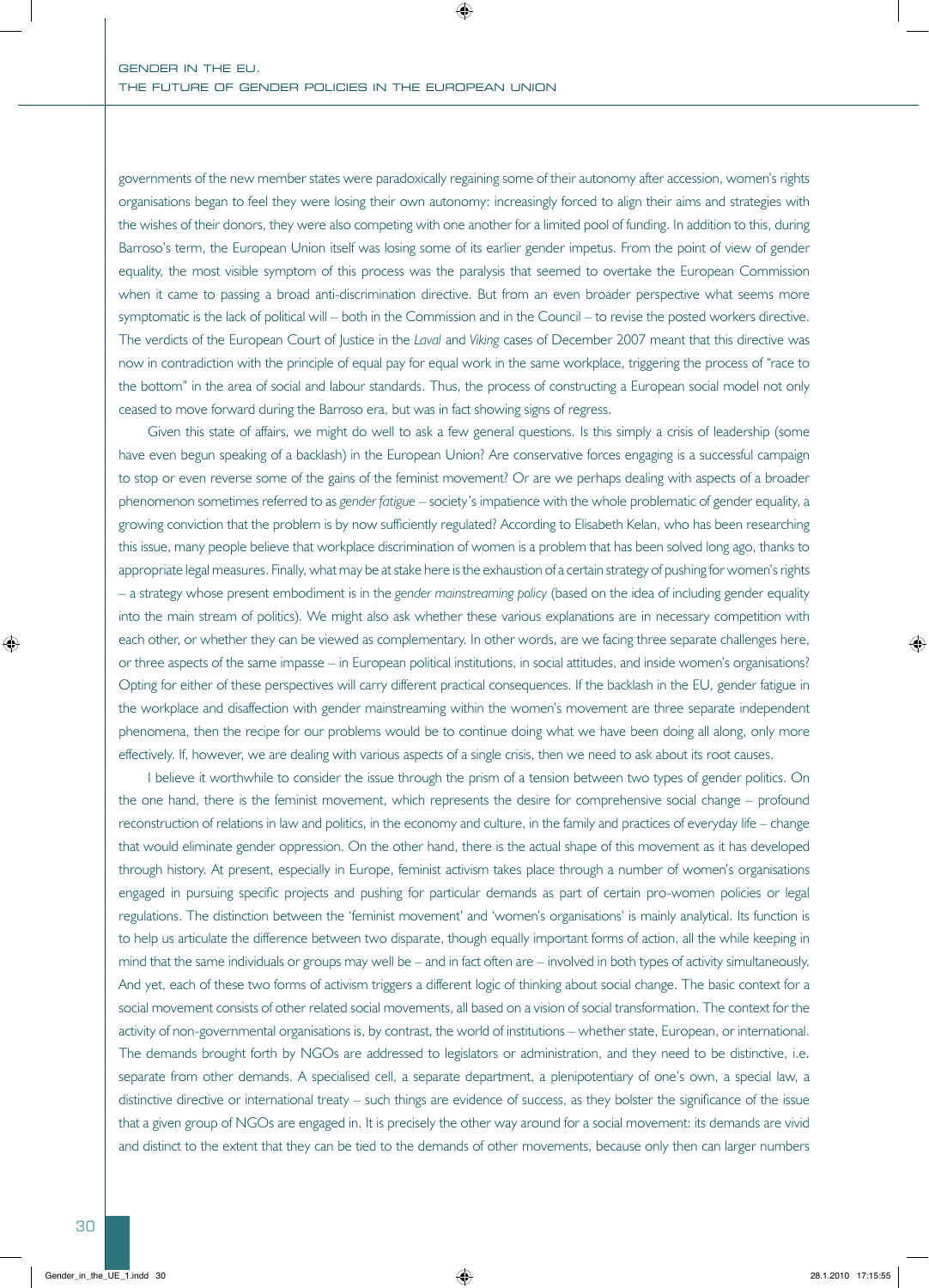governments of the new member states were paradoxically regaining some of their autonomy after accession, women's rights organisations began to feel they were losing their own autonomy: increasingly forced to align their aims and strategies with the wishes of their donors, they were also competing with one another for a limited pool of funding. In addition to this, during Barroso's term, the European Union itself was losing some of its earlier gender impetus. From the point of view of gender equality, the most visible symptom of this process was the paralysis that seemed to overtake the European Commission when it came to passing a broad anti-discrimination directive. But from an even broader perspective what seems more symptomatic is the lack of political will – both in the Commission and in the Council – to revise the posted workers directive. The verdicts of the European Court of Justice in the *Laval* and *Viking* cases of December 2007 meant that this directive was now in contradiction with the principle of equal pay for equal work in the same workplace, triggering the process of "race to the bottom" in the area of social and labour standards. Thus, the process of constructing a European social model not only ceased to move forward during the Barroso era, but was in fact showing signs of regress.

Given this state of affairs, we might do well to ask a few general questions. Is this simply a crisis of leadership (some have even begun speaking of a backlash) in the European Union? Are conservative forces engaging is a successful campaign to stop or even reverse some of the gains of the feminist movement? Or are we perhaps dealing with aspects of a broader phenomenon sometimes referred to as *gender fatigue* – society's impatience with the whole problematic of gender equality, a growing conviction that the problem is by now sufficiently regulated? According to Elisabeth Kelan, who has been researching this issue, many people believe that workplace discrimination of women is a problem that has been solved long ago, thanks to appropriate legal measures. Finally, what may be at stake here is the exhaustion of a certain strategy of pushing for women's rights – a strategy whose present embodiment is in the *gender mainstreaming policy* (based on the idea of including gender equality into the main stream of politics). We might also ask whether these various explanations are in necessary competition with each other, or whether they can be viewed as complementary. In other words, are we facing three separate challenges here, or three aspects of the same impasse – in European political institutions, in social attitudes, and inside women's organisations? Opting for either of these perspectives will carry different practical consequences. If the backlash in the EU, gender fatigue in the workplace and disaffection with gender mainstreaming within the women's movement are three separate independent phenomena, then the recipe for our problems would be to continue doing what we have been doing all along, only more effectively. If, however, we are dealing with various aspects of a single crisis, then we need to ask about its root causes.

I believe it worthwhile to consider the issue through the prism of a tension between two types of gender politics. On the one hand, there is the feminist movement, which represents the desire for comprehensive social change – profound reconstruction of relations in law and politics, in the economy and culture, in the family and practices of everyday life – change that would eliminate gender oppression. On the other hand, there is the actual shape of this movement as it has developed through history. At present, especially in Europe, feminist activism takes place through a number of women's organisations engaged in pursuing specific projects and pushing for particular demands as part of certain pro-women policies or legal regulations. The distinction between the 'feminist movement' and 'women's organisations' is mainly analytical. Its function is to help us articulate the difference between two disparate, though equally important forms of action, all the while keeping in mind that the same individuals or groups may well be – and in fact often are – involved in both types of activity simultaneously. And yet, each of these two forms of activism triggers a different logic of thinking about social change. The basic context for a social movement consists of other related social movements, all based on a vision of social transformation. The context for the activity of non-governmental organisations is, by contrast, the world of institutions – whether state, European, or international. The demands brought forth by NGOs are addressed to legislators or administration, and they need to be distinctive, i.e. separate from other demands. A specialised cell, a separate department, a plenipotentiary of one's own, a special law, a distinctive directive or international treaty – such things are evidence of success, as they bolster the significance of the issue that a given group of NGOs are engaged in. It is precisely the other way around for a social movement: its demands are vivid and distinct to the extent that they can be tied to the demands of other movements, because only then can larger numbers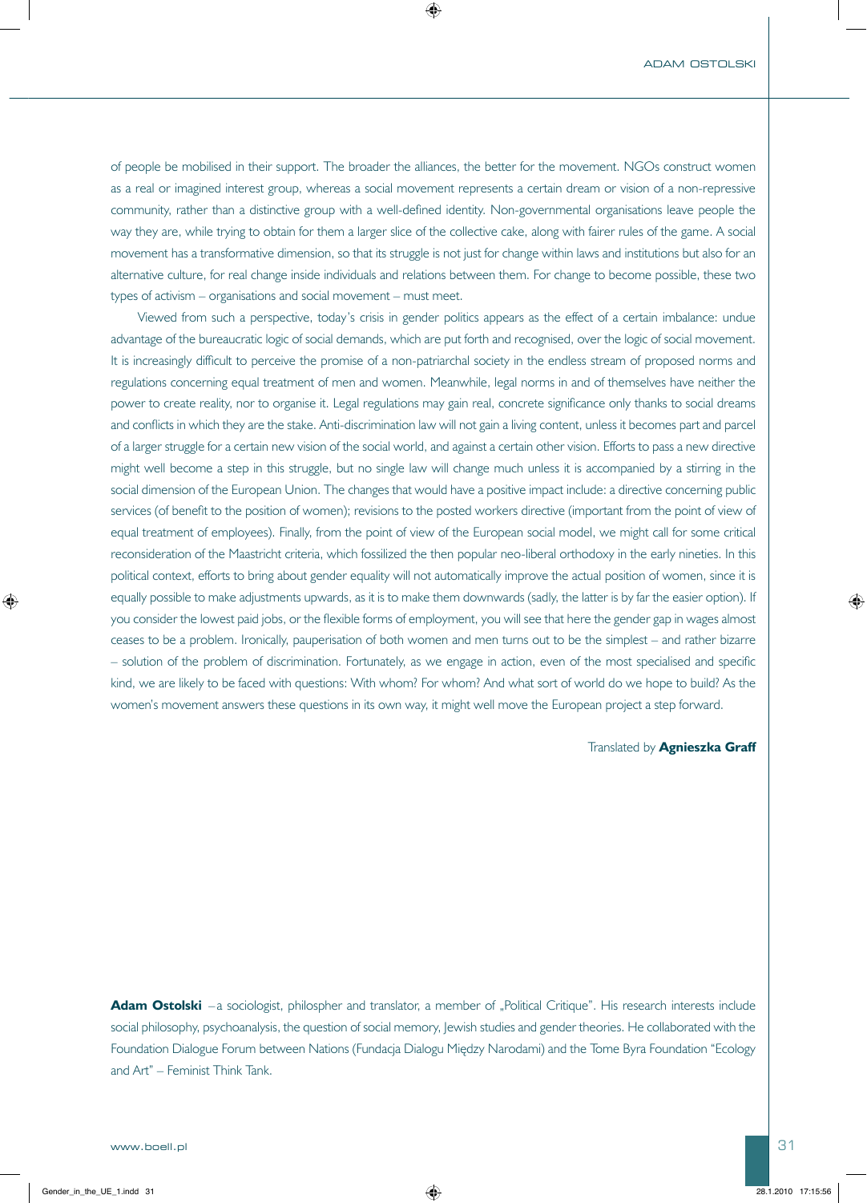of people be mobilised in their support. The broader the alliances, the better for the movement. NGOs construct women as a real or imagined interest group, whereas a social movement represents a certain dream or vision of a non-repressive community, rather than a distinctive group with a well-defined identity. Non-governmental organisations leave people the way they are, while trying to obtain for them a larger slice of the collective cake, along with fairer rules of the game. A social movement has a transformative dimension, so that its struggle is not just for change within laws and institutions but also for an alternative culture, for real change inside individuals and relations between them. For change to become possible, these two types of activism – organisations and social movement – must meet.

Viewed from such a perspective, today's crisis in gender politics appears as the effect of a certain imbalance: undue advantage of the bureaucratic logic of social demands, which are put forth and recognised, over the logic of social movement. It is increasingly difficult to perceive the promise of a non-patriarchal society in the endless stream of proposed norms and regulations concerning equal treatment of men and women. Meanwhile, legal norms in and of themselves have neither the power to create reality, nor to organise it. Legal regulations may gain real, concrete significance only thanks to social dreams and conflicts in which they are the stake. Anti-discrimination law will not gain a living content, unless it becomes part and parcel of a larger struggle for a certain new vision of the social world, and against a certain other vision. Efforts to pass a new directive might well become a step in this struggle, but no single law will change much unless it is accompanied by a stirring in the social dimension of the European Union. The changes that would have a positive impact include: a directive concerning public services (of benefit to the position of women); revisions to the posted workers directive (important from the point of view of equal treatment of employees). Finally, from the point of view of the European social model, we might call for some critical reconsideration of the Maastricht criteria, which fossilized the then popular neo-liberal orthodoxy in the early nineties. In this political context, efforts to bring about gender equality will not automatically improve the actual position of women, since it is equally possible to make adjustments upwards, as it is to make them downwards (sadly, the latter is by far the easier option). If you consider the lowest paid jobs, or the flexible forms of employment, you will see that here the gender gap in wages almost ceases to be a problem. Ironically, pauperisation of both women and men turns out to be the simplest – and rather bizarre – solution of the problem of discrimination. Fortunately, as we engage in action, even of the most specialised and specific kind, we are likely to be faced with questions: With whom? For whom? And what sort of world do we hope to build? As the women's movement answers these questions in its own way, it might well move the European project a step forward.

Translated by **Agnieszka Graff**

**Adam Ostolski** – a sociologist, philospher and translator, a member of „Political Critique". His research interests include social philosophy, psychoanalysis, the question of social memory, Jewish studies and gender theories. He collaborated with the Foundation Dialogue Forum between Nations (Fundacja Dialogu Między Narodami) and the Tome Byra Foundation "Ecology and Art" – Feminist Think Tank.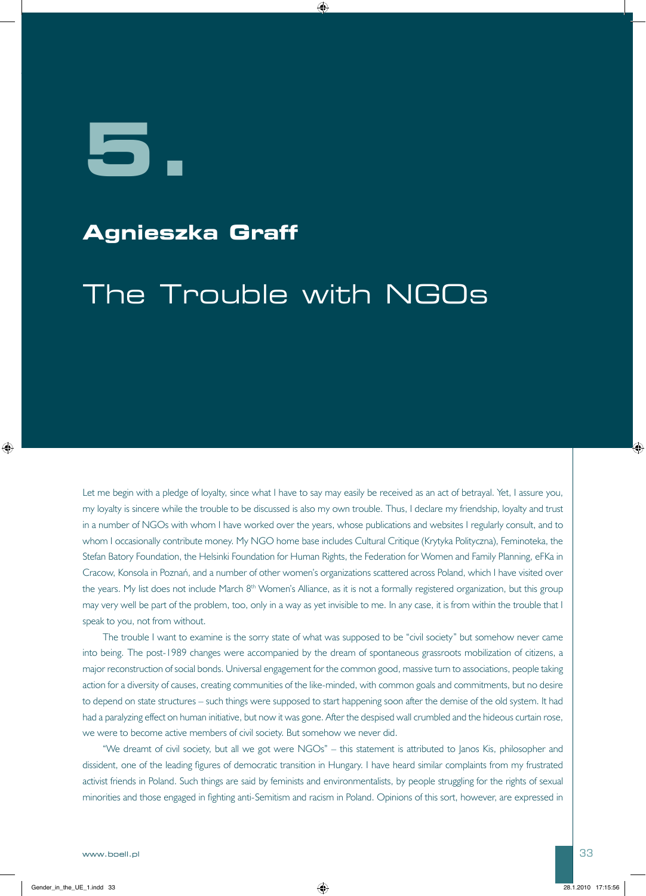# 5.

## Agnieszka Graff

# The Trouble with NGOs

Let me begin with a pledge of loyalty, since what I have to say may easily be received as an act of betrayal. Yet, I assure you, my loyalty is sincere while the trouble to be discussed is also my own trouble. Thus, I declare my friendship, loyalty and trust in a number of NGOs with whom I have worked over the years, whose publications and websites I regularly consult, and to whom I occasionally contribute money. My NGO home base includes Cultural Critique (Krytyka Polityczna), Feminoteka, the Stefan Batory Foundation, the Helsinki Foundation for Human Rights, the Federation for Women and Family Planning, eFKa in Cracow, Konsola in Poznań, and a number of other women's organizations scattered across Poland, which I have visited over the years. My list does not include March 8th Women's Alliance, as it is not a formally registered organization, but this group may very well be part of the problem, too, only in a way as yet invisible to me. In any case, it is from within the trouble that I speak to you, not from without.

The trouble I want to examine is the sorry state of what was supposed to be "civil society" but somehow never came into being. The post-1989 changes were accompanied by the dream of spontaneous grassroots mobilization of citizens, a major reconstruction of social bonds. Universal engagement for the common good, massive turn to associations, people taking action for a diversity of causes, creating communities of the like-minded, with common goals and commitments, but no desire to depend on state structures – such things were supposed to start happening soon after the demise of the old system. It had had a paralyzing effect on human initiative, but now it was gone. After the despised wall crumbled and the hideous curtain rose, we were to become active members of civil society. But somehow we never did.

"We dreamt of civil society, but all we got were NGOs" – this statement is attributed to Janos Kis, philosopher and dissident, one of the leading figures of democratic transition in Hungary. I have heard similar complaints from my frustrated activist friends in Poland. Such things are said by feminists and environmentalists, by people struggling for the rights of sexual minorities and those engaged in fighting anti-Semitism and racism in Poland. Opinions of this sort, however, are expressed in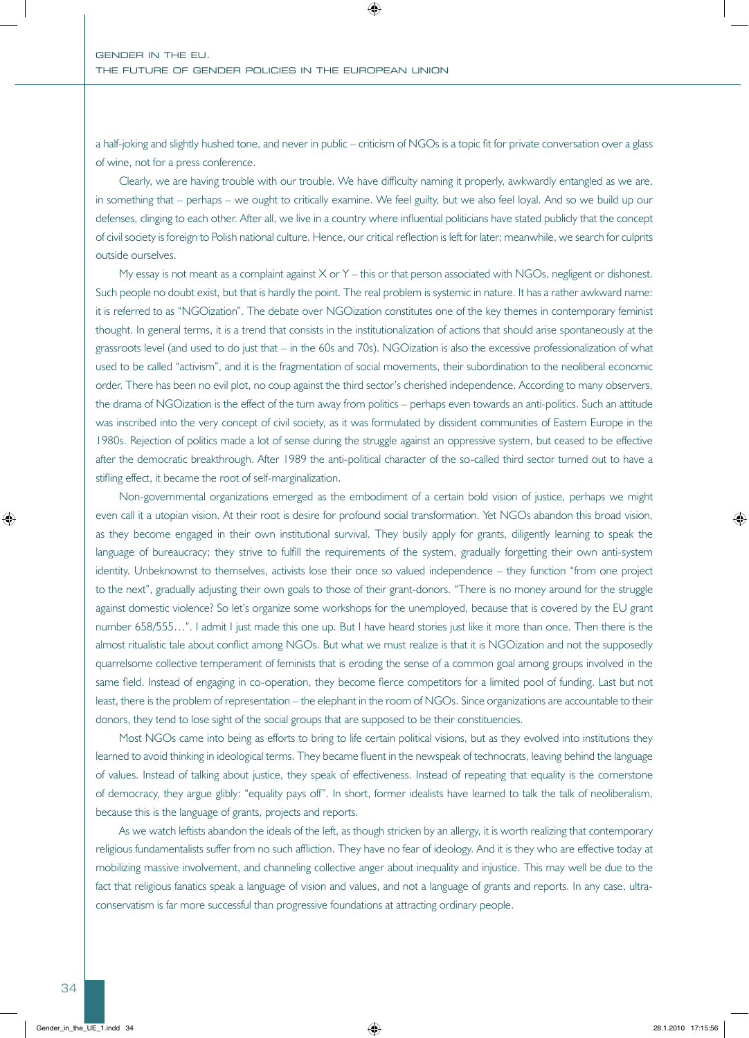a half-joking and slightly hushed tone, and never in public – criticism of NGOs is a topic fit for private conversation over a glass of wine, not for a press conference.

Clearly, we are having trouble with our trouble. We have difficulty naming it properly, awkwardly entangled as we are, in something that – perhaps – we ought to critically examine. We feel guilty, but we also feel loyal. And so we build up our defenses, clinging to each other. After all, we live in a country where influential politicians have stated publicly that the concept of civil society is foreign to Polish national culture. Hence, our critical reflection is left for later; meanwhile, we search for culprits outside ourselves.

My essay is not meant as a complaint against X or Y – this or that person associated with NGOs, negligent or dishonest. Such people no doubt exist, but that is hardly the point. The real problem is systemic in nature. It has a rather awkward name: it is referred to as "NGOization". The debate over NGOization constitutes one of the key themes in contemporary feminist thought. In general terms, it is a trend that consists in the institutionalization of actions that should arise spontaneously at the grassroots level (and used to do just that – in the 60s and 70s). NGOization is also the excessive professionalization of what used to be called "activism", and it is the fragmentation of social movements, their subordination to the neoliberal economic order. There has been no evil plot, no coup against the third sector's cherished independence. According to many observers, the drama of NGOization is the effect of the turn away from politics – perhaps even towards an anti-politics. Such an attitude was inscribed into the very concept of civil society, as it was formulated by dissident communities of Eastern Europe in the 1980s. Rejection of politics made a lot of sense during the struggle against an oppressive system, but ceased to be effective after the democratic breakthrough. After 1989 the anti-political character of the so-called third sector turned out to have a stifling effect, it became the root of self-marginalization.

Non-governmental organizations emerged as the embodiment of a certain bold vision of justice, perhaps we might even call it a utopian vision. At their root is desire for profound social transformation. Yet NGOs abandon this broad vision, as they become engaged in their own institutional survival. They busily apply for grants, diligently learning to speak the language of bureaucracy; they strive to fulfill the requirements of the system, gradually forgetting their own anti-system identity. Unbeknownst to themselves, activists lose their once so valued independence – they function "from one project to the next", gradually adjusting their own goals to those of their grant-donors. "There is no money around for the struggle against domestic violence? So let's organize some workshops for the unemployed, because that is covered by the EU grant number 658/555…". I admit I just made this one up. But I have heard stories just like it more than once. Then there is the almost ritualistic tale about conflict among NGOs. But what we must realize is that it is NGOization and not the supposedly quarrelsome collective temperament of feminists that is eroding the sense of a common goal among groups involved in the same field. Instead of engaging in co-operation, they become fierce competitors for a limited pool of funding. Last but not least, there is the problem of representation – the elephant in the room of NGOs. Since organizations are accountable to their donors, they tend to lose sight of the social groups that are supposed to be their constituencies.

Most NGOs came into being as efforts to bring to life certain political visions, but as they evolved into institutions they learned to avoid thinking in ideological terms. They became fluent in the newspeak of technocrats, leaving behind the language of values. Instead of talking about justice, they speak of effectiveness. Instead of repeating that equality is the cornerstone of democracy, they argue glibly: "equality pays off". In short, former idealists have learned to talk the talk of neoliberalism, because this is the language of grants, projects and reports.

As we watch leftists abandon the ideals of the left, as though stricken by an allergy, it is worth realizing that contemporary religious fundamentalists suffer from no such affliction. They have no fear of ideology. And it is they who are effective today at mobilizing massive involvement, and channeling collective anger about inequality and injustice. This may well be due to the fact that religious fanatics speak a language of vision and values, and not a language of grants and reports. In any case, ultra-conservatism is far more successful than progressive foundations at attracting ordinary people.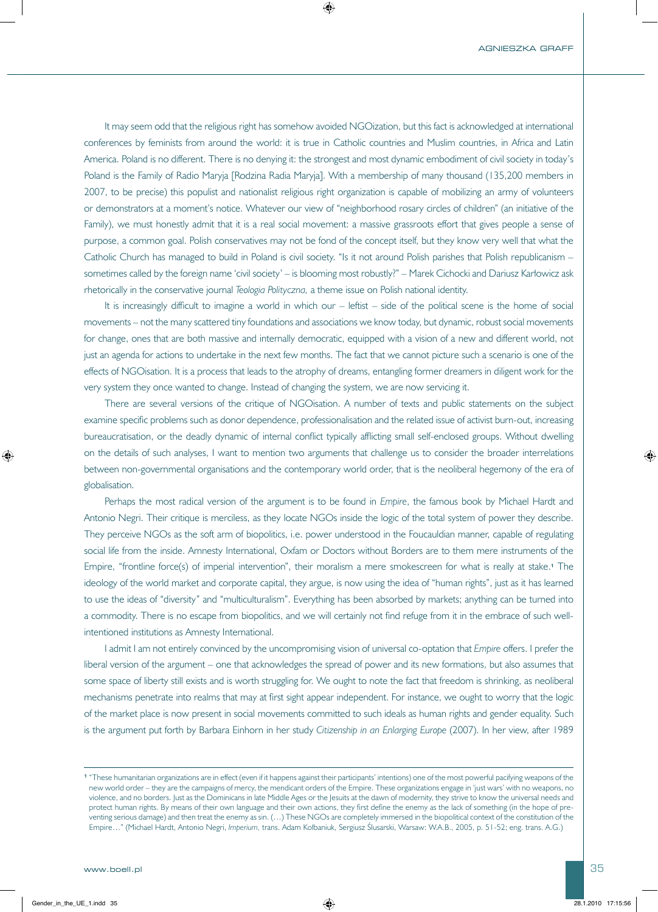It may seem odd that the religious right has somehow avoided NGOization, but this fact is acknowledged at international conferences by feminists from around the world: it is true in Catholic countries and Muslim countries, in Africa and Latin America. Poland is no different. There is no denying it: the strongest and most dynamic embodiment of civil society in today's Poland is the Family of Radio Maryja [Rodzina Radia Maryja]. With a membership of many thousand (135,200 members in 2007, to be precise) this populist and nationalist religious right organization is capable of mobilizing an army of volunteers or demonstrators at a moment's notice. Whatever our view of "neighborhood rosary circles of children" (an initiative of the Family), we must honestly admit that it is a real social movement: a massive grassroots effort that gives people a sense of purpose, a common goal. Polish conservatives may not be fond of the concept itself, but they know very well that what the Catholic Church has managed to build in Poland is civil society. "Is it not around Polish parishes that Polish republicanism – sometimes called by the foreign name 'civil society' – is blooming most robustly?" – Marek Cichocki and Dariusz Karłowicz ask rhetorically in the conservative journal *Teologia Polityczna,* a theme issue on Polish national identity.

It is increasingly difficult to imagine a world in which our – leftist – side of the political scene is the home of social movements – not the many scattered tiny foundations and associations we know today, but dynamic, robust social movements for change, ones that are both massive and internally democratic, equipped with a vision of a new and different world, not just an agenda for actions to undertake in the next few months. The fact that we cannot picture such a scenario is one of the effects of NGOisation. It is a process that leads to the atrophy of dreams, entangling former dreamers in diligent work for the very system they once wanted to change. Instead of changing the system, we are now servicing it.

There are several versions of the critique of NGOisation. A number of texts and public statements on the subject examine specific problems such as donor dependence, professionalisation and the related issue of activist burn-out, increasing bureaucratisation, or the deadly dynamic of internal conflict typically afflicting small self-enclosed groups. Without dwelling on the details of such analyses, I want to mention two arguments that challenge us to consider the broader interrelations between non-governmental organisations and the contemporary world order, that is the neoliberal hegemony of the era of globalisation.

Perhaps the most radical version of the argument is to be found in *Empire*, the famous book by Michael Hardt and Antonio Negri. Their critique is merciless, as they locate NGOs inside the logic of the total system of power they describe. They perceive NGOs as the soft arm of biopolitics, i.e. power understood in the Foucauldian manner, capable of regulating social life from the inside. Amnesty International, Oxfam or Doctors without Borders are to them mere instruments of the Empire, "frontline force(s) of imperial intervention", their moralism a mere smokescreen for what is really at stake.[1] The ideology of the world market and corporate capital, they argue, is now using the idea of "human rights", just as it has learned to use the ideas of "diversity" and "multiculturalism". Everything has been absorbed by markets; anything can be turned into a commodity. There is no escape from biopolitics, and we will certainly not find refuge from it in the embrace of such well-intentioned institutions as Amnesty International.

I admit I am not entirely convinced by the uncompromising vision of universal co-optation that *Empire* offers. I prefer the liberal version of the argument – one that acknowledges the spread of power and its new formations, but also assumes that some space of liberty still exists and is worth struggling for. We ought to note the fact that freedom is shrinking, as neoliberal mechanisms penetrate into realms that may at first sight appear independent. For instance, we ought to worry that the logic of the market place is now present in social movements committed to such ideals as human rights and gender equality. Such is the argument put forth by Barbara Einhorn in her study *Citizenship in an Enlarging Europe* (2007). In her view, after 1989

---

[1] "These humanitarian organizations are in effect (even if it happens against their participants' intentions) one of the most powerful pacifying weapons of the new world order – they are the campaigns of mercy, the mendicant orders of the Empire. These organizations engage in 'just wars' with no weapons, no violence, and no borders. Just as the Dominicans in late Middle Ages or the Jesuits at the dawn of modernity, they strive to know the universal needs and protect human rights. By means of their own language and their own actions, they first define the enemy as the lack of something (in the hope of preventing serious damage) and then treat the enemy as sin. (…) These NGOs are completely immersed in the biopolitical context of the constitution of the Empire…" (Michael Hardt, Antonio Negri, *Imperium,* trans. Adam Kołbaniuk, Sergiusz Ślusarski, Warsaw: W.A.B., 2005, p. 51-52; eng. trans. A.G.)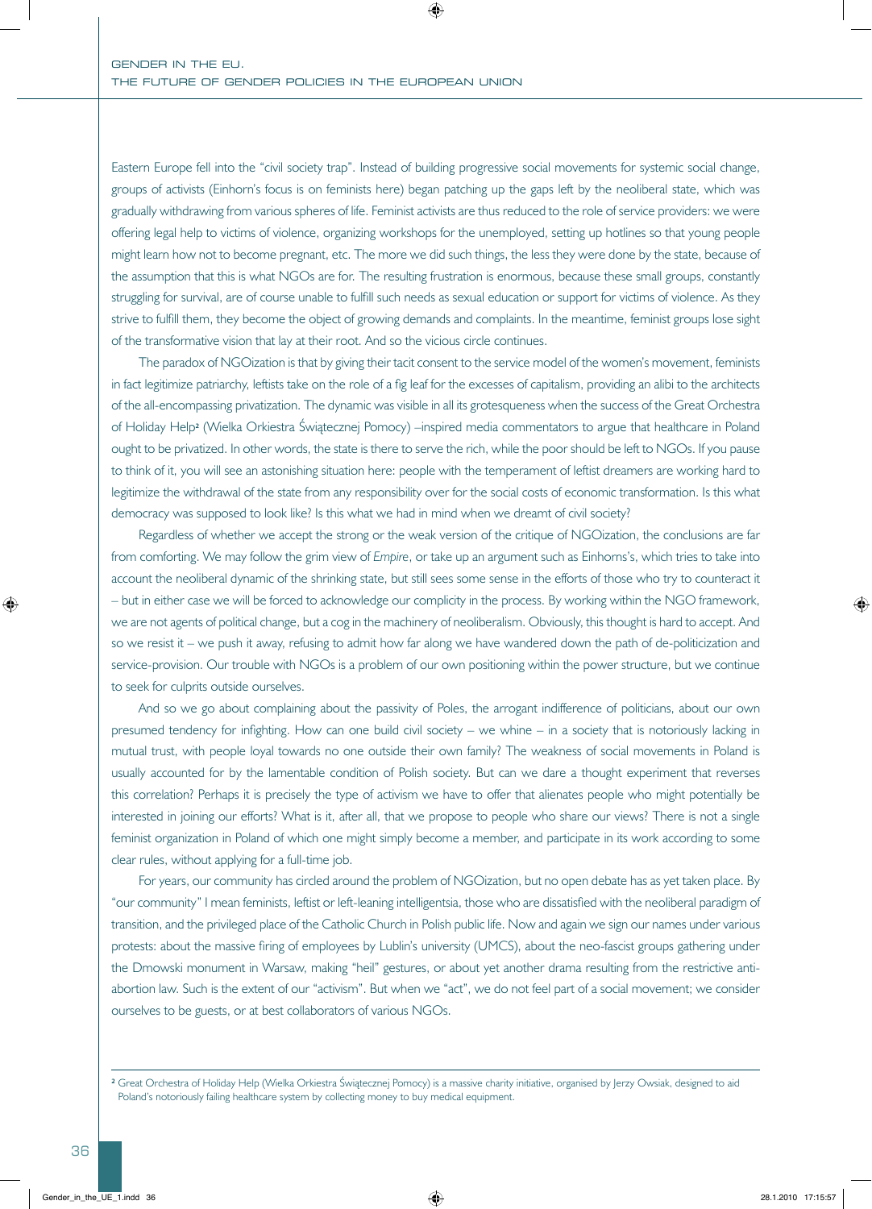Eastern Europe fell into the "civil society trap". Instead of building progressive social movements for systemic social change, groups of activists (Einhorn's focus is on feminists here) began patching up the gaps left by the neoliberal state, which was gradually withdrawing from various spheres of life. Feminist activists are thus reduced to the role of service providers: we were offering legal help to victims of violence, organizing workshops for the unemployed, setting up hotlines so that young people might learn how not to become pregnant, etc. The more we did such things, the less they were done by the state, because of the assumption that this is what NGOs are for. The resulting frustration is enormous, because these small groups, constantly struggling for survival, are of course unable to fulfill such needs as sexual education or support for victims of violence. As they strive to fulfill them, they become the object of growing demands and complaints. In the meantime, feminist groups lose sight of the transformative vision that lay at their root. And so the vicious circle continues.

The paradox of NGOization is that by giving their tacit consent to the service model of the women's movement, feminists in fact legitimize patriarchy, leftists take on the role of a fig leaf for the excesses of capitalism, providing an alibi to the architects of the all-encompassing privatization. The dynamic was visible in all its grotesqueness when the success of the Great Orchestra of Holiday Help[2] (Wielka Orkiestra Świątecznej Pomocy) –inspired media commentators to argue that healthcare in Poland ought to be privatized. In other words, the state is there to serve the rich, while the poor should be left to NGOs. If you pause to think of it, you will see an astonishing situation here: people with the temperament of leftist dreamers are working hard to legitimize the withdrawal of the state from any responsibility over for the social costs of economic transformation. Is this what democracy was supposed to look like? Is this what we had in mind when we dreamt of civil society?

Regardless of whether we accept the strong or the weak version of the critique of NGOization, the conclusions are far from comforting. We may follow the grim view of *Empire*, or take up an argument such as Einhorns's, which tries to take into account the neoliberal dynamic of the shrinking state, but still sees some sense in the efforts of those who try to counteract it – but in either case we will be forced to acknowledge our complicity in the process. By working within the NGO framework, we are not agents of political change, but a cog in the machinery of neoliberalism. Obviously, this thought is hard to accept. And so we resist it – we push it away, refusing to admit how far along we have wandered down the path of de-politicization and service-provision. Our trouble with NGOs is a problem of our own positioning within the power structure, but we continue to seek for culprits outside ourselves.

And so we go about complaining about the passivity of Poles, the arrogant indifference of politicians, about our own presumed tendency for infighting. How can one build civil society – we whine – in a society that is notoriously lacking in mutual trust, with people loyal towards no one outside their own family? The weakness of social movements in Poland is usually accounted for by the lamentable condition of Polish society. But can we dare a thought experiment that reverses this correlation? Perhaps it is precisely the type of activism we have to offer that alienates people who might potentially be interested in joining our efforts? What is it, after all, that we propose to people who share our views? There is not a single feminist organization in Poland of which one might simply become a member, and participate in its work according to some clear rules, without applying for a full-time job.

For years, our community has circled around the problem of NGOization, but no open debate has as yet taken place. By "our community" I mean feminists, leftist or left-leaning intelligentsia, those who are dissatisfied with the neoliberal paradigm of transition, and the privileged place of the Catholic Church in Polish public life. Now and again we sign our names under various protests: about the massive firing of employees by Lublin's university (UMCS), about the neo-fascist groups gathering under the Dmowski monument in Warsaw, making "heil" gestures, or about yet another drama resulting from the restrictive anti-abortion law. Such is the extent of our "activism". But when we "act", we do not feel part of a social movement; we consider ourselves to be guests, or at best collaborators of various NGOs.

---

[2] Great Orchestra of Holiday Help (Wielka Orkiestra Świątecznej Pomocy) is a massive charity initiative, organised by Jerzy Owsiak, designed to aid Poland's notoriously failing healthcare system by collecting money to buy medical equipment.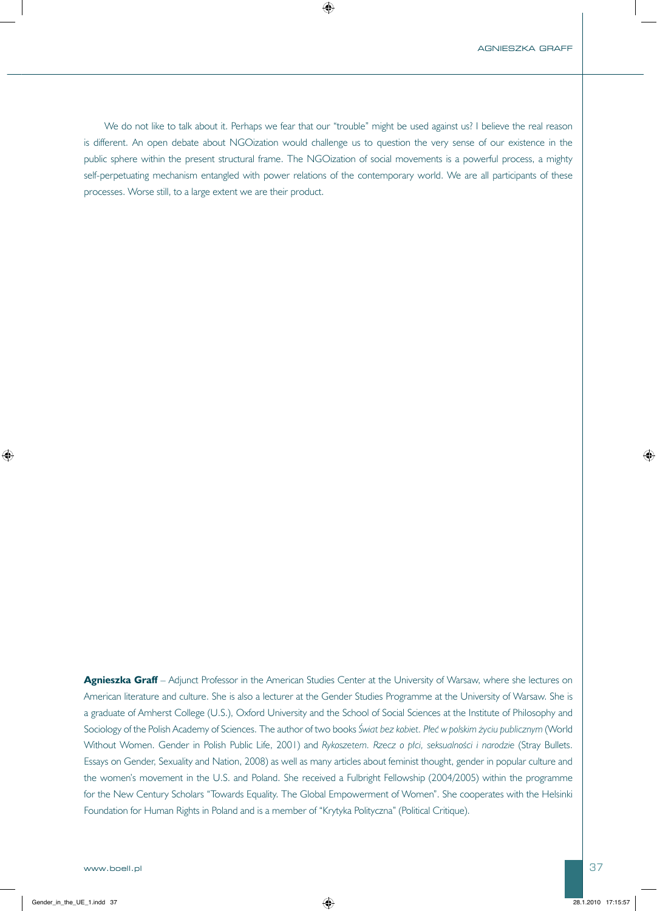We do not like to talk about it. Perhaps we fear that our "trouble" might be used against us? I believe the real reason is different. An open debate about NGOization would challenge us to question the very sense of our existence in the public sphere within the present structural frame. The NGOization of social movements is a powerful process, a mighty self-perpetuating mechanism entangled with power relations of the contemporary world. We are all participants of these processes. Worse still, to a large extent we are their product.

**Agnieszka Graff** – Adjunct Professor in the American Studies Center at the University of Warsaw, where she lectures on American literature and culture. She is also a lecturer at the Gender Studies Programme at the University of Warsaw. She is a graduate of Amherst College (U.S.), Oxford University and the School of Social Sciences at the Institute of Philosophy and Sociology of the Polish Academy of Sciences. The author of two books *Świat bez kobiet. Płeć w polskim życiu publicznym* (World Without Women. Gender in Polish Public Life, 2001) and *Rykoszetem. Rzecz o płci, seksualności i narodzie* (Stray Bullets. Essays on Gender, Sexuality and Nation, 2008) as well as many articles about feminist thought, gender in popular culture and the women's movement in the U.S. and Poland. She received a Fulbright Fellowship (2004/2005) within the programme for the New Century Scholars "Towards Equality. The Global Empowerment of Women". She cooperates with the Helsinki Foundation for Human Rights in Poland and is a member of "Krytyka Polityczna" (Political Critique).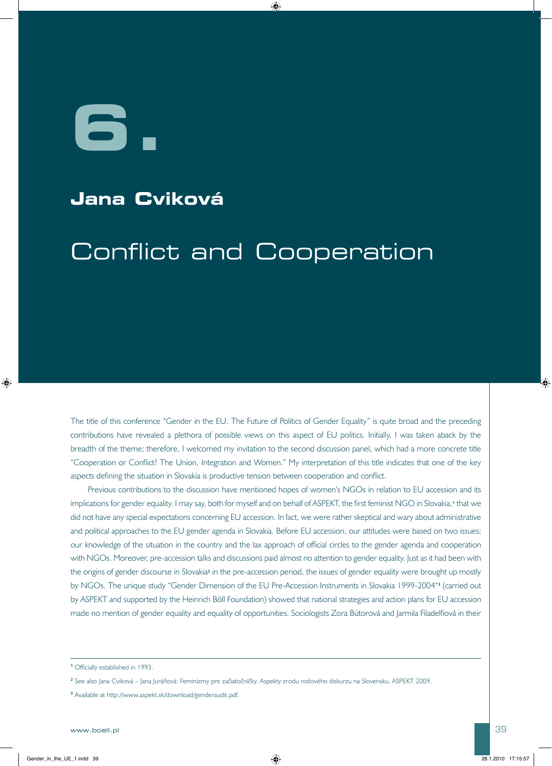# 6.

## Jana Cviková

# Conflict and Cooperation

The title of this conference "Gender in the EU. The Future of Politics of Gender Equality" is quite broad and the preceding contributions have revealed a plethora of possible views on this aspect of EU politics. Initially, I was taken aback by the breadth of the theme; therefore, I welcomed my invitation to the second discussion panel, which had a more concrete title "Cooperation or Conflict? The Union, Integration and Women." My interpretation of this title indicates that one of the key aspects defining the situation in Slovakia is productive tension between cooperation and conflict.

Previous contributions to the discussion have mentioned hopes of women's NGOs in relation to EU accession and its implications for gender equality. I may say, both for myself and on behalf of ASPEKT, the first feminist NGO in Slovakia,[1] that we did not have any special expectations concerning EU accession. In fact, we were rather skeptical and wary about administrative and political approaches to the EU gender agenda in Slovakia. Before EU accession, our attitudes were based on two issues: our knowledge of the situation in the country and the lax approach of official circles to the gender agenda and cooperation with NGOs. Moreover, pre-accession talks and discussions paid almost no attention to gender equality. Just as it had been with the origins of gender discourse in Slovakia[2] in the pre-accession period, the issues of gender equality were brought up mostly by NGOs. The unique study "Gender Dimension of the EU Pre-Accession Instruments in Slovakia 1999-2004"[3] (carried out by ASPEKT and supported by the Heinrich Böll Foundation) showed that national strategies and action plans for EU accession made no mention of gender equality and equality of opportunities. Sociologists Zora Bútorová and Jarmila Filadelfiová in their

---

[1] Officially established in 1993.

[2] See also Jana Cviková – Jana Juráňová: Feminizmy pre začiatočníčky. Aspekty zrodu rodového diskurzu na Slovensku. ASPEKT 2009.

[3] Available at http://www.aspekt.sk/download/genderaudit.pdf.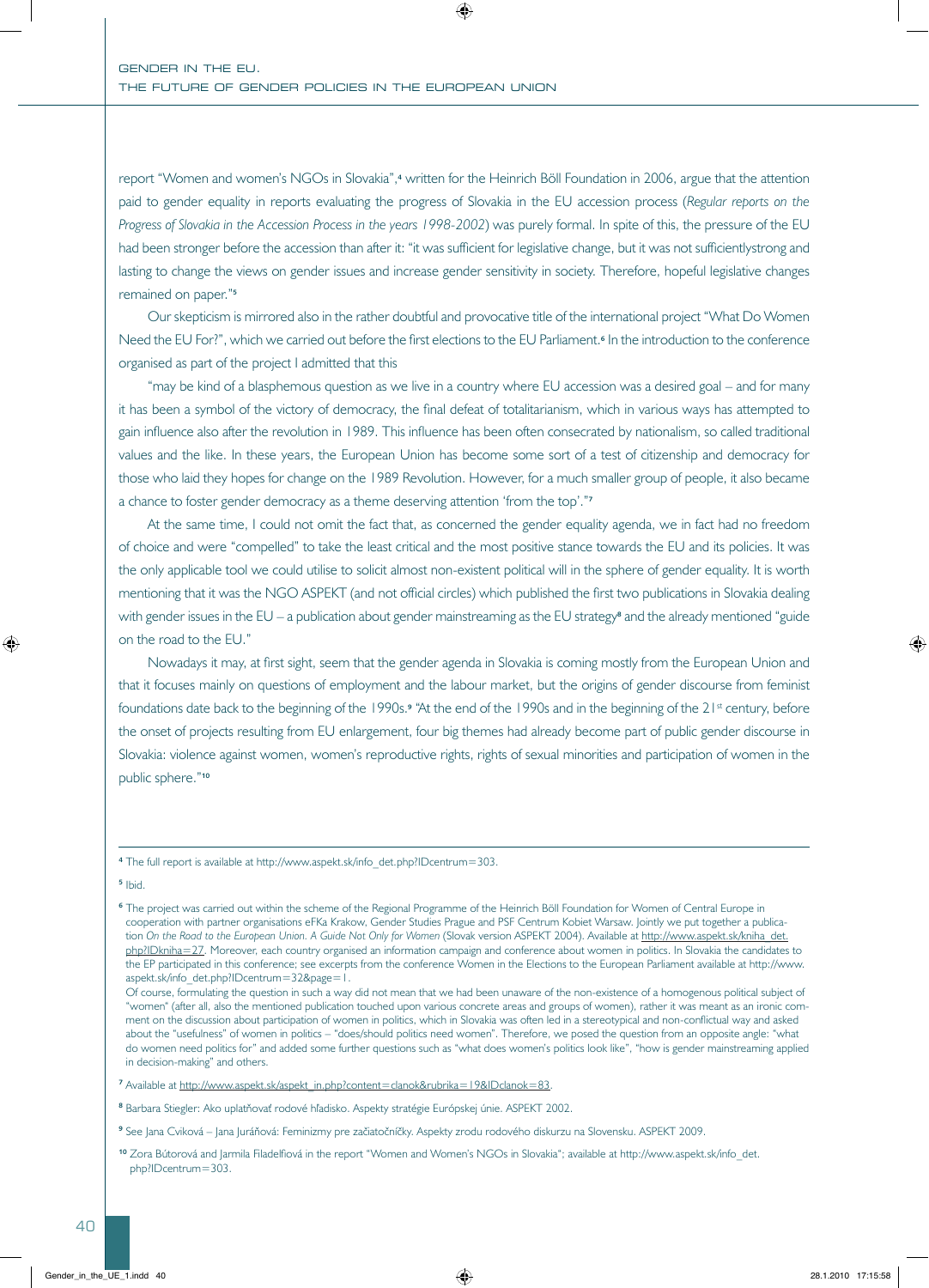report "Women and women's NGOs in Slovakia",[4] written for the Heinrich Böll Foundation in 2006, argue that the attention paid to gender equality in reports evaluating the progress of Slovakia in the EU accession process (*Regular reports on the Progress of Slovakia in the Accession Process in the years 1998-2002*) was purely formal. In spite of this, the pressure of the EU had been stronger before the accession than after it: "it was sufficient for legislative change, but it was not sufficientlystrong and lasting to change the views on gender issues and increase gender sensitivity in society. Therefore, hopeful legislative changes remained on paper."[5]

Our skepticism is mirrored also in the rather doubtful and provocative title of the international project "What Do Women Need the EU For?", which we carried out before the first elections to the EU Parliament.[6] In the introduction to the conference organised as part of the project I admitted that this

"may be kind of a blasphemous question as we live in a country where EU accession was a desired goal – and for many it has been a symbol of the victory of democracy, the final defeat of totalitarianism, which in various ways has attempted to gain influence also after the revolution in 1989. This influence has been often consecrated by nationalism, so called traditional values and the like. In these years, the European Union has become some sort of a test of citizenship and democracy for those who laid they hopes for change on the 1989 Revolution. However, for a much smaller group of people, it also became a chance to foster gender democracy as a theme deserving attention 'from the top'."[7]

At the same time, I could not omit the fact that, as concerned the gender equality agenda, we in fact had no freedom of choice and were "compelled" to take the least critical and the most positive stance towards the EU and its policies. It was the only applicable tool we could utilise to solicit almost non-existent political will in the sphere of gender equality. It is worth mentioning that it was the NGO ASPEKT (and not official circles) which published the first two publications in Slovakia dealing with gender issues in the EU – a publication about gender mainstreaming as the EU strategy[8] and the already mentioned "guide on the road to the EU."

Nowadays it may, at first sight, seem that the gender agenda in Slovakia is coming mostly from the European Union and that it focuses mainly on questions of employment and the labour market, but the origins of gender discourse from feminist foundations date back to the beginning of the 1990s.[9] "At the end of the 1990s and in the beginning of the 21st century, before the onset of projects resulting from EU enlargement, four big themes had already become part of public gender discourse in Slovakia: violence against women, women's reproductive rights, rights of sexual minorities and participation of women in the public sphere."[10]

---

[4] The full report is available at http://www.aspekt.sk/info_det.php?IDcentrum=303.

[5] Ibid.

[6] The project was carried out within the scheme of the Regional Programme of the Heinrich Böll Foundation for Women of Central Europe in cooperation with partner organisations eFKa Krakow, Gender Studies Prague and PSF Centrum Kobiet Warsaw. Jointly we put together a publication *On the Road to the European Union. A Guide Not Only for Women* (Slovak version ASPEKT 2004). Available at http://www.aspekt.sk/kniha_det.php?IDkniha=27. Moreover, each country organised an information campaign and conference about women in politics. In Slovakia the candidates to the EP participated in this conference; see excerpts from the conference Women in the Elections to the European Parliament available at http://www.aspekt.sk/info_det.php?IDcentrum=32&page=1.
Of course, formulating the question in such a way did not mean that we had been unaware of the non-existence of a homogenous political subject of "women" (after all, also the mentioned publication touched upon various concrete areas and groups of women), rather it was meant as an ironic comment on the discussion about participation of women in politics, which in Slovakia was often led in a stereotypical and non-conflictual way and asked about the "usefulness" of women in politics – "does/should politics need women". Therefore, we posed the question from an opposite angle: "what do women need politics for" and added some further questions such as "what does women's politics look like", "how is gender mainstreaming applied in decision-making" and others.

[7] Available at http://www.aspekt.sk/aspekt_in.php?content=clanok&rubrika=19&IDclanok=83.

[8] Barbara Stiegler: Ako uplatňovať rodové hľadisko. Aspekty stratégie Európskej únie. ASPEKT 2002.

[9] See Jana Cviková – Jana Juráňová: Feminizmy pre začiatočníčky. Aspekty zrodu rodového diskurzu na Slovensku. ASPEKT 2009.

[10] Zora Bútorová and Jarmila Filadelfiová in the report "Women and Women's NGOs in Slovakia"; available at http://www.aspekt.sk/info_det.php?IDcentrum=303.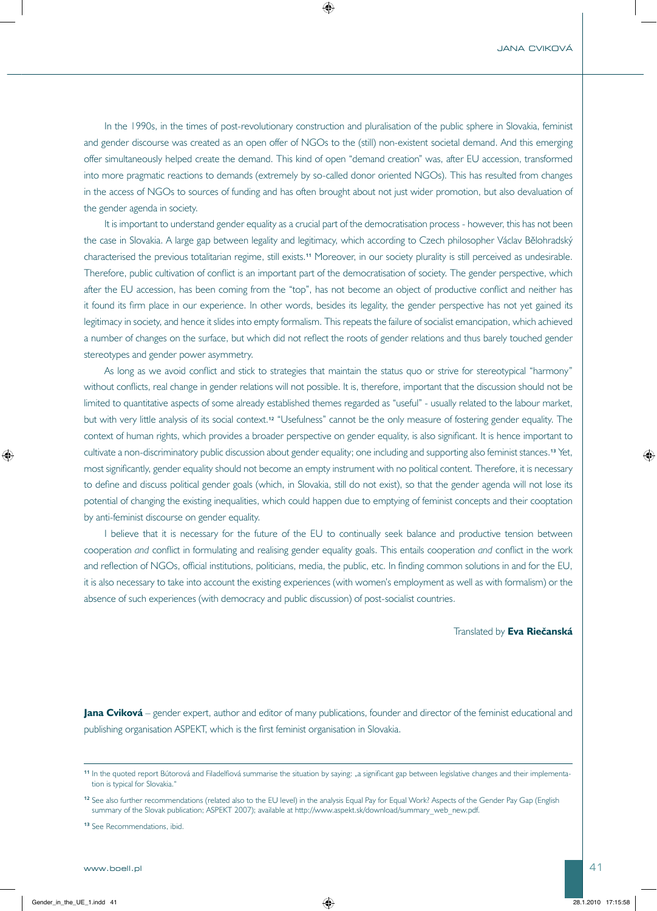In the 1990s, in the times of post-revolutionary construction and pluralisation of the public sphere in Slovakia, feminist and gender discourse was created as an open offer of NGOs to the (still) non-existent societal demand. And this emerging offer simultaneously helped create the demand. This kind of open "demand creation" was, after EU accession, transformed into more pragmatic reactions to demands (extremely by so-called donor oriented NGOs). This has resulted from changes in the access of NGOs to sources of funding and has often brought about not just wider promotion, but also devaluation of the gender agenda in society.

It is important to understand gender equality as a crucial part of the democratisation process - however, this has not been the case in Slovakia. A large gap between legality and legitimacy, which according to Czech philosopher Václav Bělohradský characterised the previous totalitarian regime, still exists.[11] Moreover, in our society plurality is still perceived as undesirable. Therefore, public cultivation of conflict is an important part of the democratisation of society. The gender perspective, which after the EU accession, has been coming from the "top", has not become an object of productive conflict and neither has it found its firm place in our experience. In other words, besides its legality, the gender perspective has not yet gained its legitimacy in society, and hence it slides into empty formalism. This repeats the failure of socialist emancipation, which achieved a number of changes on the surface, but which did not reflect the roots of gender relations and thus barely touched gender stereotypes and gender power asymmetry.

As long as we avoid conflict and stick to strategies that maintain the status quo or strive for stereotypical "harmony" without conflicts, real change in gender relations will not possible. It is, therefore, important that the discussion should not be limited to quantitative aspects of some already established themes regarded as "useful" - usually related to the labour market, but with very little analysis of its social context.[12] "Usefulness" cannot be the only measure of fostering gender equality. The context of human rights, which provides a broader perspective on gender equality, is also significant. It is hence important to cultivate a non-discriminatory public discussion about gender equality; one including and supporting also feminist stances.[13] Yet, most significantly, gender equality should not become an empty instrument with no political content. Therefore, it is necessary to define and discuss political gender goals (which, in Slovakia, still do not exist), so that the gender agenda will not lose its potential of changing the existing inequalities, which could happen due to emptying of feminist concepts and their cooptation by anti-feminist discourse on gender equality.

I believe that it is necessary for the future of the EU to continually seek balance and productive tension between cooperation *and* conflict in formulating and realising gender equality goals. This entails cooperation *and* conflict in the work and reflection of NGOs, official institutions, politicians, media, the public, etc. In finding common solutions in and for the EU, it is also necessary to take into account the existing experiences (with women's employment as well as with formalism) or the absence of such experiences (with democracy and public discussion) of post-socialist countries.

Translated by **Eva Riečanská**

**Jana Cviková** – gender expert, author and editor of many publications, founder and director of the feminist educational and publishing organisation ASPEKT, which is the first feminist organisation in Slovakia.

---

[11] In the quoted report Bútorová and Filadelfiová summarise the situation by saying: „a significant gap between legislative changes and their implementation is typical for Slovakia."

[12] See also further recommendations (related also to the EU level) in the analysis Equal Pay for Equal Work? Aspects of the Gender Pay Gap (English summary of the Slovak publication; ASPEKT 2007); available at http://www.aspekt.sk/download/summary_web_new.pdf.

[13] See Recommendations, ibid.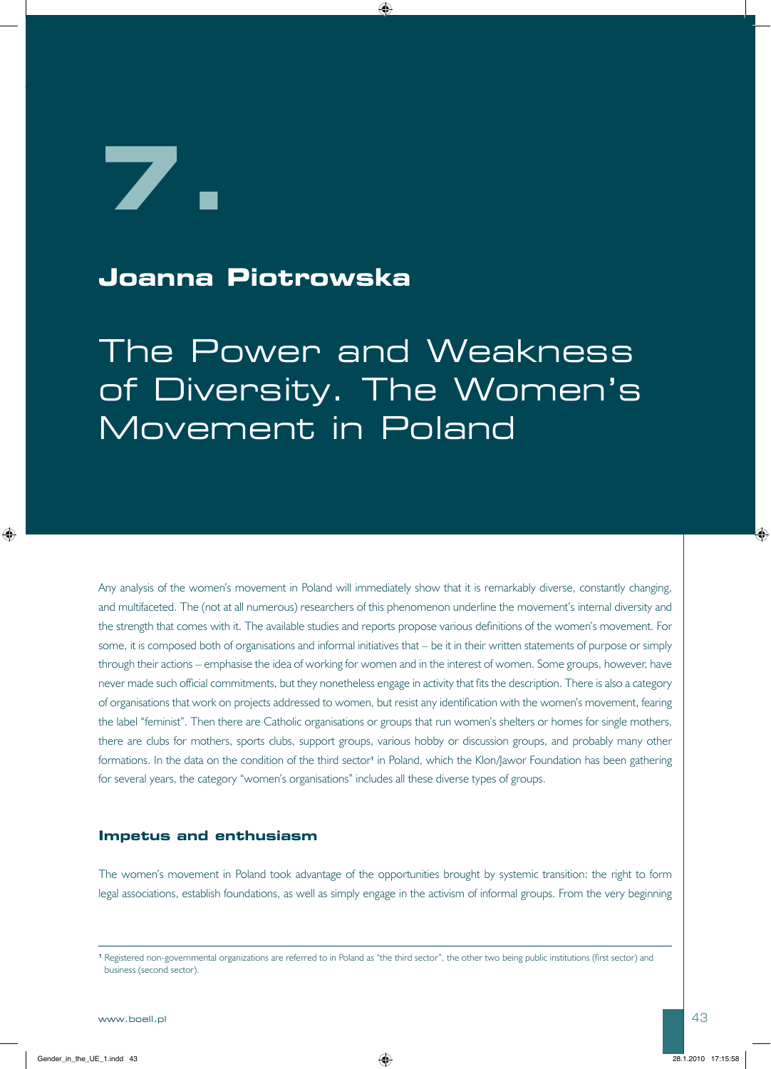# 7.

## Joanna Piotrowska

# The Power and Weakness of Diversity. The Women's Movement in Poland

Any analysis of the women's movement in Poland will immediately show that it is remarkably diverse, constantly changing, and multifaceted. The (not at all numerous) researchers of this phenomenon underline the movement's internal diversity and the strength that comes with it. The available studies and reports propose various definitions of the women's movement. For some, it is composed both of organisations and informal initiatives that – be it in their written statements of purpose or simply through their actions – emphasise the idea of working for women and in the interest of women. Some groups, however, have never made such official commitments, but they nonetheless engage in activity that fits the description. There is also a category of organisations that work on projects addressed to women, but resist any identification with the women's movement, fearing the label "feminist". Then there are Catholic organisations or groups that run women's shelters or homes for single mothers, there are clubs for mothers, sports clubs, support groups, various hobby or discussion groups, and probably many other formations. In the data on the condition of the third sector[1] in Poland, which the Klon/Jawor Foundation has been gathering for several years, the category "women's organisations" includes all these diverse types of groups.

### Impetus and enthusiasm

The women's movement in Poland took advantage of the opportunities brought by systemic transition: the right to form legal associations, establish foundations, as well as simply engage in the activism of informal groups. From the very beginning

[1] Registered non-governmental organizations are referred to in Poland as "the third sector", the other two being public institutions (first sector) and business (second sector).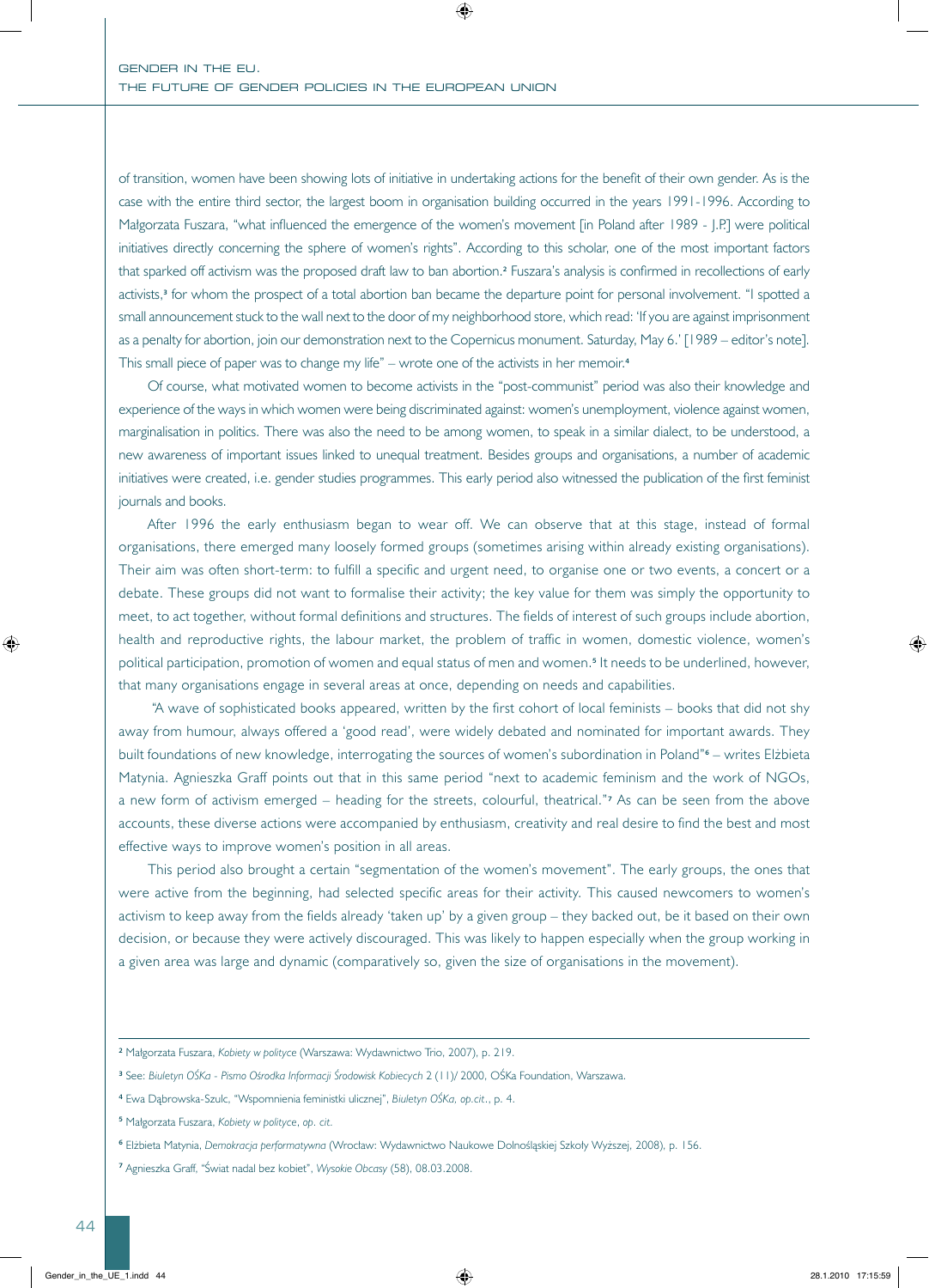of transition, women have been showing lots of initiative in undertaking actions for the benefit of their own gender. As is the case with the entire third sector, the largest boom in organisation building occurred in the years 1991-1996. According to Małgorzata Fuszara, "what influenced the emergence of the women's movement [in Poland after 1989 - J.P.] were political initiatives directly concerning the sphere of women's rights". According to this scholar, one of the most important factors that sparked off activism was the proposed draft law to ban abortion.[2] Fuszara's analysis is confirmed in recollections of early activists,[3] for whom the prospect of a total abortion ban became the departure point for personal involvement. "I spotted a small announcement stuck to the wall next to the door of my neighborhood store, which read: 'If you are against imprisonment as a penalty for abortion, join our demonstration next to the Copernicus monument. Saturday, May 6.' [1989 – editor's note]. This small piece of paper was to change my life" – wrote one of the activists in her memoir.[4]

Of course, what motivated women to become activists in the "post-communist" period was also their knowledge and experience of the ways in which women were being discriminated against: women's unemployment, violence against women, marginalisation in politics. There was also the need to be among women, to speak in a similar dialect, to be understood, a new awareness of important issues linked to unequal treatment. Besides groups and organisations, a number of academic initiatives were created, i.e. gender studies programmes. This early period also witnessed the publication of the first feminist journals and books.

After 1996 the early enthusiasm began to wear off. We can observe that at this stage, instead of formal organisations, there emerged many loosely formed groups (sometimes arising within already existing organisations). Their aim was often short-term: to fulfill a specific and urgent need, to organise one or two events, a concert or a debate. These groups did not want to formalise their activity; the key value for them was simply the opportunity to meet, to act together, without formal definitions and structures. The fields of interest of such groups include abortion, health and reproductive rights, the labour market, the problem of traffic in women, domestic violence, women's political participation, promotion of women and equal status of men and women.[5] It needs to be underlined, however, that many organisations engage in several areas at once, depending on needs and capabilities.

"A wave of sophisticated books appeared, written by the first cohort of local feminists – books that did not shy away from humour, always offered a 'good read', were widely debated and nominated for important awards. They built foundations of new knowledge, interrogating the sources of women's subordination in Poland"[6] – writes Elżbieta Matynia. Agnieszka Graff points out that in this same period "next to academic feminism and the work of NGOs, a new form of activism emerged – heading for the streets, colourful, theatrical."[7] As can be seen from the above accounts, these diverse actions were accompanied by enthusiasm, creativity and real desire to find the best and most effective ways to improve women's position in all areas.

This period also brought a certain "segmentation of the women's movement". The early groups, the ones that were active from the beginning, had selected specific areas for their activity. This caused newcomers to women's activism to keep away from the fields already 'taken up' by a given group – they backed out, be it based on their own decision, or because they were actively discouraged. This was likely to happen especially when the group working in a given area was large and dynamic (comparatively so, given the size of organisations in the movement).

---

[2] Małgorzata Fuszara, *Kobiety w polityce* (Warszawa: Wydawnictwo Trio, 2007), p. 219.

[3] See: *Biuletyn OŚKa - Pismo Ośrodka Informacji Środowisk Kobiecych* 2 (11)/ 2000, OŚKa Foundation, Warszawa.

[4] Ewa Dąbrowska-Szulc, "Wspomnienia feministki ulicznej", *Biuletyn OŚKa, op.cit.*, p. 4.

[5] Małgorzata Fuszara, *Kobiety w polityce*, *op. cit.*

[6] Elżbieta Matynia, *Demokracja performatywna* (Wrocław: Wydawnictwo Naukowe Dolnośląskiej Szkoły Wyższej, 2008), p. 156.

[7] Agnieszka Graff, "Świat nadal bez kobiet", *Wysokie Obcasy* (58), 08.03.2008.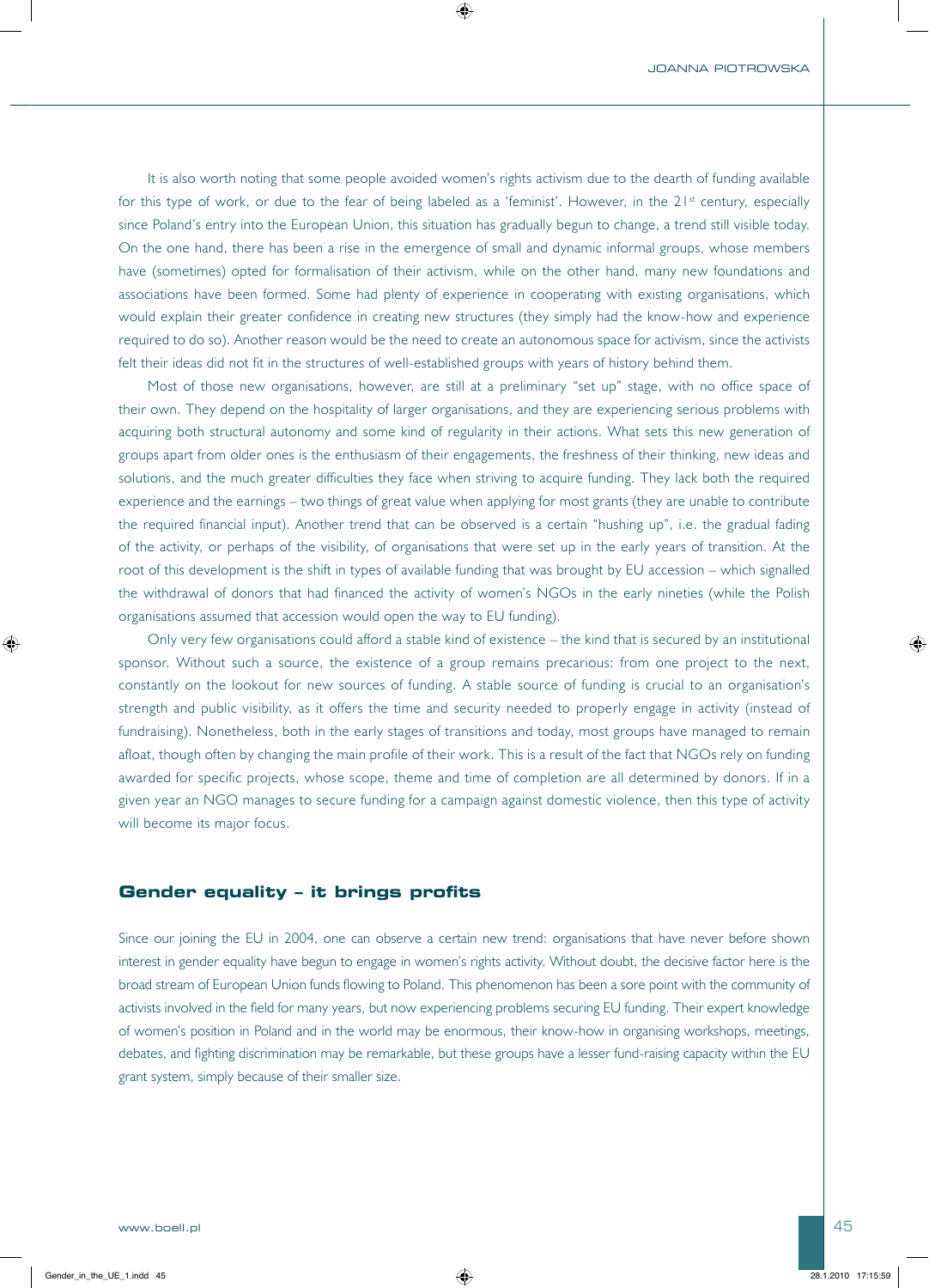It is also worth noting that some people avoided women's rights activism due to the dearth of funding available for this type of work, or due to the fear of being labeled as a 'feminist'. However, in the 21st century, especially since Poland's entry into the European Union, this situation has gradually begun to change, a trend still visible today. On the one hand, there has been a rise in the emergence of small and dynamic informal groups, whose members have (sometimes) opted for formalisation of their activism, while on the other hand, many new foundations and associations have been formed. Some had plenty of experience in cooperating with existing organisations, which would explain their greater confidence in creating new structures (they simply had the know-how and experience required to do so). Another reason would be the need to create an autonomous space for activism, since the activists felt their ideas did not fit in the structures of well-established groups with years of history behind them.

Most of those new organisations, however, are still at a preliminary "set up" stage, with no office space of their own. They depend on the hospitality of larger organisations, and they are experiencing serious problems with acquiring both structural autonomy and some kind of regularity in their actions. What sets this new generation of groups apart from older ones is the enthusiasm of their engagements, the freshness of their thinking, new ideas and solutions, and the much greater difficulties they face when striving to acquire funding. They lack both the required experience and the earnings – two things of great value when applying for most grants (they are unable to contribute the required financial input). Another trend that can be observed is a certain "hushing up", i.e. the gradual fading of the activity, or perhaps of the visibility, of organisations that were set up in the early years of transition. At the root of this development is the shift in types of available funding that was brought by EU accession – which signalled the withdrawal of donors that had financed the activity of women's NGOs in the early nineties (while the Polish organisations assumed that accession would open the way to EU funding).

Only very few organisations could afford a stable kind of existence – the kind that is secured by an institutional sponsor. Without such a source, the existence of a group remains precarious: from one project to the next, constantly on the lookout for new sources of funding. A stable source of funding is crucial to an organisation's strength and public visibility, as it offers the time and security needed to properly engage in activity (instead of fundraising). Nonetheless, both in the early stages of transitions and today, most groups have managed to remain afloat, though often by changing the main profile of their work. This is a result of the fact that NGOs rely on funding awarded for specific projects, whose scope, theme and time of completion are all determined by donors. If in a given year an NGO manages to secure funding for a campaign against domestic violence, then this type of activity will become its major focus.

## Gender equality – it brings profits

Since our joining the EU in 2004, one can observe a certain new trend: organisations that have never before shown interest in gender equality have begun to engage in women's rights activity. Without doubt, the decisive factor here is the broad stream of European Union funds flowing to Poland. This phenomenon has been a sore point with the community of activists involved in the field for many years, but now experiencing problems securing EU funding. Their expert knowledge of women's position in Poland and in the world may be enormous, their know-how in organising workshops, meetings, debates, and fighting discrimination may be remarkable, but these groups have a lesser fund-raising capacity within the EU grant system, simply because of their smaller size.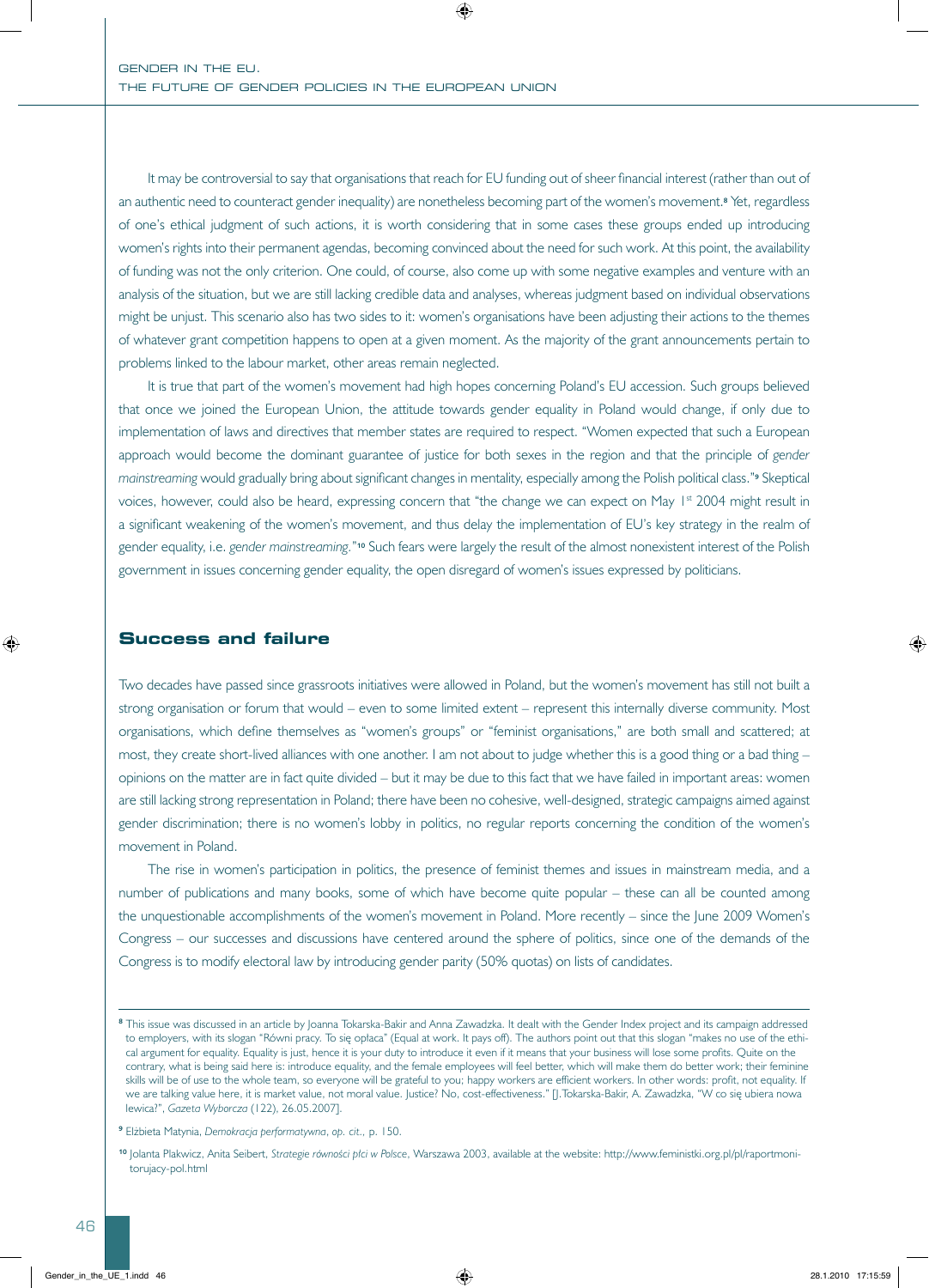It may be controversial to say that organisations that reach for EU funding out of sheer financial interest (rather than out of an authentic need to counteract gender inequality) are nonetheless becoming part of the women's movement.[8] Yet, regardless of one's ethical judgment of such actions, it is worth considering that in some cases these groups ended up introducing women's rights into their permanent agendas, becoming convinced about the need for such work. At this point, the availability of funding was not the only criterion. One could, of course, also come up with some negative examples and venture with an analysis of the situation, but we are still lacking credible data and analyses, whereas judgment based on individual observations might be unjust. This scenario also has two sides to it: women's organisations have been adjusting their actions to the themes of whatever grant competition happens to open at a given moment. As the majority of the grant announcements pertain to problems linked to the labour market, other areas remain neglected.

It is true that part of the women's movement had high hopes concerning Poland's EU accession. Such groups believed that once we joined the European Union, the attitude towards gender equality in Poland would change, if only due to implementation of laws and directives that member states are required to respect. "Women expected that such a European approach would become the dominant guarantee of justice for both sexes in the region and that the principle of *gender mainstreaming* would gradually bring about significant changes in mentality, especially among the Polish political class."[9] Skeptical voices, however, could also be heard, expressing concern that "the change we can expect on May 1st 2004 might result in a significant weakening of the women's movement, and thus delay the implementation of EU's key strategy in the realm of gender equality, i.e. *gender mainstreaming*."[10] Such fears were largely the result of the almost nonexistent interest of the Polish government in issues concerning gender equality, the open disregard of women's issues expressed by politicians.

## Success and failure

Two decades have passed since grassroots initiatives were allowed in Poland, but the women's movement has still not built a strong organisation or forum that would – even to some limited extent – represent this internally diverse community. Most organisations, which define themselves as "women's groups" or "feminist organisations," are both small and scattered; at most, they create short-lived alliances with one another. I am not about to judge whether this is a good thing or a bad thing – opinions on the matter are in fact quite divided – but it may be due to this fact that we have failed in important areas: women are still lacking strong representation in Poland; there have been no cohesive, well-designed, strategic campaigns aimed against gender discrimination; there is no women's lobby in politics, no regular reports concerning the condition of the women's movement in Poland.

The rise in women's participation in politics, the presence of feminist themes and issues in mainstream media, and a number of publications and many books, some of which have become quite popular – these can all be counted among the unquestionable accomplishments of the women's movement in Poland. More recently – since the June 2009 Women's Congress – our successes and discussions have centered around the sphere of politics, since one of the demands of the Congress is to modify electoral law by introducing gender parity (50% quotas) on lists of candidates.

---

[8] This issue was discussed in an article by Joanna Tokarska-Bakir and Anna Zawadzka. It dealt with the Gender Index project and its campaign addressed to employers, with its slogan "Równi pracy. To się opłaca" (Equal at work. It pays off). The authors point out that this slogan "makes no use of the ethical argument for equality. Equality is just, hence it is your duty to introduce it even if it means that your business will lose some profits. Quite on the contrary, what is being said here is: introduce equality, and the female employees will feel better, which will make them do better work; their feminine skills will be of use to the whole team, so everyone will be grateful to you; happy workers are efficient workers. In other words: profit, not equality. If we are talking value here, it is market value, not moral value. Justice? No, cost-effectiveness." [J. Tokarska-Bakir, A. Zawadzka, "W co się ubiera nowa lewica?", *Gazeta Wyborcza* (122), 26.05.2007].

[9] Elżbieta Matynia, *Demokracja performatywna*, *op. cit.*, p. 150.

[10] Jolanta Plakwicz, Anita Seibert, *Strategie równości płci w Polsce*, Warszawa 2003, available at the website: http://www.feministki.org.pl/pl/raportmonitorujacy-pol.html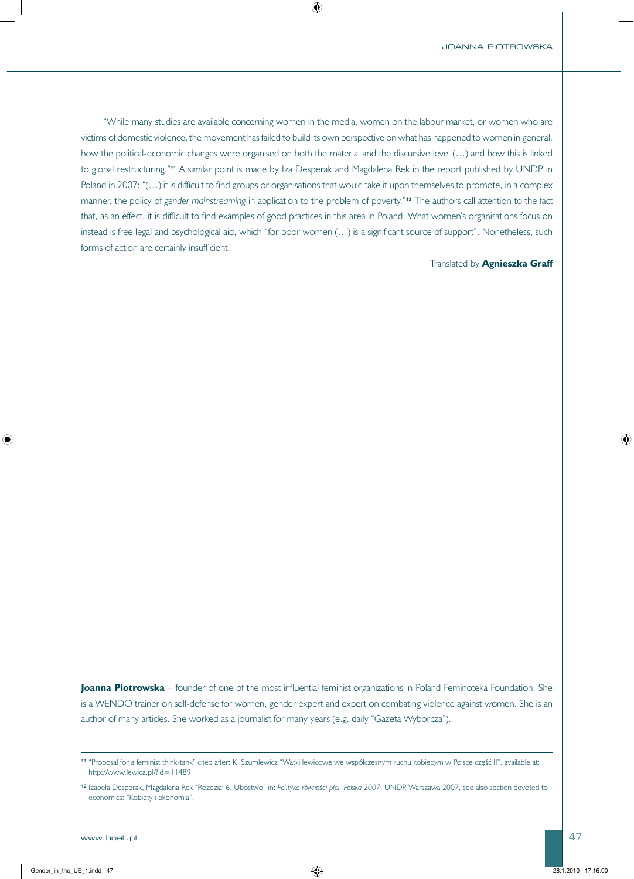"While many studies are available concerning women in the media, women on the labour market, or women who are victims of domestic violence, the movement has failed to build its own perspective on what has happened to women in general, how the political-economic changes were organised on both the material and the discursive level (…) and how this is linked to global restructuring."[11] A similar point is made by Iza Desperak and Magdalena Rek in the report published by UNDP in Poland in 2007: "(…) it is difficult to find groups or organisations that would take it upon themselves to promote, in a complex manner, the policy of *gender mainstreaming* in application to the problem of poverty."[12] The authors call attention to the fact that, as an effect, it is difficult to find examples of good practices in this area in Poland. What women's organisations focus on instead is free legal and psychological aid, which "for poor women (…) is a significant source of support". Nonetheless, such forms of action are certainly insufficient.

Translated by **Agnieszka Graff**

**Joanna Piotrowska** – founder of one of the most influential feminist organizations in Poland Feminoteka Foundation. She is a WENDO trainer on self-defense for women, gender expert and expert on combating violence against women. She is an author of many articles. She worked as a journalist for many years (e.g. daily "Gazeta Wyborcza").

[11] "Proposal for a feminist think-tank" cited after: K. Szumlewicz "Wątki lewicowe we współczesnym ruchu kobiecym w Polsce część II", available at: http://www.lewica.pl/?id=11489

[12] Izabela Desperak, Magdalena Rek "Rozdział 6. Ubóstwo" in: *Polityka równości płci. Polska 2007*, UNDP, Warszawa 2007, see also section devoted to economics: "Kobiety i ekonomia".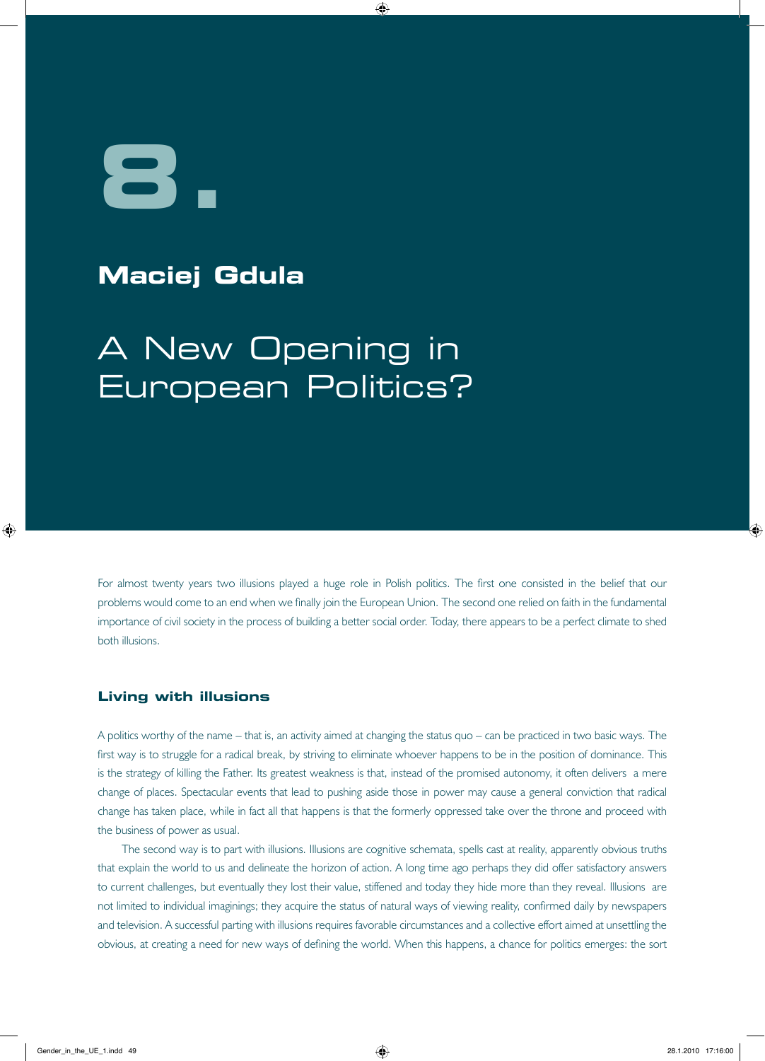# 8.

## Maciej Gdula

# A New Opening in European Politics?

For almost twenty years two illusions played a huge role in Polish politics. The first one consisted in the belief that our problems would come to an end when we finally join the European Union. The second one relied on faith in the fundamental importance of civil society in the process of building a better social order. Today, there appears to be a perfect climate to shed both illusions.

### Living with illusions

A politics worthy of the name – that is, an activity aimed at changing the status quo – can be practiced in two basic ways. The first way is to struggle for a radical break, by striving to eliminate whoever happens to be in the position of dominance. This is the strategy of killing the Father. Its greatest weakness is that, instead of the promised autonomy, it often delivers a mere change of places. Spectacular events that lead to pushing aside those in power may cause a general conviction that radical change has taken place, while in fact all that happens is that the formerly oppressed take over the throne and proceed with the business of power as usual.

The second way is to part with illusions. Illusions are cognitive schemata, spells cast at reality, apparently obvious truths that explain the world to us and delineate the horizon of action. A long time ago perhaps they did offer satisfactory answers to current challenges, but eventually they lost their value, stiffened and today they hide more than they reveal. Illusions are not limited to individual imaginings; they acquire the status of natural ways of viewing reality, confirmed daily by newspapers and television. A successful parting with illusions requires favorable circumstances and a collective effort aimed at unsettling the obvious, at creating a need for new ways of defining the world. When this happens, a chance for politics emerges: the sort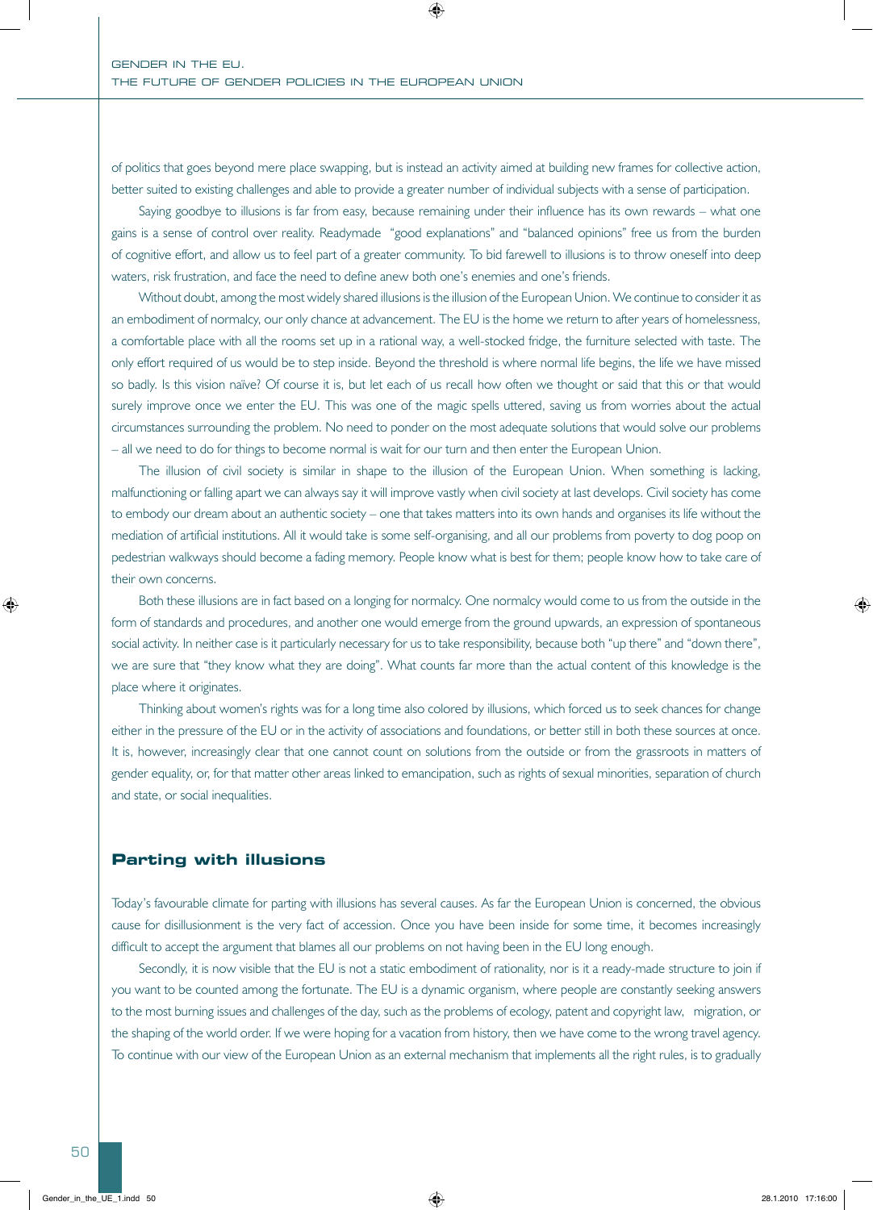of politics that goes beyond mere place swapping, but is instead an activity aimed at building new frames for collective action, better suited to existing challenges and able to provide a greater number of individual subjects with a sense of participation.

Saying goodbye to illusions is far from easy, because remaining under their influence has its own rewards – what one gains is a sense of control over reality. Readymade "good explanations" and "balanced opinions" free us from the burden of cognitive effort, and allow us to feel part of a greater community. To bid farewell to illusions is to throw oneself into deep waters, risk frustration, and face the need to define anew both one's enemies and one's friends.

Without doubt, among the most widely shared illusions is the illusion of the European Union. We continue to consider it as an embodiment of normalcy, our only chance at advancement. The EU is the home we return to after years of homelessness, a comfortable place with all the rooms set up in a rational way, a well-stocked fridge, the furniture selected with taste. The only effort required of us would be to step inside. Beyond the threshold is where normal life begins, the life we have missed so badly. Is this vision naïve? Of course it is, but let each of us recall how often we thought or said that this or that would surely improve once we enter the EU. This was one of the magic spells uttered, saving us from worries about the actual circumstances surrounding the problem. No need to ponder on the most adequate solutions that would solve our problems – all we need to do for things to become normal is wait for our turn and then enter the European Union.

The illusion of civil society is similar in shape to the illusion of the European Union. When something is lacking, malfunctioning or falling apart we can always say it will improve vastly when civil society at last develops. Civil society has come to embody our dream about an authentic society – one that takes matters into its own hands and organises its life without the mediation of artificial institutions. All it would take is some self-organising, and all our problems from poverty to dog poop on pedestrian walkways should become a fading memory. People know what is best for them; people know how to take care of their own concerns.

Both these illusions are in fact based on a longing for normalcy. One normalcy would come to us from the outside in the form of standards and procedures, and another one would emerge from the ground upwards, an expression of spontaneous social activity. In neither case is it particularly necessary for us to take responsibility, because both "up there" and "down there", we are sure that "they know what they are doing". What counts far more than the actual content of this knowledge is the place where it originates.

Thinking about women's rights was for a long time also colored by illusions, which forced us to seek chances for change either in the pressure of the EU or in the activity of associations and foundations, or better still in both these sources at once. It is, however, increasingly clear that one cannot count on solutions from the outside or from the grassroots in matters of gender equality, or, for that matter other areas linked to emancipation, such as rights of sexual minorities, separation of church and state, or social inequalities.

## Parting with illusions

Today's favourable climate for parting with illusions has several causes. As far the European Union is concerned, the obvious cause for disillusionment is the very fact of accession. Once you have been inside for some time, it becomes increasingly difficult to accept the argument that blames all our problems on not having been in the EU long enough.

Secondly, it is now visible that the EU is not a static embodiment of rationality, nor is it a ready-made structure to join if you want to be counted among the fortunate. The EU is a dynamic organism, where people are constantly seeking answers to the most burning issues and challenges of the day, such as the problems of ecology, patent and copyright law, migration, or the shaping of the world order. If we were hoping for a vacation from history, then we have come to the wrong travel agency. To continue with our view of the European Union as an external mechanism that implements all the right rules, is to gradually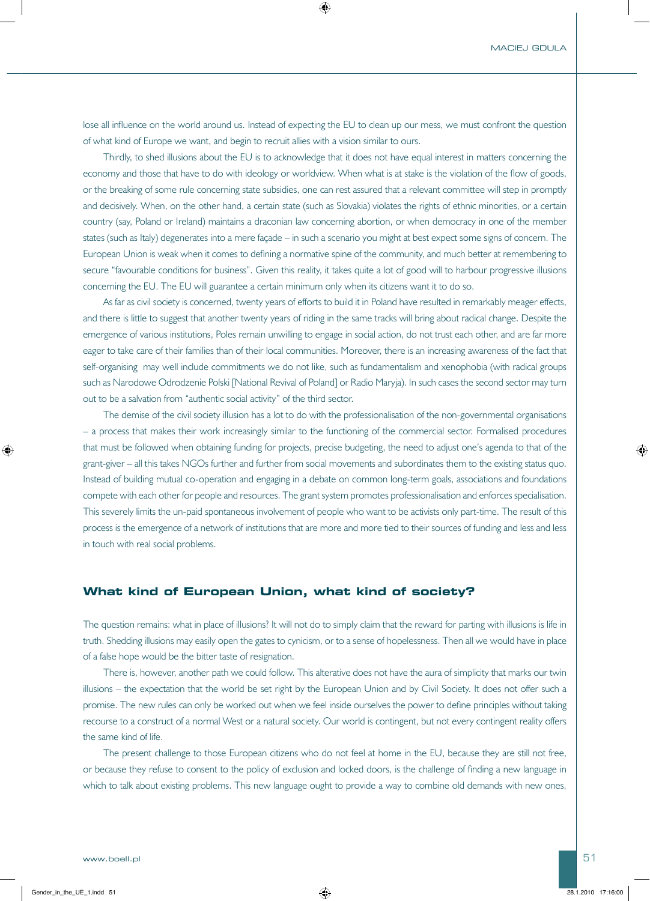lose all influence on the world around us. Instead of expecting the EU to clean up our mess, we must confront the question of what kind of Europe we want, and begin to recruit allies with a vision similar to ours.

Thirdly, to shed illusions about the EU is to acknowledge that it does not have equal interest in matters concerning the economy and those that have to do with ideology or worldview. When what is at stake is the violation of the flow of goods, or the breaking of some rule concerning state subsidies, one can rest assured that a relevant committee will step in promptly and decisively. When, on the other hand, a certain state (such as Slovakia) violates the rights of ethnic minorities, or a certain country (say, Poland or Ireland) maintains a draconian law concerning abortion, or when democracy in one of the member states (such as Italy) degenerates into a mere façade – in such a scenario you might at best expect some signs of concern. The European Union is weak when it comes to defining a normative spine of the community, and much better at remembering to secure "favourable conditions for business". Given this reality, it takes quite a lot of good will to harbour progressive illusions concerning the EU. The EU will guarantee a certain minimum only when its citizens want it to do so.

As far as civil society is concerned, twenty years of efforts to build it in Poland have resulted in remarkably meager effects, and there is little to suggest that another twenty years of riding in the same tracks will bring about radical change. Despite the emergence of various institutions, Poles remain unwilling to engage in social action, do not trust each other, and are far more eager to take care of their families than of their local communities. Moreover, there is an increasing awareness of the fact that self-organising may well include commitments we do not like, such as fundamentalism and xenophobia (with radical groups such as Narodowe Odrodzenie Polski [National Revival of Poland] or Radio Maryja). In such cases the second sector may turn out to be a salvation from "authentic social activity" of the third sector.

The demise of the civil society illusion has a lot to do with the professionalisation of the non-governmental organisations – a process that makes their work increasingly similar to the functioning of the commercial sector. Formalised procedures that must be followed when obtaining funding for projects, precise budgeting, the need to adjust one's agenda to that of the grant-giver – all this takes NGOs further and further from social movements and subordinates them to the existing status quo. Instead of building mutual co-operation and engaging in a debate on common long-term goals, associations and foundations compete with each other for people and resources. The grant system promotes professionalisation and enforces specialisation. This severely limits the un-paid spontaneous involvement of people who want to be activists only part-time. The result of this process is the emergence of a network of institutions that are more and more tied to their sources of funding and less and less in touch with real social problems.

## What kind of European Union, what kind of society?

The question remains: what in place of illusions? It will not do to simply claim that the reward for parting with illusions is life in truth. Shedding illusions may easily open the gates to cynicism, or to a sense of hopelessness. Then all we would have in place of a false hope would be the bitter taste of resignation.

There is, however, another path we could follow. This alterative does not have the aura of simplicity that marks our twin illusions – the expectation that the world be set right by the European Union and by Civil Society. It does not offer such a promise. The new rules can only be worked out when we feel inside ourselves the power to define principles without taking recourse to a construct of a normal West or a natural society. Our world is contingent, but not every contingent reality offers the same kind of life.

The present challenge to those European citizens who do not feel at home in the EU, because they are still not free, or because they refuse to consent to the policy of exclusion and locked doors, is the challenge of finding a new language in which to talk about existing problems. This new language ought to provide a way to combine old demands with new ones,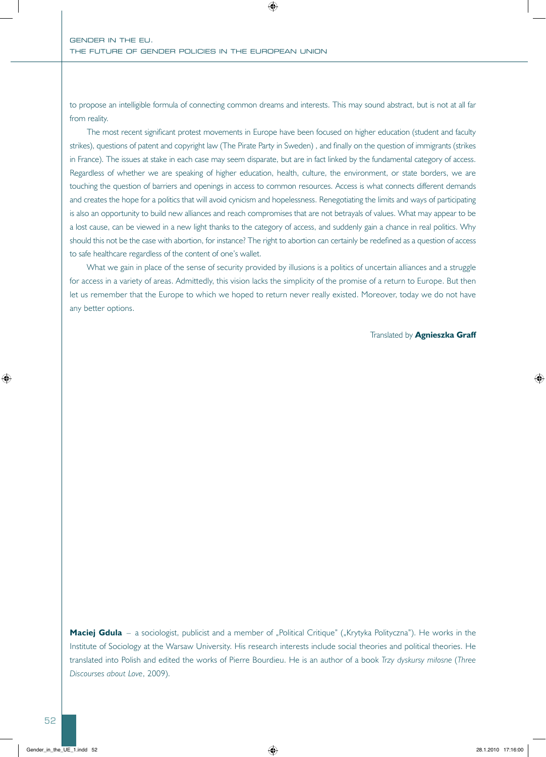to propose an intelligible formula of connecting common dreams and interests. This may sound abstract, but is not at all far from reality.

The most recent significant protest movements in Europe have been focused on higher education (student and faculty strikes), questions of patent and copyright law (The Pirate Party in Sweden) , and finally on the question of immigrants (strikes in France). The issues at stake in each case may seem disparate, but are in fact linked by the fundamental category of access. Regardless of whether we are speaking of higher education, health, culture, the environment, or state borders, we are touching the question of barriers and openings in access to common resources. Access is what connects different demands and creates the hope for a politics that will avoid cynicism and hopelessness. Renegotiating the limits and ways of participating is also an opportunity to build new alliances and reach compromises that are not betrayals of values. What may appear to be a lost cause, can be viewed in a new light thanks to the category of access, and suddenly gain a chance in real politics. Why should this not be the case with abortion, for instance? The right to abortion can certainly be redefined as a question of access to safe healthcare regardless of the content of one's wallet.

What we gain in place of the sense of security provided by illusions is a politics of uncertain alliances and a struggle for access in a variety of areas. Admittedly, this vision lacks the simplicity of the promise of a return to Europe. But then let us remember that the Europe to which we hoped to return never really existed. Moreover, today we do not have any better options.

Translated by **Agnieszka Graff**

**Maciej Gdula** – a sociologist, publicist and a member of „Political Critique" („Krytyka Polityczna"). He works in the Institute of Sociology at the Warsaw University. His research interests include social theories and political theories. He translated into Polish and edited the works of Pierre Bourdieu. He is an author of a book *Trzy dyskursy miłosne* (*Three Discourses about Love*, 2009).